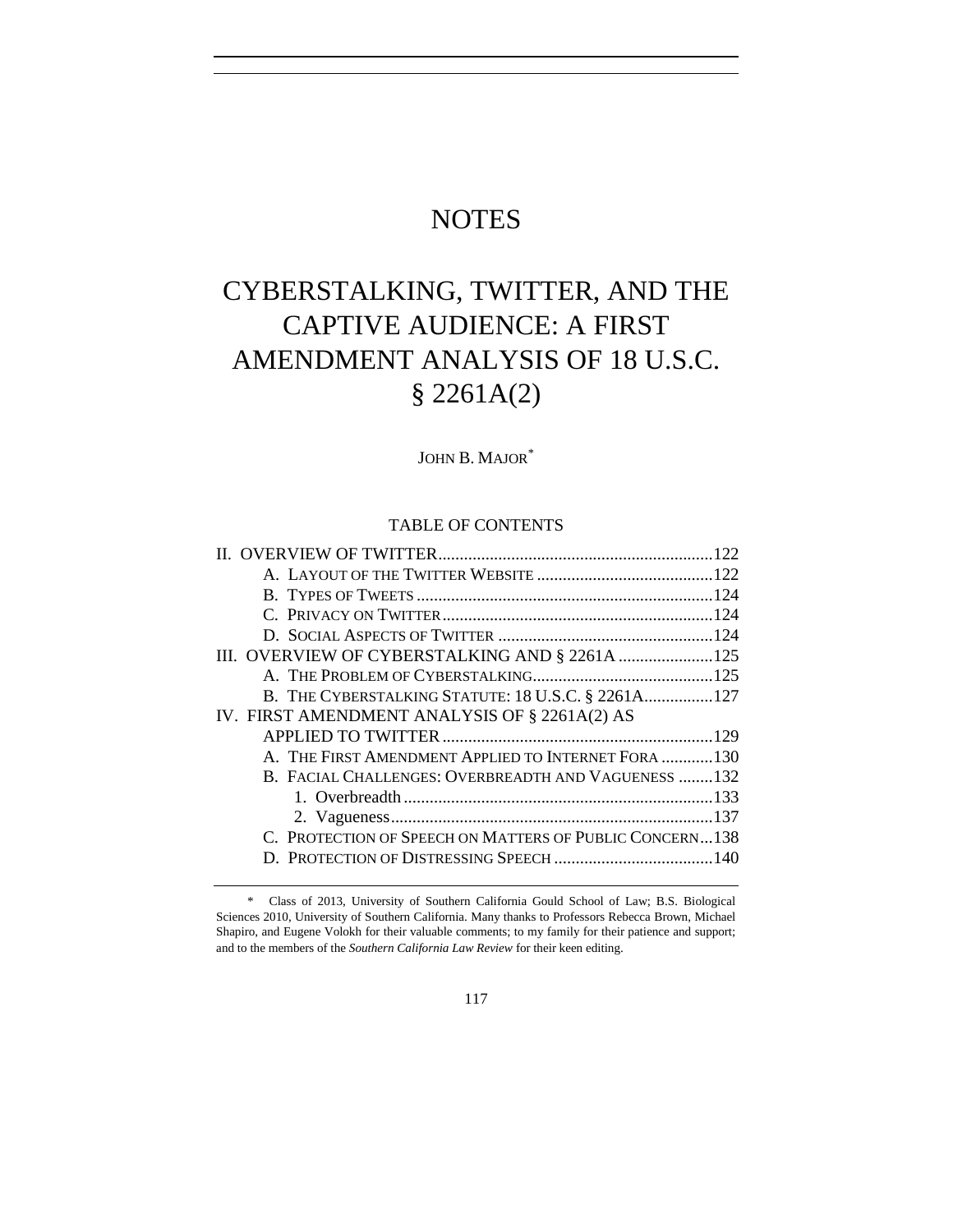# NOTES

# CYBERSTALKING, TWITTER, AND THE CAPTIVE AUDIENCE: A FIRST AMENDMENT ANALYSIS OF 18 U.S.C. § 2261A(2)

JOHN B. MAJOR*

## TABLE OF CONTENTS

II. OVERVIEW OF TWITTER ....................................................................122
- A. LAYOUT OF THE TWITTER WEBSITE ........................................122
- B. TYPES OF TWEETS ....................................................................124
- C. PRIVACY ON TWITTER ..............................................................124
- D. SOCIAL ASPECTS OF TWITTER ..................................................124

III. OVERVIEW OF CYBERSTALKING AND § 2261A ......................125
- A. THE PROBLEM OF CYBERSTALKING .........................................125
- B. THE CYBERSTALKING STATUTE: 18 U.S.C. § 2261A ................127

IV. FIRST AMENDMENT ANALYSIS OF § 2261A(2) AS APPLIED TO TWITTER ....................................................................129
- A. THE FIRST AMENDMENT APPLIED TO INTERNET FORA ............130
- B. FACIAL CHALLENGES: OVERBREADTH AND VAGUENESS ........132
  1. Overbreadth ........................................................................133
  2. Vagueness ...........................................................................137
- C. PROTECTION OF SPEECH ON MATTERS OF PUBLIC CONCERN ...138
- D. PROTECTION OF DISTRESSING SPEECH .....................................140

---

\* Class of 2013, University of Southern California Gould School of Law; B.S. Biological Sciences 2010, University of Southern California. Many thanks to Professors Rebecca Brown, Michael Shapiro, and Eugene Volokh for their valuable comments; to my family for their patience and support; and to the members of the *Southern California Law Review* for their keen editing.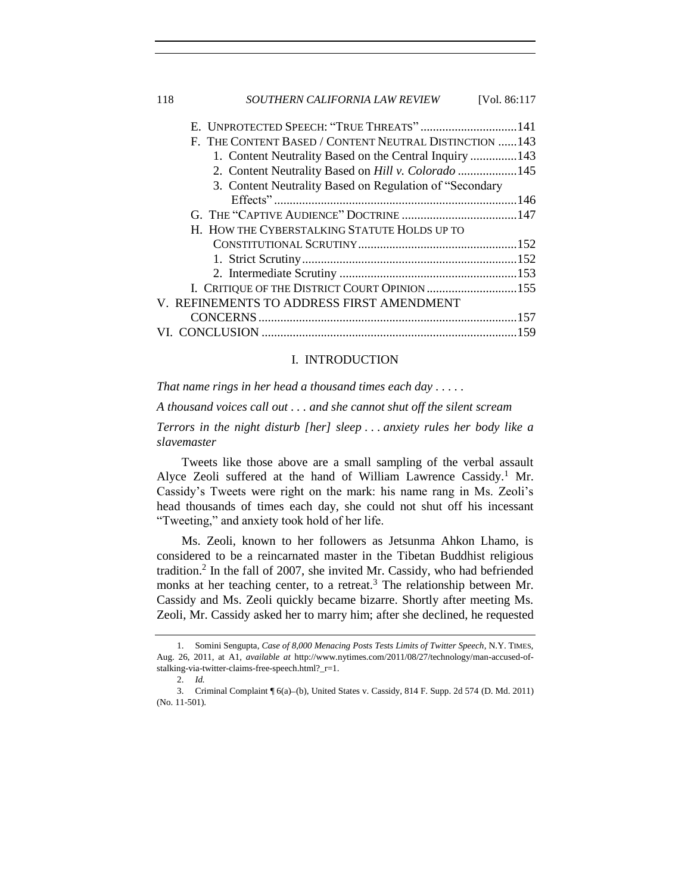E. UNPROTECTED SPEECH: "TRUE THREATS" ....................................141
F. THE CONTENT BASED / CONTENT NEUTRAL DISTINCTION ......143
   1. Content Neutrality Based on the Central Inquiry ...............143
   2. Content Neutrality Based on *Hill v. Colorado* ...................145
   3. Content Neutrality Based on Regulation of "Secondary Effects" ...............................................................................146
G. THE "CAPTIVE AUDIENCE" DOCTRINE .....................................147
H. HOW THE CYBERSTALKING STATUTE HOLDS UP TO CONSTITUTIONAL SCRUTINY...................................................152
   1. Strict Scrutiny.....................................................................152
   2. Intermediate Scrutiny .........................................................153
I. CRITIQUE OF THE DISTRICT COURT OPINION .............................155

V. REFINEMENTS TO ADDRESS FIRST AMENDMENT CONCERNS..................................................................................157

VI. CONCLUSION .................................................................................159

# I. INTRODUCTION

*That name rings in her head a thousand times each day . . . . .*

*A thousand voices call out . . . and she cannot shut off the silent scream*

*Terrors in the night disturb [her] sleep . . . anxiety rules her body like a slavemaster*

Tweets like those above are a small sampling of the verbal assault Alyce Zeoli suffered at the hand of William Lawrence Cassidy.[1] Mr. Cassidy's Tweets were right on the mark: his name rang in Ms. Zeoli's head thousands of times each day, she could not shut off his incessant "Tweeting," and anxiety took hold of her life.

Ms. Zeoli, known to her followers as Jetsunma Ahkon Lhamo, is considered to be a reincarnated master in the Tibetan Buddhist religious tradition.[2] In the fall of 2007, she invited Mr. Cassidy, who had befriended monks at her teaching center, to a retreat.[3] The relationship between Mr. Cassidy and Ms. Zeoli quickly became bizarre. Shortly after meeting Ms. Zeoli, Mr. Cassidy asked her to marry him; after she declined, he requested

1. Somini Sengupta, *Case of 8,000 Menacing Posts Tests Limits of Twitter Speech*, N.Y. TIMES, Aug. 26, 2011, at A1, *available at* http://www.nytimes.com/2011/08/27/technology/man-accused-of-stalking-via-twitter-claims-free-speech.html?_r=1.

2. *Id.*

3. Criminal Complaint ¶ 6(a)–(b), United States v. Cassidy, 814 F. Supp. 2d 574 (D. Md. 2011) (No. 11-501).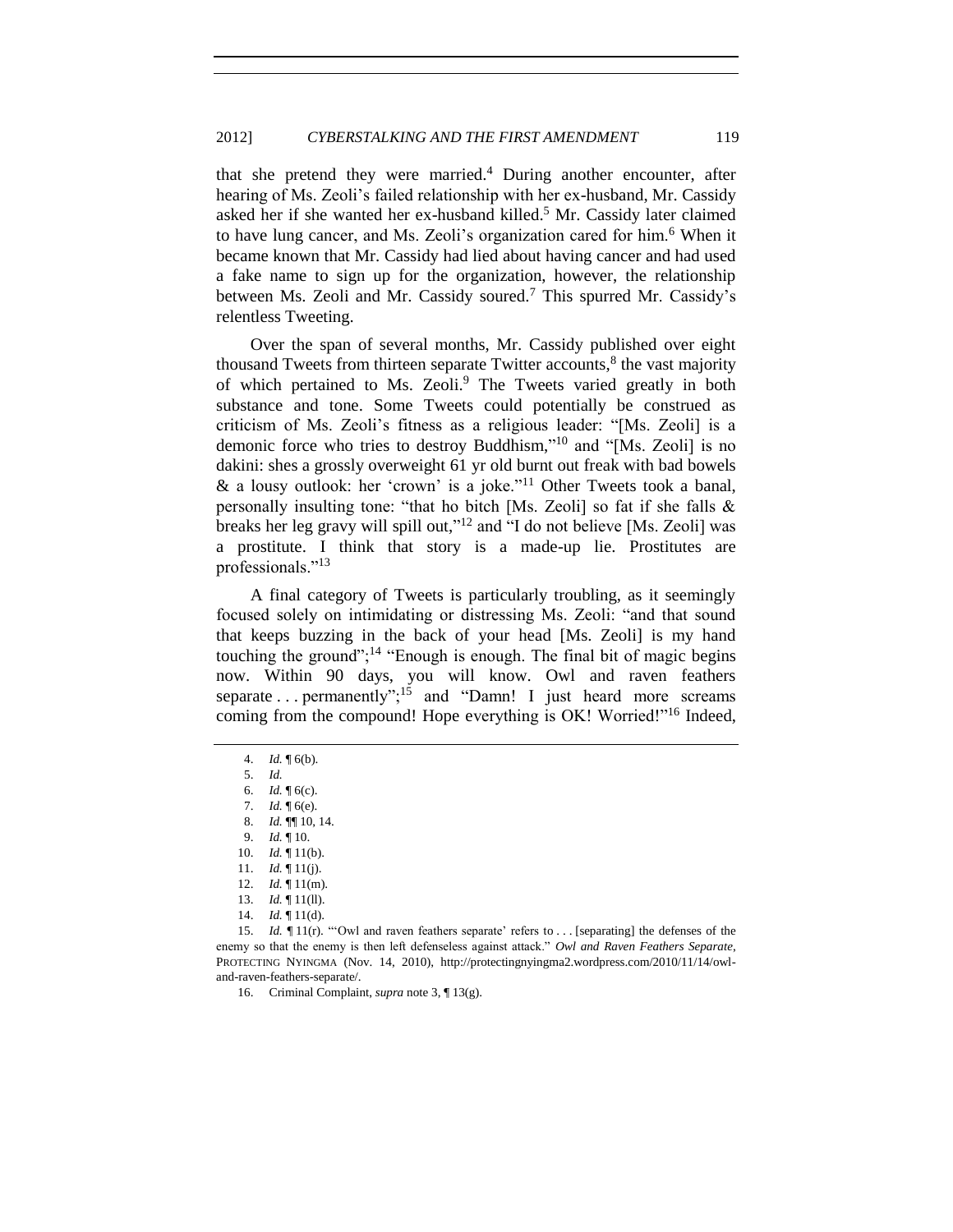that she pretend they were married.[4] During another encounter, after hearing of Ms. Zeoli's failed relationship with her ex-husband, Mr. Cassidy asked her if she wanted her ex-husband killed.[5] Mr. Cassidy later claimed to have lung cancer, and Ms. Zeoli's organization cared for him.[6] When it became known that Mr. Cassidy had lied about having cancer and had used a fake name to sign up for the organization, however, the relationship between Ms. Zeoli and Mr. Cassidy soured.[7] This spurred Mr. Cassidy's relentless Tweeting.

Over the span of several months, Mr. Cassidy published over eight thousand Tweets from thirteen separate Twitter accounts,[8] the vast majority of which pertained to Ms. Zeoli.[9] The Tweets varied greatly in both substance and tone. Some Tweets could potentially be construed as criticism of Ms. Zeoli's fitness as a religious leader: "[Ms. Zeoli] is a demonic force who tries to destroy Buddhism,"[10] and "[Ms. Zeoli] is no dakini: shes a grossly overweight 61 yr old burnt out freak with bad bowels & a lousy outlook: her 'crown' is a joke."[11] Other Tweets took a banal, personally insulting tone: "that ho bitch [Ms. Zeoli] so fat if she falls & breaks her leg gravy will spill out,"[12] and "I do not believe [Ms. Zeoli] was a prostitute. I think that story is a made-up lie. Prostitutes are professionals."[13]

A final category of Tweets is particularly troubling, as it seemingly focused solely on intimidating or distressing Ms. Zeoli: "and that sound that keeps buzzing in the back of your head [Ms. Zeoli] is my hand touching the ground";[14] "Enough is enough. The final bit of magic begins now. Within 90 days, you will know. Owl and raven feathers separate . . . permanently";[15] and "Damn! I just heard more screams coming from the compound! Hope everything is OK! Worried!"[16] Indeed,

---

4. *Id.* ¶ 6(b).

5. *Id.*

6. *Id.* ¶ 6(c).

7. *Id.* ¶ 6(e).

8. *Id.* ¶¶ 10, 14.

9. *Id.* ¶ 10.

10. *Id.* ¶ 11(b).

11. *Id.* ¶ 11(j).

12. *Id.* ¶ 11(m).

13. *Id.* ¶ 11(ll).

14. *Id.* ¶ 11(d).

15. *Id.* ¶ 11(r). "'Owl and raven feathers separate' refers to . . . [separating] the defenses of the enemy so that the enemy is then left defenseless against attack." *Owl and Raven Feathers Separate*, PROTECTING NYINGMA (Nov. 14, 2010), http://protectingnyingma2.wordpress.com/2010/11/14/owl-and-raven-feathers-separate/.

16. Criminal Complaint, *supra* note 3, ¶ 13(g).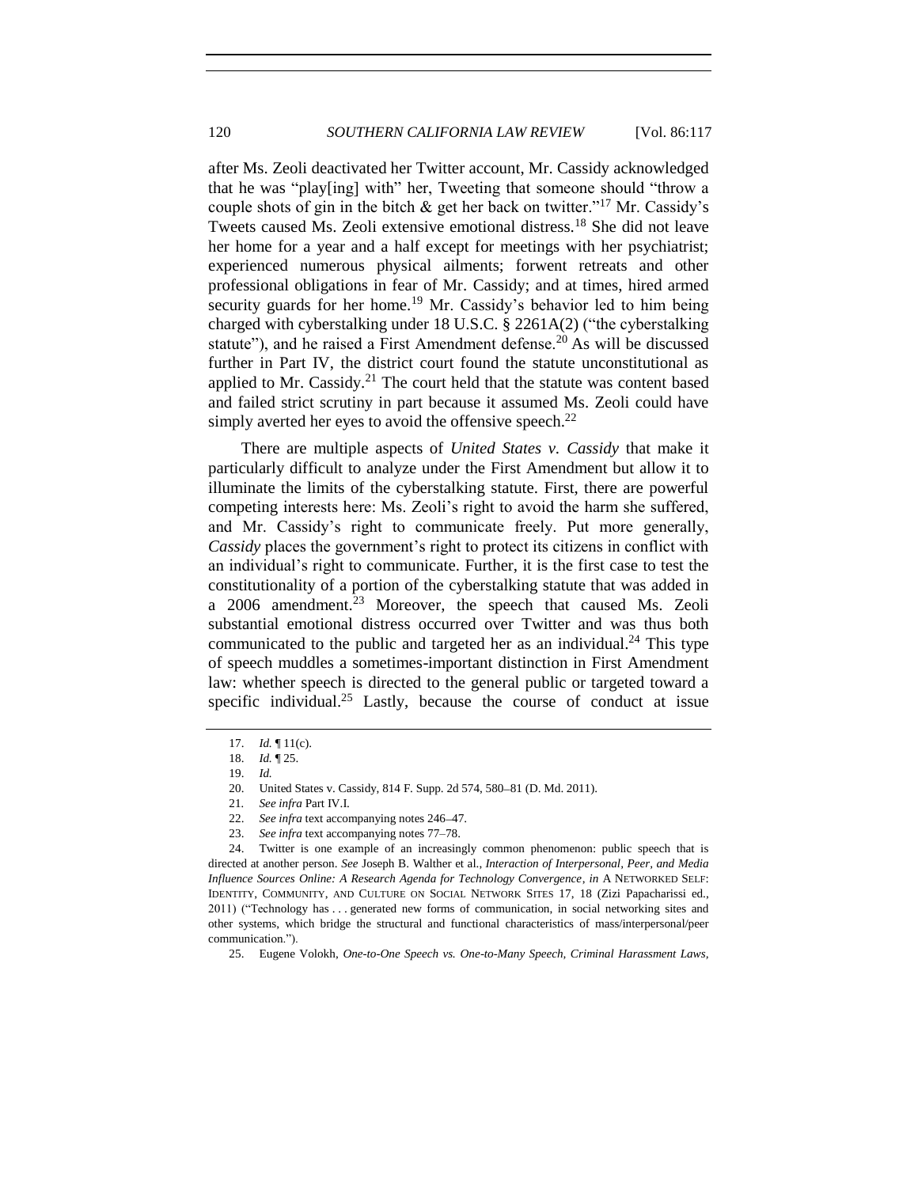after Ms. Zeoli deactivated her Twitter account, Mr. Cassidy acknowledged that he was "play[ing] with" her, Tweeting that someone should "throw a couple shots of gin in the bitch & get her back on twitter."[17] Mr. Cassidy's Tweets caused Ms. Zeoli extensive emotional distress.[18] She did not leave her home for a year and a half except for meetings with her psychiatrist; experienced numerous physical ailments; forwent retreats and other professional obligations in fear of Mr. Cassidy; and at times, hired armed security guards for her home.[19] Mr. Cassidy's behavior led to him being charged with cyberstalking under 18 U.S.C. § 2261A(2) ("the cyberstalking statute"), and he raised a First Amendment defense.[20] As will be discussed further in Part IV, the district court found the statute unconstitutional as applied to Mr. Cassidy.[21] The court held that the statute was content based and failed strict scrutiny in part because it assumed Ms. Zeoli could have simply averted her eyes to avoid the offensive speech.[22]

There are multiple aspects of *United States v. Cassidy* that make it particularly difficult to analyze under the First Amendment but allow it to illuminate the limits of the cyberstalking statute. First, there are powerful competing interests here: Ms. Zeoli's right to avoid the harm she suffered, and Mr. Cassidy's right to communicate freely. Put more generally, *Cassidy* places the government's right to protect its citizens in conflict with an individual's right to communicate. Further, it is the first case to test the constitutionality of a portion of the cyberstalking statute that was added in a 2006 amendment.[23] Moreover, the speech that caused Ms. Zeoli substantial emotional distress occurred over Twitter and was thus both communicated to the public and targeted her as an individual.[24] This type of speech muddles a sometimes-important distinction in First Amendment law: whether speech is directed to the general public or targeted toward a specific individual.[25] Lastly, because the course of conduct at issue

17. *Id.* ¶ 11(c).

18. *Id.* ¶ 25.

19. *Id.*

20. United States v. Cassidy, 814 F. Supp. 2d 574, 580–81 (D. Md. 2011).

21. *See infra* Part IV.I.

22. *See infra* text accompanying notes 246–47.

23. *See infra* text accompanying notes 77–78.

24. Twitter is one example of an increasingly common phenomenon: public speech that is directed at another person. *See* Joseph B. Walther et al., *Interaction of Interpersonal, Peer, and Media Influence Sources Online: A Research Agenda for Technology Convergence*, *in* A NETWORKED SELF: IDENTITY, COMMUNITY, AND CULTURE ON SOCIAL NETWORK SITES 17, 18 (Zizi Papacharissi ed., 2011) ("Technology has . . . generated new forms of communication, in social networking sites and other systems, which bridge the structural and functional characteristics of mass/interpersonal/peer communication.").

25. Eugene Volokh, *One-to-One Speech vs. One-to-Many Speech, Criminal Harassment Laws,*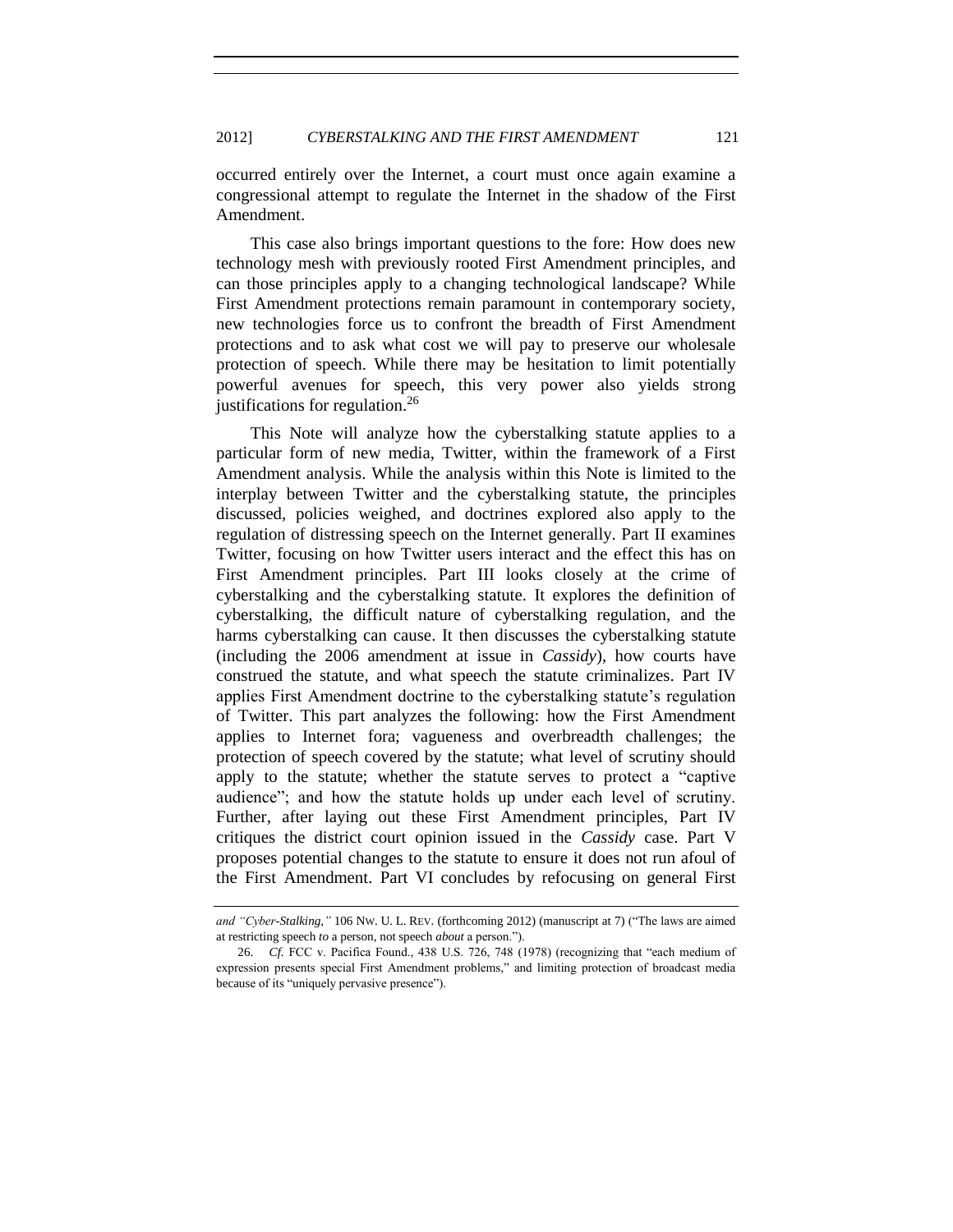occurred entirely over the Internet, a court must once again examine a congressional attempt to regulate the Internet in the shadow of the First Amendment.

This case also brings important questions to the fore: How does new technology mesh with previously rooted First Amendment principles, and can those principles apply to a changing technological landscape? While First Amendment protections remain paramount in contemporary society, new technologies force us to confront the breadth of First Amendment protections and to ask what cost we will pay to preserve our wholesale protection of speech. While there may be hesitation to limit potentially powerful avenues for speech, this very power also yields strong justifications for regulation.[26]

This Note will analyze how the cyberstalking statute applies to a particular form of new media, Twitter, within the framework of a First Amendment analysis. While the analysis within this Note is limited to the interplay between Twitter and the cyberstalking statute, the principles discussed, policies weighed, and doctrines explored also apply to the regulation of distressing speech on the Internet generally. Part II examines Twitter, focusing on how Twitter users interact and the effect this has on First Amendment principles. Part III looks closely at the crime of cyberstalking and the cyberstalking statute. It explores the definition of cyberstalking, the difficult nature of cyberstalking regulation, and the harms cyberstalking can cause. It then discusses the cyberstalking statute (including the 2006 amendment at issue in *Cassidy*), how courts have construed the statute, and what speech the statute criminalizes. Part IV applies First Amendment doctrine to the cyberstalking statute's regulation of Twitter. This part analyzes the following: how the First Amendment applies to Internet fora; vagueness and overbreadth challenges; the protection of speech covered by the statute; what level of scrutiny should apply to the statute; whether the statute serves to protect a "captive audience"; and how the statute holds up under each level of scrutiny. Further, after laying out these First Amendment principles, Part IV critiques the district court opinion issued in the *Cassidy* case. Part V proposes potential changes to the statute to ensure it does not run afoul of the First Amendment. Part VI concludes by refocusing on general First

---

*and "Cyber-Stalking,"* 106 NW. U. L. REV. (forthcoming 2012) (manuscript at 7) ("The laws are aimed at restricting speech *to* a person, not speech *about* a person.").

26. *Cf.* FCC v. Pacifica Found., 438 U.S. 726, 748 (1978) (recognizing that "each medium of expression presents special First Amendment problems," and limiting protection of broadcast media because of its "uniquely pervasive presence").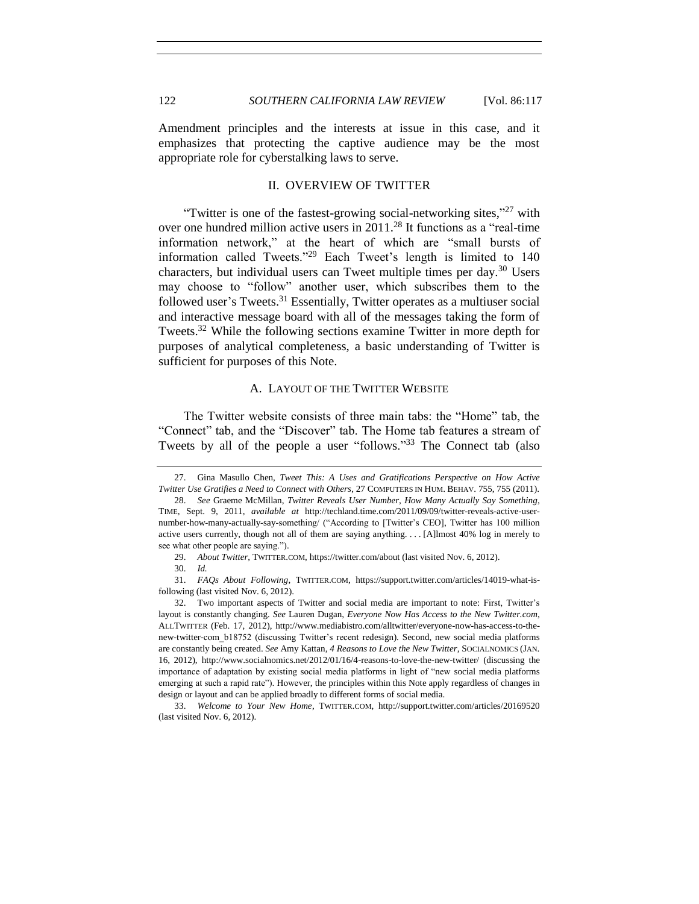Amendment principles and the interests at issue in this case, and it emphasizes that protecting the captive audience may be the most appropriate role for cyberstalking laws to serve.

## II. OVERVIEW OF TWITTER

"Twitter is one of the fastest-growing social-networking sites,"[27] with over one hundred million active users in 2011.[28] It functions as a "real-time information network," at the heart of which are "small bursts of information called Tweets."[29] Each Tweet's length is limited to 140 characters, but individual users can Tweet multiple times per day.[30] Users may choose to "follow" another user, which subscribes them to the followed user's Tweets.[31] Essentially, Twitter operates as a multiuser social and interactive message board with all of the messages taking the form of Tweets.[32] While the following sections examine Twitter in more depth for purposes of analytical completeness, a basic understanding of Twitter is sufficient for purposes of this Note.

### A. LAYOUT OF THE TWITTER WEBSITE

The Twitter website consists of three main tabs: the "Home" tab, the "Connect" tab, and the "Discover" tab. The Home tab features a stream of Tweets by all of the people a user "follows."[33] The Connect tab (also

---

27. Gina Masullo Chen, *Tweet This: A Uses and Gratifications Perspective on How Active Twitter Use Gratifies a Need to Connect with Others*, 27 COMPUTERS IN HUM. BEHAV. 755, 755 (2011).

28. *See* Graeme McMillan, *Twitter Reveals User Number, How Many Actually Say Something*, TIME, Sept. 9, 2011, *available at* http://techland.time.com/2011/09/09/twitter-reveals-active-user-number-how-many-actually-say-something/ ("According to [Twitter's CEO], Twitter has 100 million active users currently, though not all of them are saying anything. . . . [A]lmost 40% log in merely to see what other people are saying.").

29. *About Twitter*, TWITTER.COM, https://twitter.com/about (last visited Nov. 6, 2012).

30. *Id.*

31. *FAQs About Following*, TWITTER.COM, https://support.twitter.com/articles/14019-what-is-following (last visited Nov. 6, 2012).

32. Two important aspects of Twitter and social media are important to note: First, Twitter's layout is constantly changing. *See* Lauren Dugan, *Everyone Now Has Access to the New Twitter.com*, ALLTWITTER (Feb. 17, 2012), http://www.mediabistro.com/alltwitter/everyone-now-has-access-to-the-new-twitter-com_b18752 (discussing Twitter's recent redesign). Second, new social media platforms are constantly being created. *See* Amy Kattan, *4 Reasons to Love the New Twitter*, SOCIALNOMICS (JAN. 16, 2012), http://www.socialnomics.net/2012/01/16/4-reasons-to-love-the-new-twitter/ (discussing the importance of adaptation by existing social media platforms in light of "new social media platforms emerging at such a rapid rate"). However, the principles within this Note apply regardless of changes in design or layout and can be applied broadly to different forms of social media.

33. *Welcome to Your New Home*, TWITTER.COM, http://support.twitter.com/articles/20169520 (last visited Nov. 6, 2012).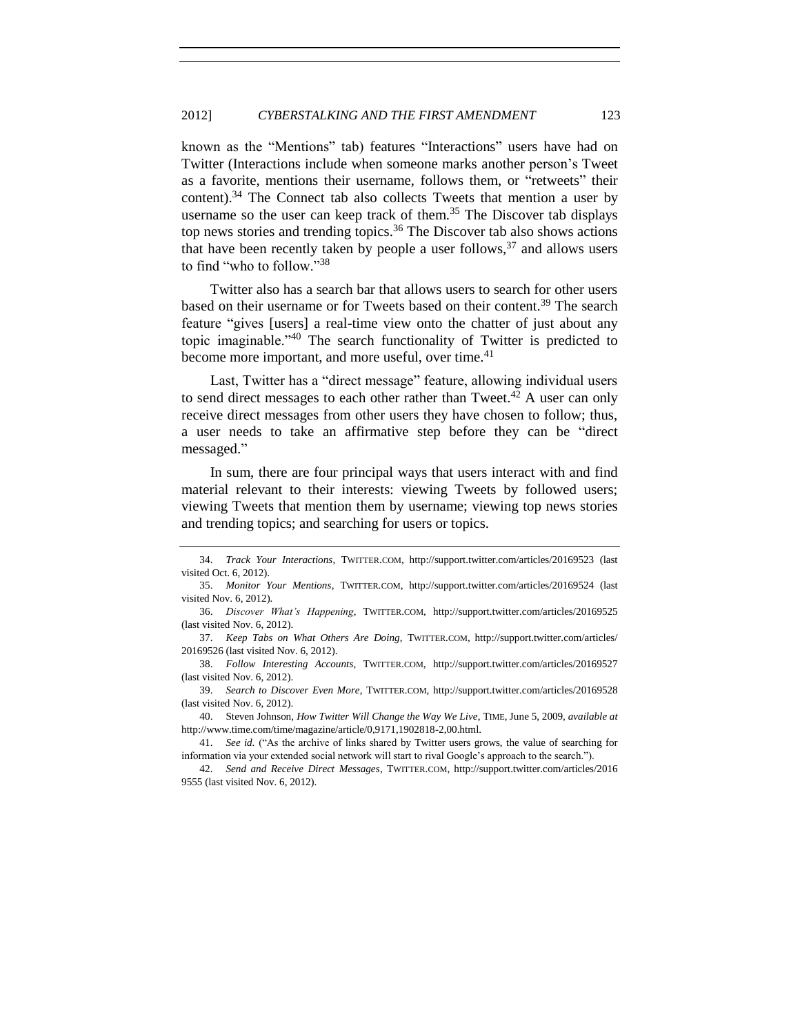known as the "Mentions" tab) features "Interactions" users have had on Twitter (Interactions include when someone marks another person's Tweet as a favorite, mentions their username, follows them, or "retweets" their content).[34] The Connect tab also collects Tweets that mention a user by username so the user can keep track of them.[35] The Discover tab displays top news stories and trending topics.[36] The Discover tab also shows actions that have been recently taken by people a user follows,[37] and allows users to find "who to follow."[38]

Twitter also has a search bar that allows users to search for other users based on their username or for Tweets based on their content.[39] The search feature "gives [users] a real-time view onto the chatter of just about any topic imaginable."[40] The search functionality of Twitter is predicted to become more important, and more useful, over time.[41]

Last, Twitter has a "direct message" feature, allowing individual users to send direct messages to each other rather than Tweet.[42] A user can only receive direct messages from other users they have chosen to follow; thus, a user needs to take an affirmative step before they can be "direct messaged."

In sum, there are four principal ways that users interact with and find material relevant to their interests: viewing Tweets by followed users; viewing Tweets that mention them by username; viewing top news stories and trending topics; and searching for users or topics.

---

34. *Track Your Interactions*, TWITTER.COM, http://support.twitter.com/articles/20169523 (last visited Oct. 6, 2012).

35. *Monitor Your Mentions*, TWITTER.COM, http://support.twitter.com/articles/20169524 (last visited Nov. 6, 2012).

36. *Discover What's Happening*, TWITTER.COM, http://support.twitter.com/articles/20169525 (last visited Nov. 6, 2012).

37. *Keep Tabs on What Others Are Doing*, TWITTER.COM, http://support.twitter.com/articles/20169526 (last visited Nov. 6, 2012).

38. *Follow Interesting Accounts*, TWITTER.COM, http://support.twitter.com/articles/20169527 (last visited Nov. 6, 2012).

39. *Search to Discover Even More*, TWITTER.COM, http://support.twitter.com/articles/20169528 (last visited Nov. 6, 2012).

40. Steven Johnson, *How Twitter Will Change the Way We Live*, TIME, June 5, 2009, *available at* http://www.time.com/time/magazine/article/0,9171,1902818-2,00.html.

41. *See id.* ("As the archive of links shared by Twitter users grows, the value of searching for information via your extended social network will start to rival Google's approach to the search.").

42. *Send and Receive Direct Messages*, TWITTER.COM, http://support.twitter.com/articles/20169555 (last visited Nov. 6, 2012).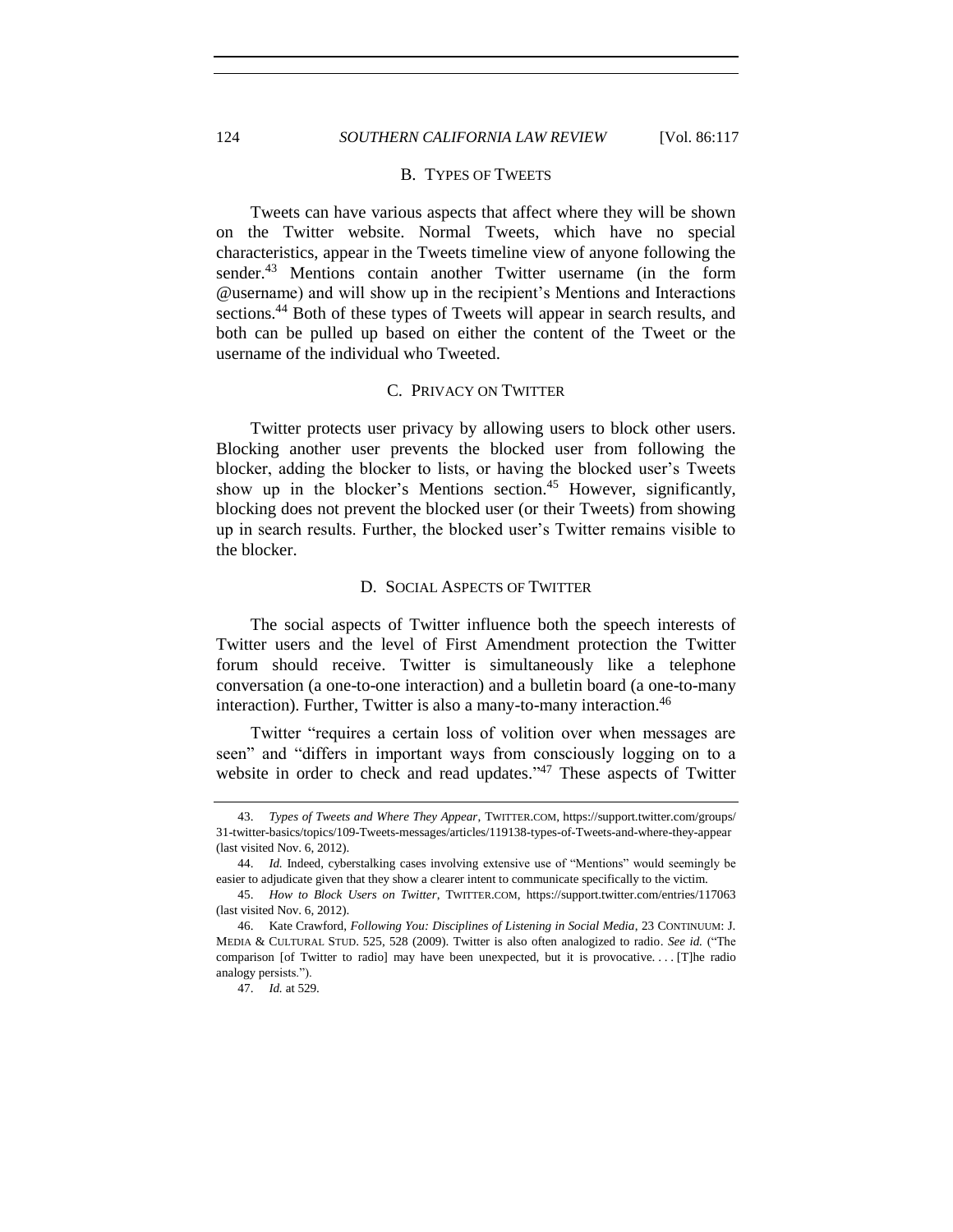### B. TYPES OF TWEETS

Tweets can have various aspects that affect where they will be shown on the Twitter website. Normal Tweets, which have no special characteristics, appear in the Tweets timeline view of anyone following the sender.[43] Mentions contain another Twitter username (in the form @username) and will show up in the recipient's Mentions and Interactions sections.[44] Both of these types of Tweets will appear in search results, and both can be pulled up based on either the content of the Tweet or the username of the individual who Tweeted.

### C. PRIVACY ON TWITTER

Twitter protects user privacy by allowing users to block other users. Blocking another user prevents the blocked user from following the blocker, adding the blocker to lists, or having the blocked user's Tweets show up in the blocker's Mentions section.[45] However, significantly, blocking does not prevent the blocked user (or their Tweets) from showing up in search results. Further, the blocked user's Twitter remains visible to the blocker.

### D. SOCIAL ASPECTS OF TWITTER

The social aspects of Twitter influence both the speech interests of Twitter users and the level of First Amendment protection the Twitter forum should receive. Twitter is simultaneously like a telephone conversation (a one-to-one interaction) and a bulletin board (a one-to-many interaction). Further, Twitter is also a many-to-many interaction.[46]

Twitter "requires a certain loss of volition over when messages are seen" and "differs in important ways from consciously logging on to a website in order to check and read updates."[47] These aspects of Twitter

---

43. *Types of Tweets and Where They Appear*, TWITTER.COM, https://support.twitter.com/groups/31-twitter-basics/topics/109-Tweets-messages/articles/119138-types-of-Tweets-and-where-they-appear (last visited Nov. 6, 2012).

44. *Id.* Indeed, cyberstalking cases involving extensive use of "Mentions" would seemingly be easier to adjudicate given that they show a clearer intent to communicate specifically to the victim.

45. *How to Block Users on Twitter*, TWITTER.COM, https://support.twitter.com/entries/117063 (last visited Nov. 6, 2012).

46. Kate Crawford, *Following You: Disciplines of Listening in Social Media*, 23 CONTINUUM: J. MEDIA & CULTURAL STUD. 525, 528 (2009). Twitter is also often analogized to radio. *See id.* ("The comparison [of Twitter to radio] may have been unexpected, but it is provocative. . . . [T]he radio analogy persists.").

47. *Id.* at 529.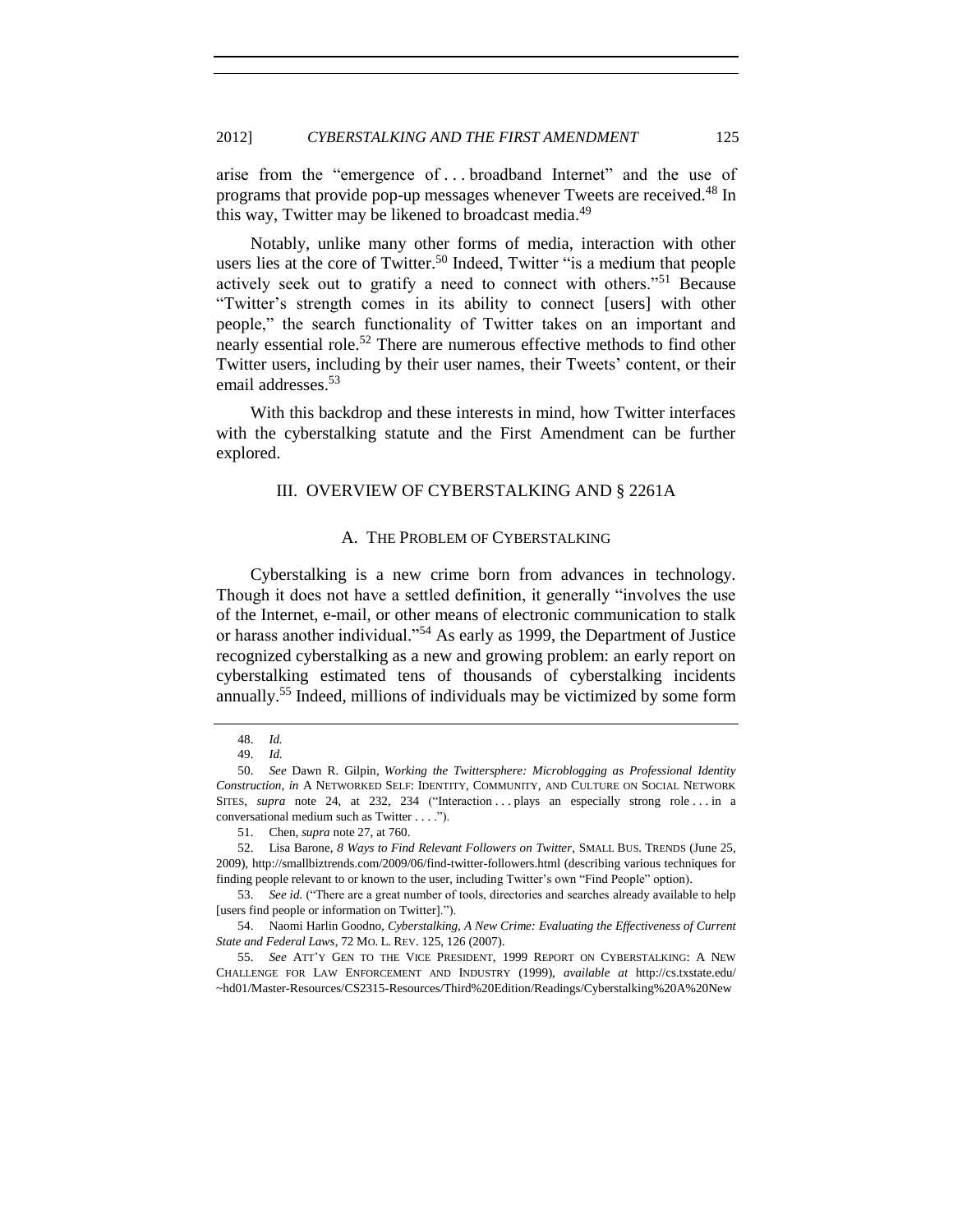arise from the "emergence of . . . broadband Internet" and the use of programs that provide pop-up messages whenever Tweets are received.[48] In this way, Twitter may be likened to broadcast media.[49]

Notably, unlike many other forms of media, interaction with other users lies at the core of Twitter.[50] Indeed, Twitter "is a medium that people actively seek out to gratify a need to connect with others."[51] Because "Twitter's strength comes in its ability to connect [users] with other people," the search functionality of Twitter takes on an important and nearly essential role.[52] There are numerous effective methods to find other Twitter users, including by their user names, their Tweets' content, or their email addresses.[53]

With this backdrop and these interests in mind, how Twitter interfaces with the cyberstalking statute and the First Amendment can be further explored.

## III. OVERVIEW OF CYBERSTALKING AND § 2261A

### A. THE PROBLEM OF CYBERSTALKING

Cyberstalking is a new crime born from advances in technology. Though it does not have a settled definition, it generally "involves the use of the Internet, e-mail, or other means of electronic communication to stalk or harass another individual."[54] As early as 1999, the Department of Justice recognized cyberstalking as a new and growing problem: an early report on cyberstalking estimated tens of thousands of cyberstalking incidents annually.[55] Indeed, millions of individuals may be victimized by some form

---

48. *Id.*

49. *Id.*

50. *See* Dawn R. Gilpin, *Working the Twittersphere: Microblogging as Professional Identity Construction*, *in* A NETWORKED SELF: IDENTITY, COMMUNITY, AND CULTURE ON SOCIAL NETWORK SITES, *supra* note 24, at 232, 234 ("Interaction . . . plays an especially strong role . . . in a conversational medium such as Twitter . . . .").

51. Chen, *supra* note 27, at 760.

52. Lisa Barone, *8 Ways to Find Relevant Followers on Twitter*, SMALL BUS. TRENDS (June 25, 2009), http://smallbiztrends.com/2009/06/find-twitter-followers.html (describing various techniques for finding people relevant to or known to the user, including Twitter's own "Find People" option).

53. *See id.* ("There are a great number of tools, directories and searches already available to help [users find people or information on Twitter].").

54. Naomi Harlin Goodno, *Cyberstalking, A New Crime: Evaluating the Effectiveness of Current State and Federal Laws*, 72 MO. L. REV. 125, 126 (2007).

55. *See* ATT'Y GEN TO THE VICE PRESIDENT, 1999 REPORT ON CYBERSTALKING: A NEW CHALLENGE FOR LAW ENFORCEMENT AND INDUSTRY (1999), *available at* http://cs.txstate.edu/~hd01/Master-Resources/CS2315-Resources/Third%20Edition/Readings/Cyberstalking%20A%20New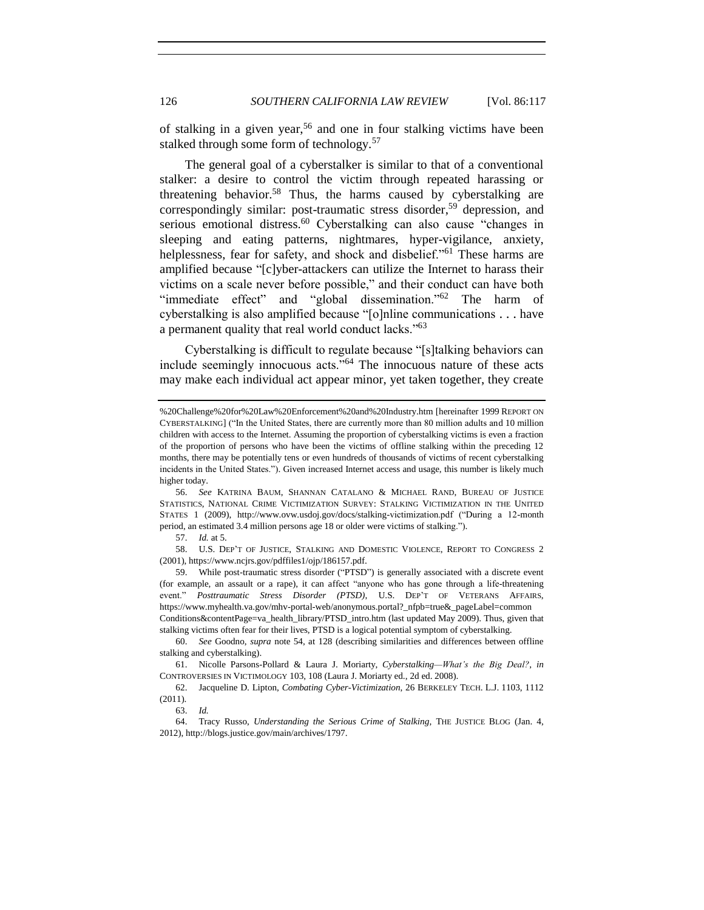of stalking in a given year,[56] and one in four stalking victims have been stalked through some form of technology.[57]

The general goal of a cyberstalker is similar to that of a conventional stalker: a desire to control the victim through repeated harassing or threatening behavior.[58] Thus, the harms caused by cyberstalking are correspondingly similar: post-traumatic stress disorder,[59] depression, and serious emotional distress.[60] Cyberstalking can also cause "changes in sleeping and eating patterns, nightmares, hyper-vigilance, anxiety, helplessness, fear for safety, and shock and disbelief."[61] These harms are amplified because "[c]yber-attackers can utilize the Internet to harass their victims on a scale never before possible," and their conduct can have both "immediate effect" and "global dissemination."[62] The harm of cyberstalking is also amplified because "[o]nline communications . . . have a permanent quality that real world conduct lacks."[63]

Cyberstalking is difficult to regulate because "[s]talking behaviors can include seemingly innocuous acts."[64] The innocuous nature of these acts may make each individual act appear minor, yet taken together, they create

---

%20Challenge%20for%20Law%20Enforcement%20and%20Industry.htm [hereinafter 1999 REPORT ON CYBERSTALKING] ("In the United States, there are currently more than 80 million adults and 10 million children with access to the Internet. Assuming the proportion of cyberstalking victims is even a fraction of the proportion of persons who have been the victims of offline stalking within the preceding 12 months, there may be potentially tens or even hundreds of thousands of victims of recent cyberstalking incidents in the United States."). Given increased Internet access and usage, this number is likely much higher today.

56. *See* KATRINA BAUM, SHANNAN CATALANO & MICHAEL RAND, BUREAU OF JUSTICE STATISTICS, NATIONAL CRIME VICTIMIZATION SURVEY: STALKING VICTIMIZATION IN THE UNITED STATES 1 (2009), http://www.ovw.usdoj.gov/docs/stalking-victimization.pdf ("During a 12-month period, an estimated 3.4 million persons age 18 or older were victims of stalking.").

57. *Id.* at 5.

58. U.S. DEP'T OF JUSTICE, STALKING AND DOMESTIC VIOLENCE, REPORT TO CONGRESS 2 (2001), https://www.ncjrs.gov/pdffiles1/ojp/186157.pdf.

59. While post-traumatic stress disorder ("PTSD") is generally associated with a discrete event (for example, an assault or a rape), it can affect "anyone who has gone through a life-threatening event." *Posttraumatic Stress Disorder (PTSD)*, U.S. DEP'T OF VETERANS AFFAIRS, https://www.myhealth.va.gov/mhv-portal-web/anonymous.portal?_nfpb=true&_pageLabel=common Conditions&contentPage=va_health_library/PTSD_intro.htm (last updated May 2009). Thus, given that stalking victims often fear for their lives, PTSD is a logical potential symptom of cyberstalking.

60. *See* Goodno, *supra* note 54, at 128 (describing similarities and differences between offline stalking and cyberstalking).

61. Nicolle Parsons-Pollard & Laura J. Moriarty, *Cyberstalking—What's the Big Deal?*, *in* CONTROVERSIES IN VICTIMOLOGY 103, 108 (Laura J. Moriarty ed., 2d ed. 2008).

62. Jacqueline D. Lipton, *Combating Cyber-Victimization*, 26 BERKELEY TECH. L.J. 1103, 1112 (2011).

63. *Id.*

64. Tracy Russo, *Understanding the Serious Crime of Stalking*, THE JUSTICE BLOG (Jan. 4, 2012), http://blogs.justice.gov/main/archives/1797.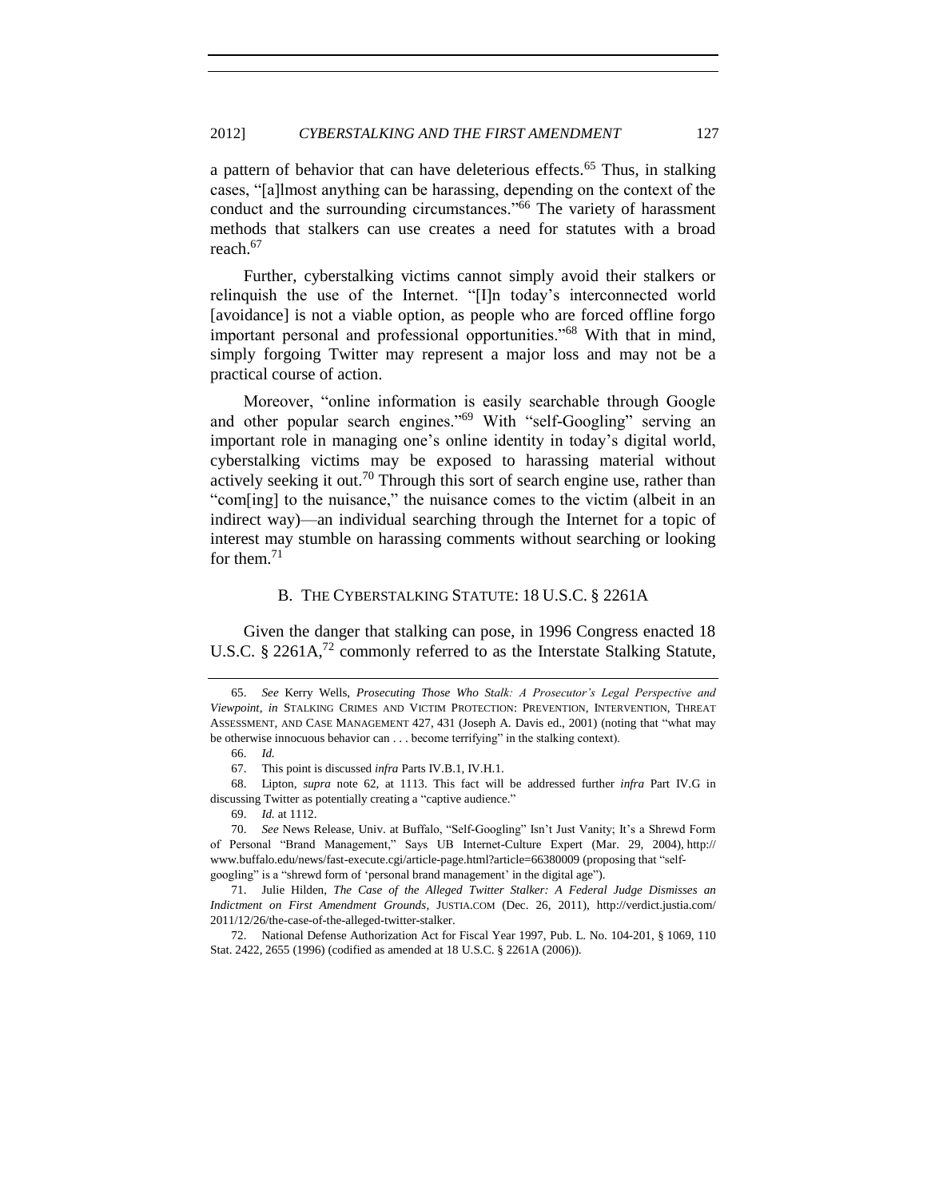a pattern of behavior that can have deleterious effects.[65] Thus, in stalking cases, "[a]lmost anything can be harassing, depending on the context of the conduct and the surrounding circumstances."[66] The variety of harassment methods that stalkers can use creates a need for statutes with a broad reach.[67]

Further, cyberstalking victims cannot simply avoid their stalkers or relinquish the use of the Internet. "[I]n today's interconnected world [avoidance] is not a viable option, as people who are forced offline forgo important personal and professional opportunities."[68] With that in mind, simply forgoing Twitter may represent a major loss and may not be a practical course of action.

Moreover, "online information is easily searchable through Google and other popular search engines."[69] With "self-Googling" serving an important role in managing one's online identity in today's digital world, cyberstalking victims may be exposed to harassing material without actively seeking it out.[70] Through this sort of search engine use, rather than "com[ing] to the nuisance," the nuisance comes to the victim (albeit in an indirect way)—an individual searching through the Internet for a topic of interest may stumble on harassing comments without searching or looking for them.[71]

### B. THE CYBERSTALKING STATUTE: 18 U.S.C. § 2261A

Given the danger that stalking can pose, in 1996 Congress enacted 18 U.S.C. § 2261A,[72] commonly referred to as the Interstate Stalking Statute,

---

65. *See* Kerry Wells, *Prosecuting Those Who Stalk: A Prosecutor's Legal Perspective and Viewpoint*, *in* STALKING CRIMES AND VICTIM PROTECTION: PREVENTION, INTERVENTION, THREAT ASSESSMENT, AND CASE MANAGEMENT 427, 431 (Joseph A. Davis ed., 2001) (noting that "what may be otherwise innocuous behavior can . . . become terrifying" in the stalking context).

66. *Id.*

67. This point is discussed *infra* Parts IV.B.1, IV.H.1.

68. Lipton, *supra* note 62, at 1113. This fact will be addressed further *infra* Part IV.G in discussing Twitter as potentially creating a "captive audience."

69. *Id.* at 1112.

70. *See* News Release, Univ. at Buffalo, "Self-Googling" Isn't Just Vanity; It's a Shrewd Form of Personal "Brand Management," Says UB Internet-Culture Expert (Mar. 29, 2004), http://www.buffalo.edu/news/fast-execute.cgi/article-page.html?article=66380009 (proposing that "self-googling" is a "shrewd form of 'personal brand management' in the digital age").

71. Julie Hilden, *The Case of the Alleged Twitter Stalker: A Federal Judge Dismisses an Indictment on First Amendment Grounds*, JUSTIA.COM (Dec. 26, 2011), http://verdict.justia.com/2011/12/26/the-case-of-the-alleged-twitter-stalker.

72. National Defense Authorization Act for Fiscal Year 1997, Pub. L. No. 104-201, § 1069, 110 Stat. 2422, 2655 (1996) (codified as amended at 18 U.S.C. § 2261A (2006)).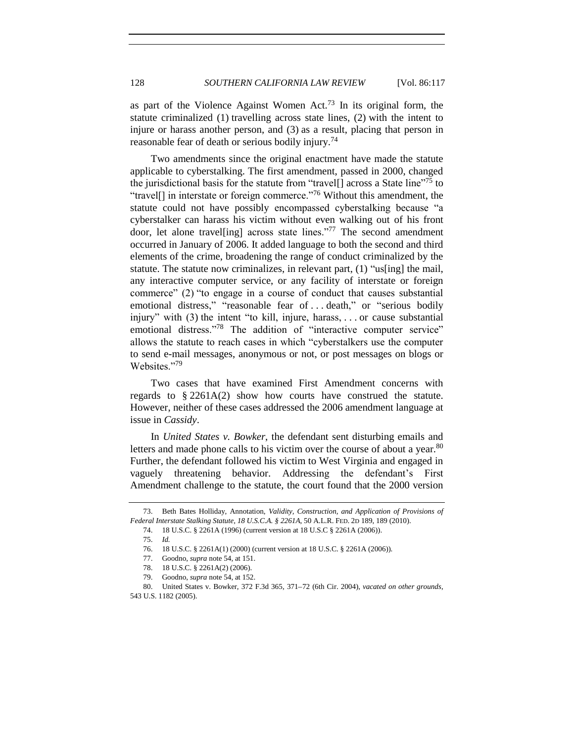as part of the Violence Against Women Act.[73] In its original form, the statute criminalized (1) travelling across state lines, (2) with the intent to injure or harass another person, and (3) as a result, placing that person in reasonable fear of death or serious bodily injury.[74]

Two amendments since the original enactment have made the statute applicable to cyberstalking. The first amendment, passed in 2000, changed the jurisdictional basis for the statute from "travel[] across a State line"[75] to "travel[] in interstate or foreign commerce."[76] Without this amendment, the statute could not have possibly encompassed cyberstalking because "a cyberstalker can harass his victim without even walking out of his front door, let alone travel[ing] across state lines."[77] The second amendment occurred in January of 2006. It added language to both the second and third elements of the crime, broadening the range of conduct criminalized by the statute. The statute now criminalizes, in relevant part, (1) "us[ing] the mail, any interactive computer service, or any facility of interstate or foreign commerce" (2) "to engage in a course of conduct that causes substantial emotional distress," "reasonable fear of . . . death," or "serious bodily injury" with (3) the intent "to kill, injure, harass, . . . or cause substantial emotional distress."[78] The addition of "interactive computer service" allows the statute to reach cases in which "cyberstalkers use the computer to send e-mail messages, anonymous or not, or post messages on blogs or Websites."[79]

Two cases that have examined First Amendment concerns with regards to § 2261A(2) show how courts have construed the statute. However, neither of these cases addressed the 2006 amendment language at issue in *Cassidy*.

In *United States v. Bowker*, the defendant sent disturbing emails and letters and made phone calls to his victim over the course of about a year.[80] Further, the defendant followed his victim to West Virginia and engaged in vaguely threatening behavior. Addressing the defendant's First Amendment challenge to the statute, the court found that the 2000 version

73. Beth Bates Holliday, Annotation, *Validity, Construction, and Application of Provisions of Federal Interstate Stalking Statute, 18 U.S.C.A. § 2261A*, 50 A.L.R. FED. 2D 189, 189 (2010).

74. 18 U.S.C. § 2261A (1996) (current version at 18 U.S.C § 2261A (2006)).

75. *Id.*

76. 18 U.S.C. § 2261A(1) (2000) (current version at 18 U.S.C. § 2261A (2006)).

77. Goodno, *supra* note 54, at 151.

78. 18 U.S.C. § 2261A(2) (2006).

79. Goodno, *supra* note 54, at 152.

80. United States v. Bowker, 372 F.3d 365, 371–72 (6th Cir. 2004), *vacated on other grounds*, 543 U.S. 1182 (2005).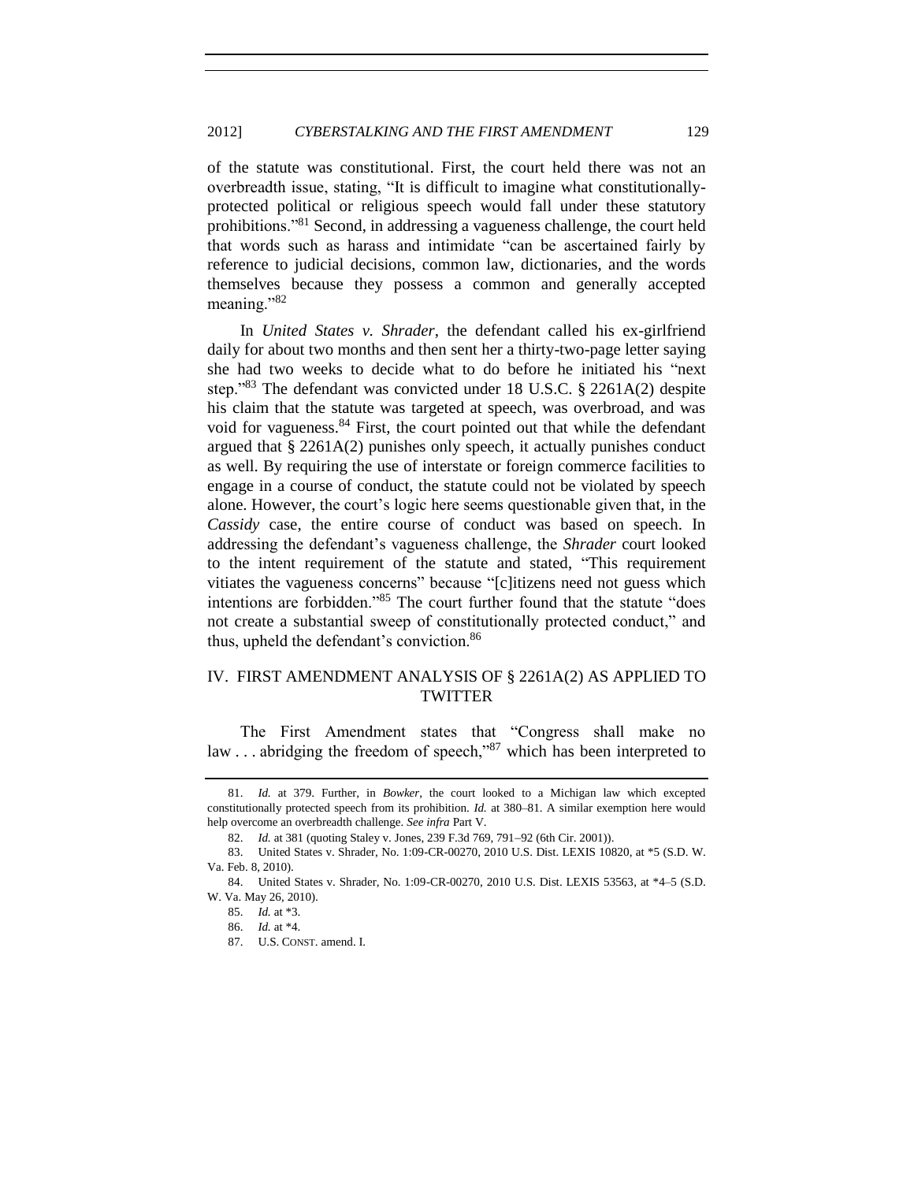of the statute was constitutional. First, the court held there was not an overbreadth issue, stating, "It is difficult to imagine what constitutionally-protected political or religious speech would fall under these statutory prohibitions."[81] Second, in addressing a vagueness challenge, the court held that words such as harass and intimidate "can be ascertained fairly by reference to judicial decisions, common law, dictionaries, and the words themselves because they possess a common and generally accepted meaning."[82]

In *United States v. Shrader*, the defendant called his ex-girlfriend daily for about two months and then sent her a thirty-two-page letter saying she had two weeks to decide what to do before he initiated his "next step."[83] The defendant was convicted under 18 U.S.C. § 2261A(2) despite his claim that the statute was targeted at speech, was overbroad, and was void for vagueness.[84] First, the court pointed out that while the defendant argued that § 2261A(2) punishes only speech, it actually punishes conduct as well. By requiring the use of interstate or foreign commerce facilities to engage in a course of conduct, the statute could not be violated by speech alone. However, the court's logic here seems questionable given that, in the *Cassidy* case, the entire course of conduct was based on speech. In addressing the defendant's vagueness challenge, the *Shrader* court looked to the intent requirement of the statute and stated, "This requirement vitiates the vagueness concerns" because "[c]itizens need not guess which intentions are forbidden."[85] The court further found that the statute "does not create a substantial sweep of constitutionally protected conduct," and thus, upheld the defendant's conviction.[86]

## IV. FIRST AMENDMENT ANALYSIS OF § 2261A(2) AS APPLIED TO TWITTER

The First Amendment states that "Congress shall make no law . . . abridging the freedom of speech,"[87] which has been interpreted to

---

81. *Id.* at 379. Further, in *Bowker*, the court looked to a Michigan law which excepted constitutionally protected speech from its prohibition. *Id.* at 380–81. A similar exemption here would help overcome an overbreadth challenge. *See infra* Part V.

82. *Id.* at 381 (quoting Staley v. Jones, 239 F.3d 769, 791–92 (6th Cir. 2001)).

83. United States v. Shrader, No. 1:09-CR-00270, 2010 U.S. Dist. LEXIS 10820, at *5 (S.D. W. Va. Feb. 8, 2010).

84. United States v. Shrader, No. 1:09-CR-00270, 2010 U.S. Dist. LEXIS 53563, at *4–5 (S.D. W. Va. May 26, 2010).

85. *Id.* at *3.

86. *Id.* at *4.

87. U.S. CONST. amend. I.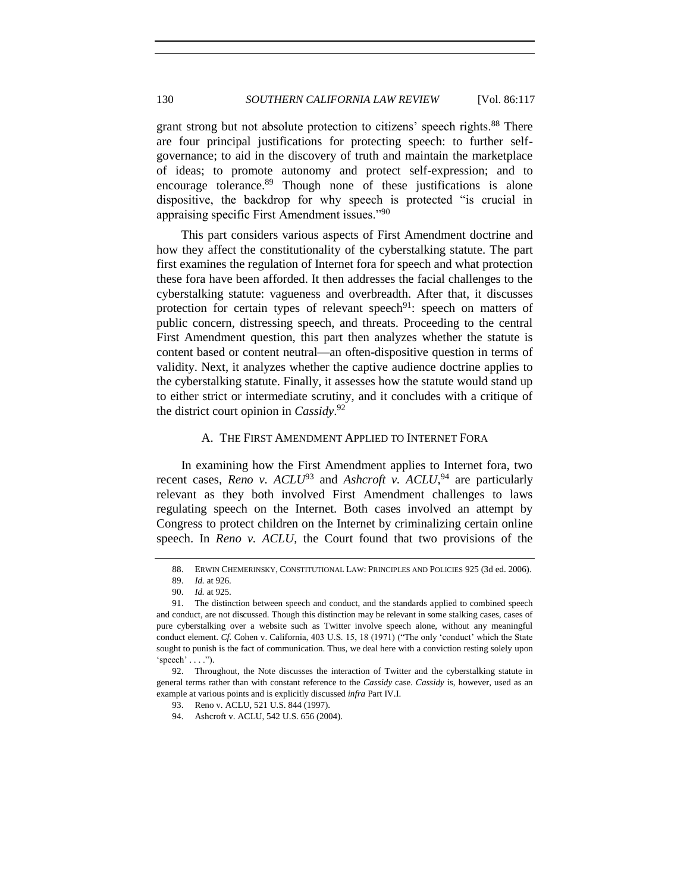grant strong but not absolute protection to citizens' speech rights.[88] There are four principal justifications for protecting speech: to further self-governance; to aid in the discovery of truth and maintain the marketplace of ideas; to promote autonomy and protect self-expression; and to encourage tolerance.[89] Though none of these justifications is alone dispositive, the backdrop for why speech is protected "is crucial in appraising specific First Amendment issues."[90]

This part considers various aspects of First Amendment doctrine and how they affect the constitutionality of the cyberstalking statute. The part first examines the regulation of Internet fora for speech and what protection these fora have been afforded. It then addresses the facial challenges to the cyberstalking statute: vagueness and overbreadth. After that, it discusses protection for certain types of relevant speech[91]: speech on matters of public concern, distressing speech, and threats. Proceeding to the central First Amendment question, this part then analyzes whether the statute is content based or content neutral—an often-dispositive question in terms of validity. Next, it analyzes whether the captive audience doctrine applies to the cyberstalking statute. Finally, it assesses how the statute would stand up to either strict or intermediate scrutiny, and it concludes with a critique of the district court opinion in *Cassidy*.[92]

### A. The First Amendment Applied to Internet Fora

In examining how the First Amendment applies to Internet fora, two recent cases, *Reno v. ACLU*[93] and *Ashcroft v. ACLU*,[94] are particularly relevant as they both involved First Amendment challenges to laws regulating speech on the Internet. Both cases involved an attempt by Congress to protect children on the Internet by criminalizing certain online speech. In *Reno v. ACLU*, the Court found that two provisions of the

---

88. Erwin Chemerinsky, Constitutional Law: Principles and Policies 925 (3d ed. 2006).

89. *Id.* at 926.

90. *Id.* at 925.

91. The distinction between speech and conduct, and the standards applied to combined speech and conduct, are not discussed. Though this distinction may be relevant in some stalking cases, cases of pure cyberstalking over a website such as Twitter involve speech alone, without any meaningful conduct element. *Cf.* Cohen v. California, 403 U.S. 15, 18 (1971) ("The only 'conduct' which the State sought to punish is the fact of communication. Thus, we deal here with a conviction resting solely upon 'speech' . . . .").

92. Throughout, the Note discusses the interaction of Twitter and the cyberstalking statute in general terms rather than with constant reference to the *Cassidy* case. *Cassidy* is, however, used as an example at various points and is explicitly discussed *infra* Part IV.I.

93. Reno v. ACLU, 521 U.S. 844 (1997).

94. Ashcroft v. ACLU, 542 U.S. 656 (2004).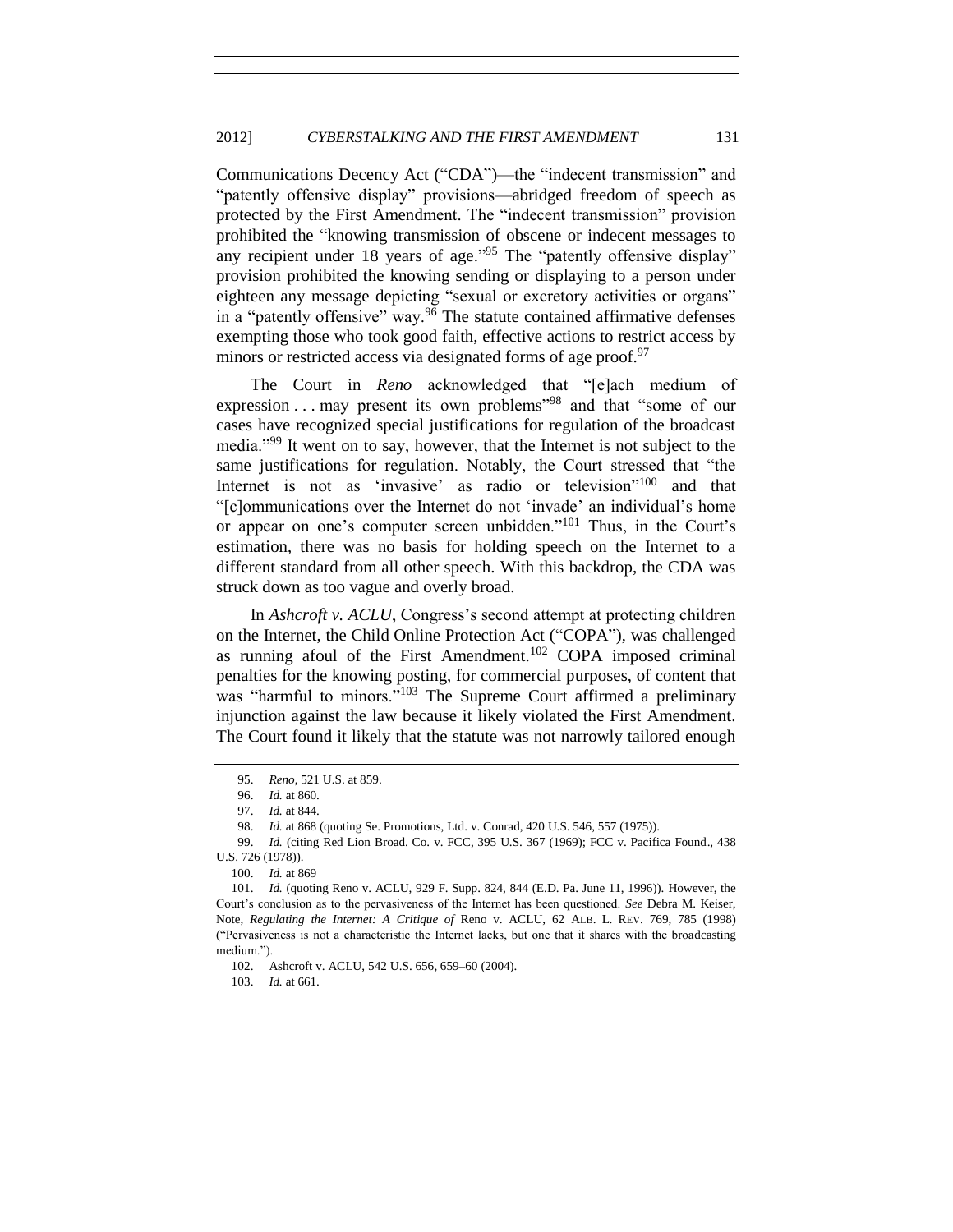Communications Decency Act ("CDA")—the "indecent transmission" and "patently offensive display" provisions—abridged freedom of speech as protected by the First Amendment. The "indecent transmission" provision prohibited the "knowing transmission of obscene or indecent messages to any recipient under 18 years of age."[95] The "patently offensive display" provision prohibited the knowing sending or displaying to a person under eighteen any message depicting "sexual or excretory activities or organs" in a "patently offensive" way.[96] The statute contained affirmative defenses exempting those who took good faith, effective actions to restrict access by minors or restricted access via designated forms of age proof.[97]

The Court in *Reno* acknowledged that "[e]ach medium of expression . . . may present its own problems"[98] and that "some of our cases have recognized special justifications for regulation of the broadcast media."[99] It went on to say, however, that the Internet is not subject to the same justifications for regulation. Notably, the Court stressed that "the Internet is not as 'invasive' as radio or television"[100] and that "[c]ommunications over the Internet do not 'invade' an individual's home or appear on one's computer screen unbidden."[101] Thus, in the Court's estimation, there was no basis for holding speech on the Internet to a different standard from all other speech. With this backdrop, the CDA was struck down as too vague and overly broad.

In *Ashcroft v. ACLU*, Congress's second attempt at protecting children on the Internet, the Child Online Protection Act ("COPA"), was challenged as running afoul of the First Amendment.[102] COPA imposed criminal penalties for the knowing posting, for commercial purposes, of content that was "harmful to minors."[103] The Supreme Court affirmed a preliminary injunction against the law because it likely violated the First Amendment. The Court found it likely that the statute was not narrowly tailored enough

---

95. *Reno*, 521 U.S. at 859.

96. *Id.* at 860.

97. *Id.* at 844.

98. *Id.* at 868 (quoting Se. Promotions, Ltd. v. Conrad, 420 U.S. 546, 557 (1975)).

99. *Id.* (citing Red Lion Broad. Co. v. FCC, 395 U.S. 367 (1969); FCC v. Pacifica Found., 438 U.S. 726 (1978)).

100. *Id.* at 869

101. *Id.* (quoting Reno v. ACLU, 929 F. Supp. 824, 844 (E.D. Pa. June 11, 1996)). However, the Court's conclusion as to the pervasiveness of the Internet has been questioned. *See* Debra M. Keiser, Note, *Regulating the Internet: A Critique of* Reno v. ACLU, 62 ALB. L. REV. 769, 785 (1998) ("Pervasiveness is not a characteristic the Internet lacks, but one that it shares with the broadcasting medium.").

102. Ashcroft v. ACLU, 542 U.S. 656, 659–60 (2004).

103. *Id.* at 661.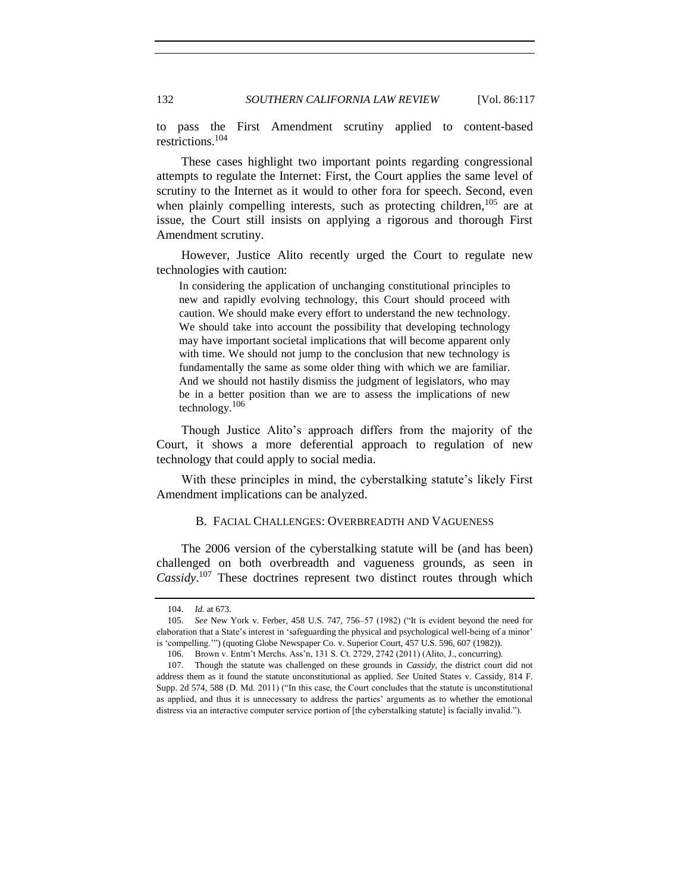to pass the First Amendment scrutiny applied to content-based restrictions.[104]

These cases highlight two important points regarding congressional attempts to regulate the Internet: First, the Court applies the same level of scrutiny to the Internet as it would to other fora for speech. Second, even when plainly compelling interests, such as protecting children,[105] are at issue, the Court still insists on applying a rigorous and thorough First Amendment scrutiny.

However, Justice Alito recently urged the Court to regulate new technologies with caution:

> In considering the application of unchanging constitutional principles to new and rapidly evolving technology, this Court should proceed with caution. We should make every effort to understand the new technology. We should take into account the possibility that developing technology may have important societal implications that will become apparent only with time. We should not jump to the conclusion that new technology is fundamentally the same as some older thing with which we are familiar. And we should not hastily dismiss the judgment of legislators, who may be in a better position than we are to assess the implications of new technology.[106]

Though Justice Alito's approach differs from the majority of the Court, it shows a more deferential approach to regulation of new technology that could apply to social media.

With these principles in mind, the cyberstalking statute's likely First Amendment implications can be analyzed.

### B. FACIAL CHALLENGES: OVERBREADTH AND VAGUENESS

The 2006 version of the cyberstalking statute will be (and has been) challenged on both overbreadth and vagueness grounds, as seen in *Cassidy*.[107] These doctrines represent two distinct routes through which

---

104. *Id.* at 673.

105. *See* New York v. Ferber, 458 U.S. 747, 756–57 (1982) ("It is evident beyond the need for elaboration that a State's interest in 'safeguarding the physical and psychological well-being of a minor' is 'compelling.'") (quoting Globe Newspaper Co. v. Superior Court, 457 U.S. 596, 607 (1982)).

106. Brown v. Entm't Merchs. Ass'n, 131 S. Ct. 2729, 2742 (2011) (Alito, J., concurring).

107. Though the statute was challenged on these grounds in *Cassidy*, the district court did not address them as it found the statute unconstitutional as applied. *See* United States v. Cassidy, 814 F. Supp. 2d 574, 588 (D. Md. 2011) ("In this case, the Court concludes that the statute is unconstitutional as applied, and thus it is unnecessary to address the parties' arguments as to whether the emotional distress via an interactive computer service portion of [the cyberstalking statute] is facially invalid.").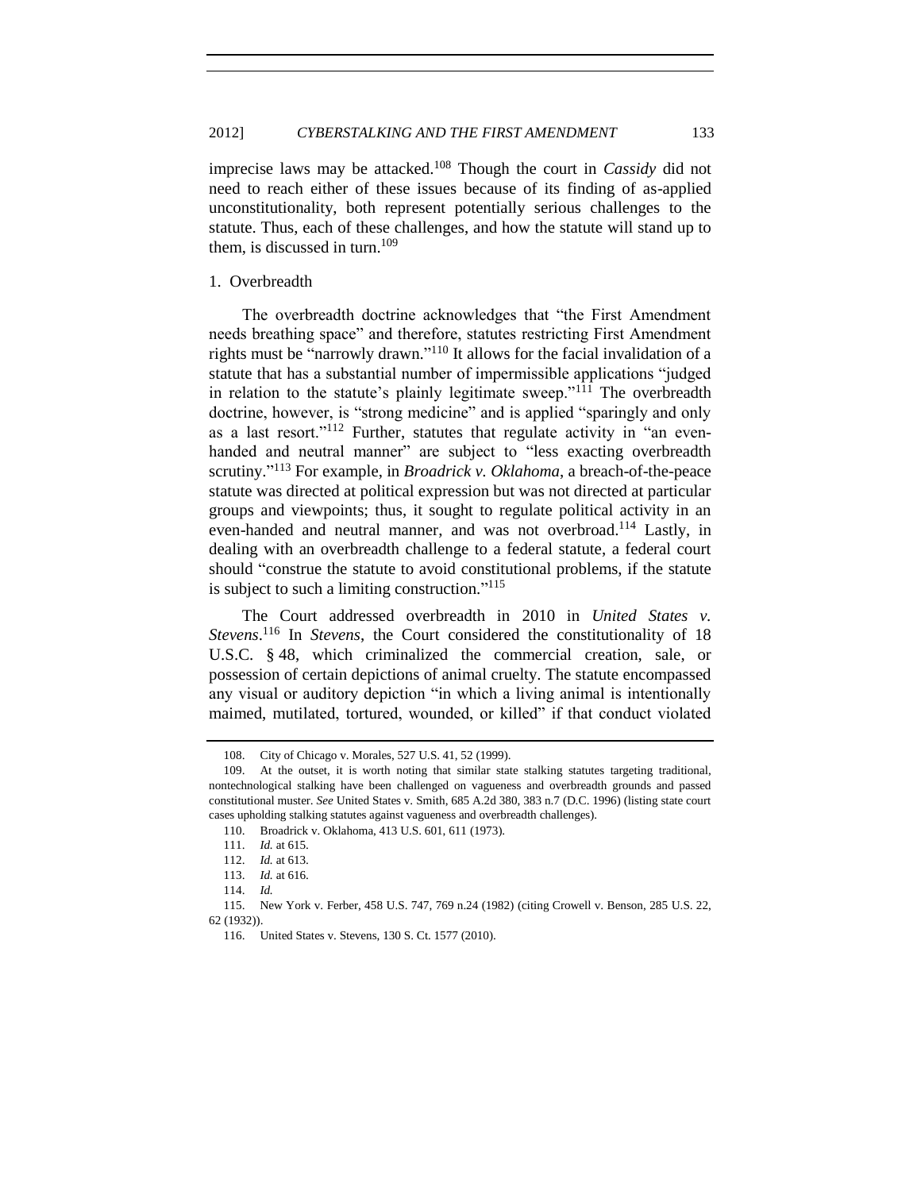imprecise laws may be attacked.[108] Though the court in *Cassidy* did not need to reach either of these issues because of its finding of as-applied unconstitutionality, both represent potentially serious challenges to the statute. Thus, each of these challenges, and how the statute will stand up to them, is discussed in turn.[109]

1. Overbreadth

The overbreadth doctrine acknowledges that "the First Amendment needs breathing space" and therefore, statutes restricting First Amendment rights must be "narrowly drawn."[110] It allows for the facial invalidation of a statute that has a substantial number of impermissible applications "judged in relation to the statute's plainly legitimate sweep."[111] The overbreadth doctrine, however, is "strong medicine" and is applied "sparingly and only as a last resort."[112] Further, statutes that regulate activity in "an even-handed and neutral manner" are subject to "less exacting overbreadth scrutiny."[113] For example, in *Broadrick v. Oklahoma*, a breach-of-the-peace statute was directed at political expression but was not directed at particular groups and viewpoints; thus, it sought to regulate political activity in an even-handed and neutral manner, and was not overbroad.[114] Lastly, in dealing with an overbreadth challenge to a federal statute, a federal court should "construe the statute to avoid constitutional problems, if the statute is subject to such a limiting construction."[115]

The Court addressed overbreadth in 2010 in *United States v. Stevens*.[116] In *Stevens*, the Court considered the constitutionality of 18 U.S.C. § 48, which criminalized the commercial creation, sale, or possession of certain depictions of animal cruelty. The statute encompassed any visual or auditory depiction "in which a living animal is intentionally maimed, mutilated, tortured, wounded, or killed" if that conduct violated

---

108. City of Chicago v. Morales, 527 U.S. 41, 52 (1999).

109. At the outset, it is worth noting that similar state stalking statutes targeting traditional, nontechnological stalking have been challenged on vagueness and overbreadth grounds and passed constitutional muster. *See* United States v. Smith, 685 A.2d 380, 383 n.7 (D.C. 1996) (listing state court cases upholding stalking statutes against vagueness and overbreadth challenges).

110. Broadrick v. Oklahoma, 413 U.S. 601, 611 (1973).

111. *Id.* at 615.

112. *Id.* at 613.

113. *Id.* at 616.

114. *Id.*

115. New York v. Ferber, 458 U.S. 747, 769 n.24 (1982) (citing Crowell v. Benson, 285 U.S. 22, 62 (1932)).

116. United States v. Stevens, 130 S. Ct. 1577 (2010).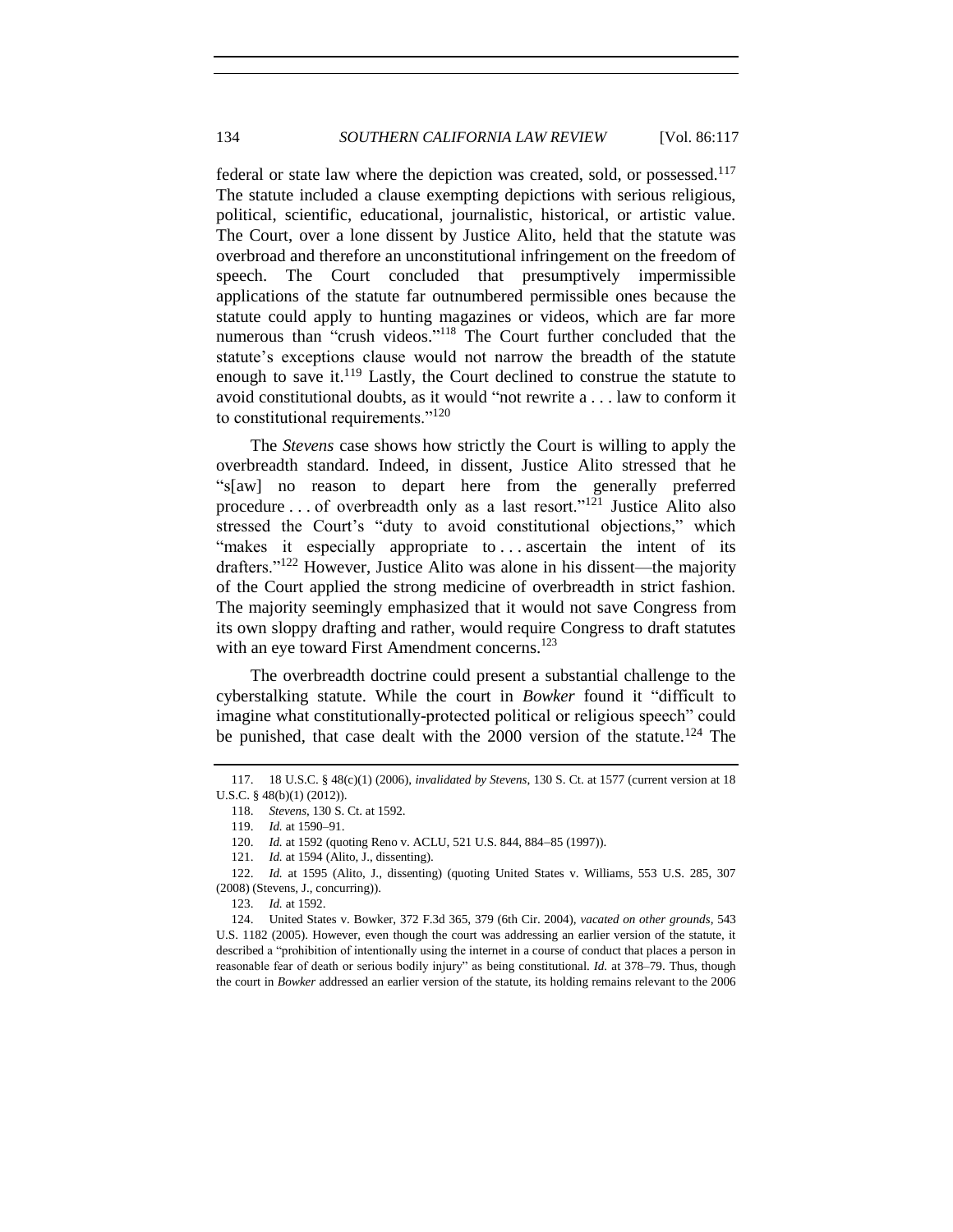federal or state law where the depiction was created, sold, or possessed.[117] The statute included a clause exempting depictions with serious religious, political, scientific, educational, journalistic, historical, or artistic value. The Court, over a lone dissent by Justice Alito, held that the statute was overbroad and therefore an unconstitutional infringement on the freedom of speech. The Court concluded that presumptively impermissible applications of the statute far outnumbered permissible ones because the statute could apply to hunting magazines or videos, which are far more numerous than "crush videos."[118] The Court further concluded that the statute's exceptions clause would not narrow the breadth of the statute enough to save it.[119] Lastly, the Court declined to construe the statute to avoid constitutional doubts, as it would "not rewrite a . . . law to conform it to constitutional requirements."[120]

The *Stevens* case shows how strictly the Court is willing to apply the overbreadth standard. Indeed, in dissent, Justice Alito stressed that he "s[aw] no reason to depart here from the generally preferred procedure . . . of overbreadth only as a last resort."[121] Justice Alito also stressed the Court's "duty to avoid constitutional objections," which "makes it especially appropriate to . . . ascertain the intent of its drafters."[122] However, Justice Alito was alone in his dissent—the majority of the Court applied the strong medicine of overbreadth in strict fashion. The majority seemingly emphasized that it would not save Congress from its own sloppy drafting and rather, would require Congress to draft statutes with an eye toward First Amendment concerns.[123]

The overbreadth doctrine could present a substantial challenge to the cyberstalking statute. While the court in *Bowker* found it "difficult to imagine what constitutionally-protected political or religious speech" could be punished, that case dealt with the 2000 version of the statute.[124] The

---

117. 18 U.S.C. § 48(c)(1) (2006), *invalidated by Stevens*, 130 S. Ct. at 1577 (current version at 18 U.S.C. § 48(b)(1) (2012)).

118. *Stevens*, 130 S. Ct. at 1592.

119. *Id.* at 1590–91.

120. *Id.* at 1592 (quoting Reno v. ACLU, 521 U.S. 844, 884–85 (1997)).

121. *Id.* at 1594 (Alito, J., dissenting).

122. *Id.* at 1595 (Alito, J., dissenting) (quoting United States v. Williams, 553 U.S. 285, 307 (2008) (Stevens, J., concurring)).

123. *Id.* at 1592.

124. United States v. Bowker, 372 F.3d 365, 379 (6th Cir. 2004), *vacated on other grounds*, 543 U.S. 1182 (2005). However, even though the court was addressing an earlier version of the statute, it described a "prohibition of intentionally using the internet in a course of conduct that places a person in reasonable fear of death or serious bodily injury" as being constitutional. *Id.* at 378–79. Thus, though the court in *Bowker* addressed an earlier version of the statute, its holding remains relevant to the 2006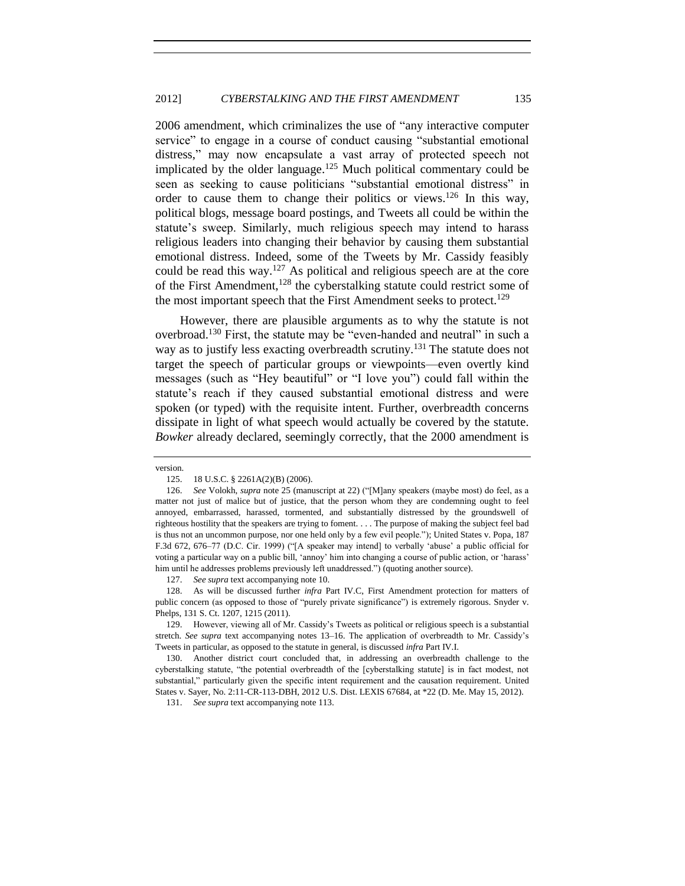2006 amendment, which criminalizes the use of "any interactive computer service" to engage in a course of conduct causing "substantial emotional distress," may now encapsulate a vast array of protected speech not implicated by the older language.[125] Much political commentary could be seen as seeking to cause politicians "substantial emotional distress" in order to cause them to change their politics or views.[126] In this way, political blogs, message board postings, and Tweets all could be within the statute's sweep. Similarly, much religious speech may intend to harass religious leaders into changing their behavior by causing them substantial emotional distress. Indeed, some of the Tweets by Mr. Cassidy feasibly could be read this way.[127] As political and religious speech are at the core of the First Amendment,[128] the cyberstalking statute could restrict some of the most important speech that the First Amendment seeks to protect.[129]

However, there are plausible arguments as to why the statute is not overbroad.[130] First, the statute may be "even-handed and neutral" in such a way as to justify less exacting overbreadth scrutiny.[131] The statute does not target the speech of particular groups or viewpoints—even overtly kind messages (such as "Hey beautiful" or "I love you") could fall within the statute's reach if they caused substantial emotional distress and were spoken (or typed) with the requisite intent. Further, overbreadth concerns dissipate in light of what speech would actually be covered by the statute. *Bowker* already declared, seemingly correctly, that the 2000 amendment is

---

version.

125. 18 U.S.C. § 2261A(2)(B) (2006).

126. *See* Volokh, *supra* note 25 (manuscript at 22) ("[M]any speakers (maybe most) do feel, as a matter not just of malice but of justice, that the person whom they are condemning ought to feel annoyed, embarrassed, harassed, tormented, and substantially distressed by the groundswell of righteous hostility that the speakers are trying to foment. . . . The purpose of making the subject feel bad is thus not an uncommon purpose, nor one held only by a few evil people."); United States v. Popa, 187 F.3d 672, 676–77 (D.C. Cir. 1999) ("[A speaker may intend] to verbally 'abuse' a public official for voting a particular way on a public bill, 'annoy' him into changing a course of public action, or 'harass' him until he addresses problems previously left unaddressed.") (quoting another source).

127. *See supra* text accompanying note 10.

128. As will be discussed further *infra* Part IV.C, First Amendment protection for matters of public concern (as opposed to those of "purely private significance") is extremely rigorous. Snyder v. Phelps, 131 S. Ct. 1207, 1215 (2011).

129. However, viewing all of Mr. Cassidy's Tweets as political or religious speech is a substantial stretch. *See supra* text accompanying notes 13–16. The application of overbreadth to Mr. Cassidy's Tweets in particular, as opposed to the statute in general, is discussed *infra* Part IV.I.

130. Another district court concluded that, in addressing an overbreadth challenge to the cyberstalking statute, "the potential overbreadth of the [cyberstalking statute] is in fact modest, not substantial," particularly given the specific intent requirement and the causation requirement. United States v. Sayer, No. 2:11-CR-113-DBH, 2012 U.S. Dist. LEXIS 67684, at *22 (D. Me. May 15, 2012).

131. *See supra* text accompanying note 113.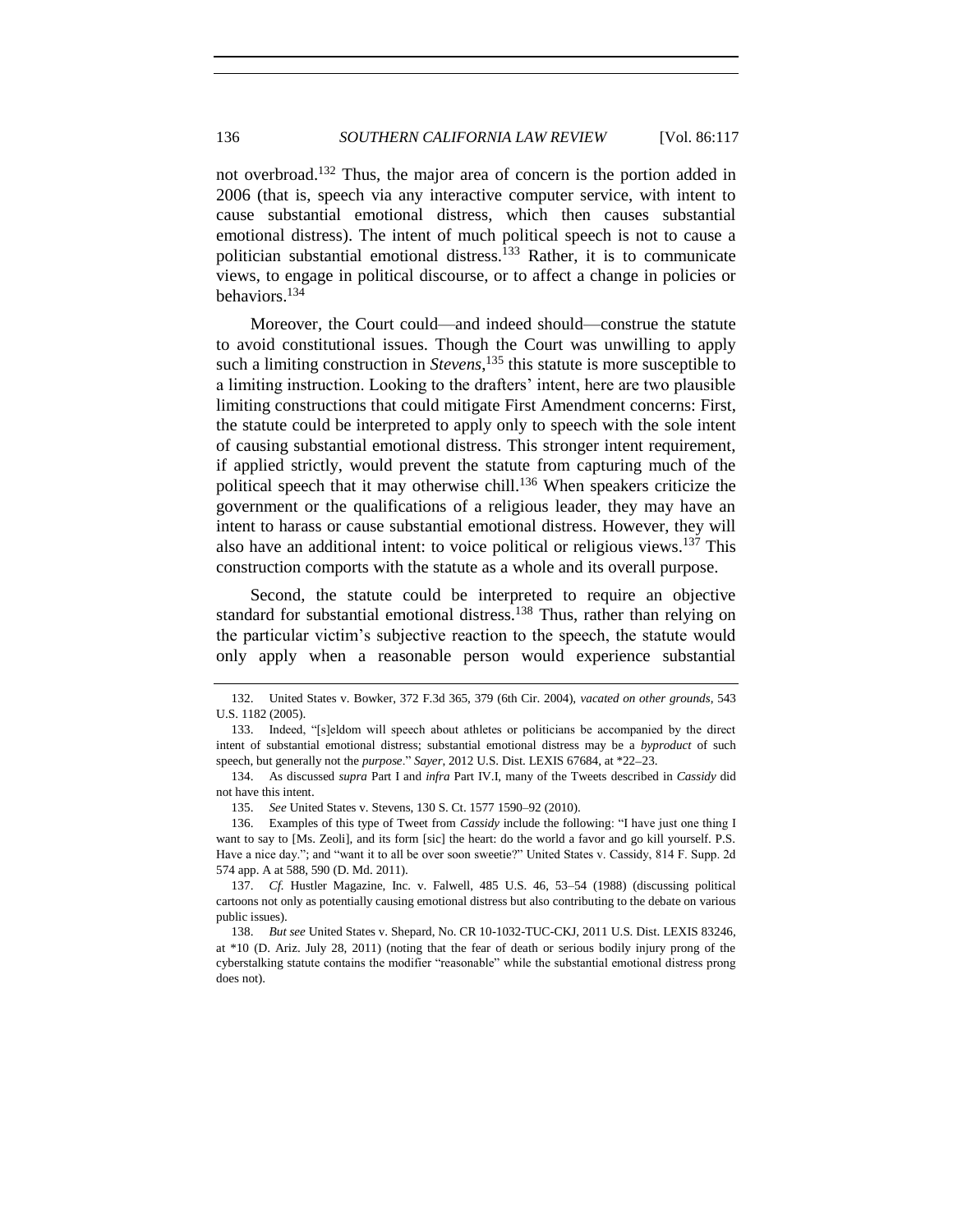not overbroad.[132] Thus, the major area of concern is the portion added in 2006 (that is, speech via any interactive computer service, with intent to cause substantial emotional distress, which then causes substantial emotional distress). The intent of much political speech is not to cause a politician substantial emotional distress.[133] Rather, it is to communicate views, to engage in political discourse, or to affect a change in policies or behaviors.[134]

Moreover, the Court could—and indeed should—construe the statute to avoid constitutional issues. Though the Court was unwilling to apply such a limiting construction in *Stevens*,[135] this statute is more susceptible to a limiting instruction. Looking to the drafters' intent, here are two plausible limiting constructions that could mitigate First Amendment concerns: First, the statute could be interpreted to apply only to speech with the sole intent of causing substantial emotional distress. This stronger intent requirement, if applied strictly, would prevent the statute from capturing much of the political speech that it may otherwise chill.[136] When speakers criticize the government or the qualifications of a religious leader, they may have an intent to harass or cause substantial emotional distress. However, they will also have an additional intent: to voice political or religious views.[137] This construction comports with the statute as a whole and its overall purpose.

Second, the statute could be interpreted to require an objective standard for substantial emotional distress.[138] Thus, rather than relying on the particular victim's subjective reaction to the speech, the statute would only apply when a reasonable person would experience substantial

---

132. United States v. Bowker, 372 F.3d 365, 379 (6th Cir. 2004), *vacated on other grounds*, 543 U.S. 1182 (2005).

133. Indeed, "[s]eldom will speech about athletes or politicians be accompanied by the direct intent of substantial emotional distress; substantial emotional distress may be a *byproduct* of such speech, but generally not the *purpose*." *Sayer*, 2012 U.S. Dist. LEXIS 67684, at *22–23.

134. As discussed *supra* Part I and *infra* Part IV.I, many of the Tweets described in *Cassidy* did not have this intent.

135. *See* United States v. Stevens, 130 S. Ct. 1577 1590–92 (2010).

136. Examples of this type of Tweet from *Cassidy* include the following: "I have just one thing I want to say to [Ms. Zeoli], and its form [sic] the heart: do the world a favor and go kill yourself. P.S. Have a nice day."; and "want it to all be over soon sweetie?" United States v. Cassidy, 814 F. Supp. 2d 574 app. A at 588, 590 (D. Md. 2011).

137. *Cf.* Hustler Magazine, Inc. v. Falwell, 485 U.S. 46, 53–54 (1988) (discussing political cartoons not only as potentially causing emotional distress but also contributing to the debate on various public issues).

138. *But see* United States v. Shepard, No. CR 10-1032-TUC-CKJ, 2011 U.S. Dist. LEXIS 83246, at *10 (D. Ariz. July 28, 2011) (noting that the fear of death or serious bodily injury prong of the cyberstalking statute contains the modifier "reasonable" while the substantial emotional distress prong does not).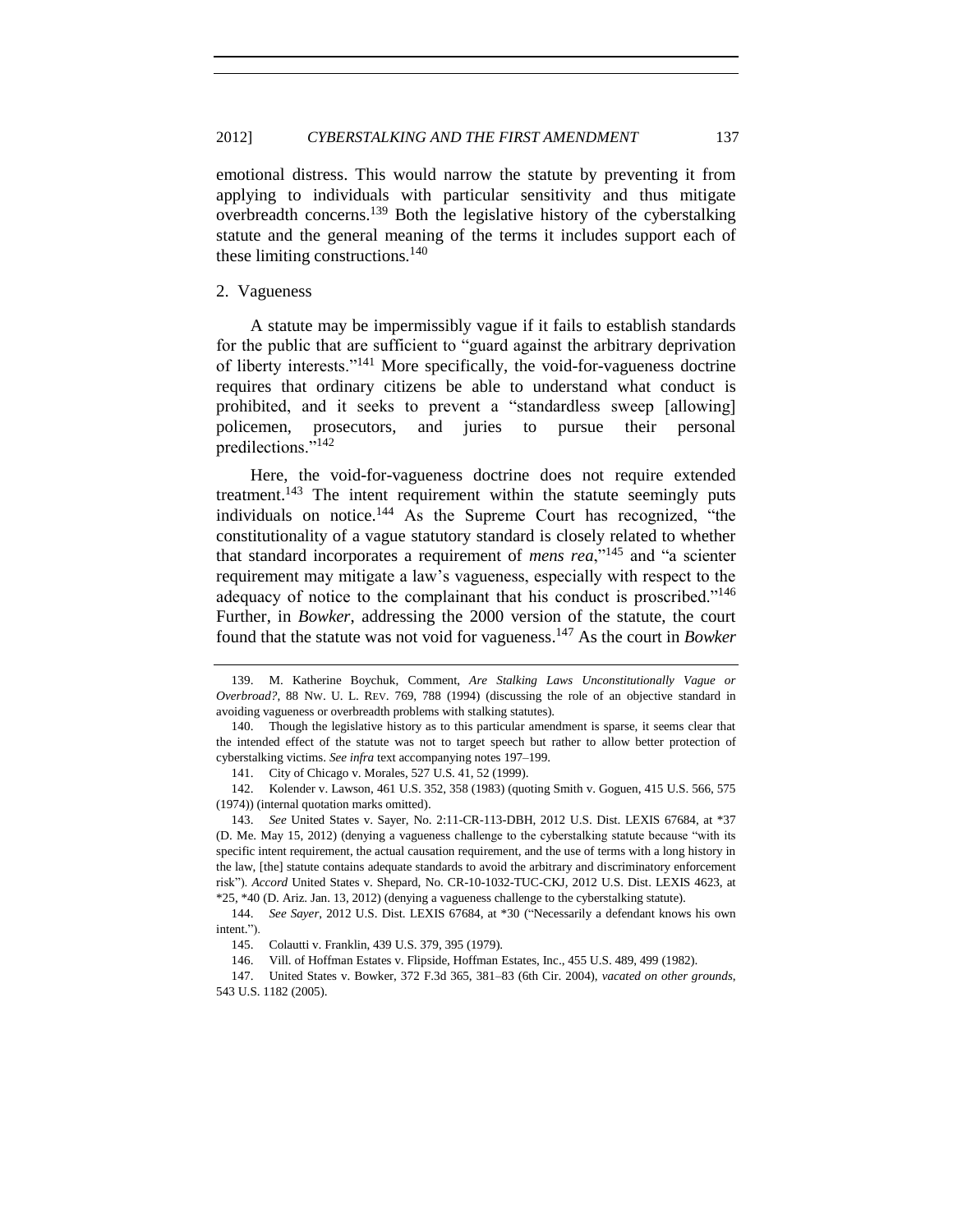emotional distress. This would narrow the statute by preventing it from applying to individuals with particular sensitivity and thus mitigate overbreadth concerns.[139] Both the legislative history of the cyberstalking statute and the general meaning of the terms it includes support each of these limiting constructions.[140]

### 2. Vagueness

A statute may be impermissibly vague if it fails to establish standards for the public that are sufficient to "guard against the arbitrary deprivation of liberty interests."[141] More specifically, the void-for-vagueness doctrine requires that ordinary citizens be able to understand what conduct is prohibited, and it seeks to prevent a "standardless sweep [allowing] policemen, prosecutors, and juries to pursue their personal predilections."[142]

Here, the void-for-vagueness doctrine does not require extended treatment.[143] The intent requirement within the statute seemingly puts individuals on notice.[144] As the Supreme Court has recognized, "the constitutionality of a vague statutory standard is closely related to whether that standard incorporates a requirement of *mens rea*,"[145] and "a scienter requirement may mitigate a law's vagueness, especially with respect to the adequacy of notice to the complainant that his conduct is proscribed."[146] Further, in *Bowker*, addressing the 2000 version of the statute, the court found that the statute was not void for vagueness.[147] As the court in *Bowker*

---

139. M. Katherine Boychuk, Comment, *Are Stalking Laws Unconstitutionally Vague or Overbroad?*, 88 NW. U. L. REV. 769, 788 (1994) (discussing the role of an objective standard in avoiding vagueness or overbreadth problems with stalking statutes).

140. Though the legislative history as to this particular amendment is sparse, it seems clear that the intended effect of the statute was not to target speech but rather to allow better protection of cyberstalking victims. *See infra* text accompanying notes 197–199.

141. City of Chicago v. Morales, 527 U.S. 41, 52 (1999).

142. Kolender v. Lawson, 461 U.S. 352, 358 (1983) (quoting Smith v. Goguen, 415 U.S. 566, 575 (1974)) (internal quotation marks omitted).

143. *See* United States v. Sayer, No. 2:11-CR-113-DBH, 2012 U.S. Dist. LEXIS 67684, at *37 (D. Me. May 15, 2012) (denying a vagueness challenge to the cyberstalking statute because "with its specific intent requirement, the actual causation requirement, and the use of terms with a long history in the law, [the] statute contains adequate standards to avoid the arbitrary and discriminatory enforcement risk"). *Accord* United States v. Shepard, No. CR-10-1032-TUC-CKJ, 2012 U.S. Dist. LEXIS 4623, at *25, *40 (D. Ariz. Jan. 13, 2012) (denying a vagueness challenge to the cyberstalking statute).

144. *See Sayer*, 2012 U.S. Dist. LEXIS 67684, at *30 ("Necessarily a defendant knows his own intent.").

145. Colautti v. Franklin, 439 U.S. 379, 395 (1979).

146. Vill. of Hoffman Estates v. Flipside, Hoffman Estates, Inc., 455 U.S. 489, 499 (1982).

147. United States v. Bowker, 372 F.3d 365, 381–83 (6th Cir. 2004), *vacated on other grounds*, 543 U.S. 1182 (2005).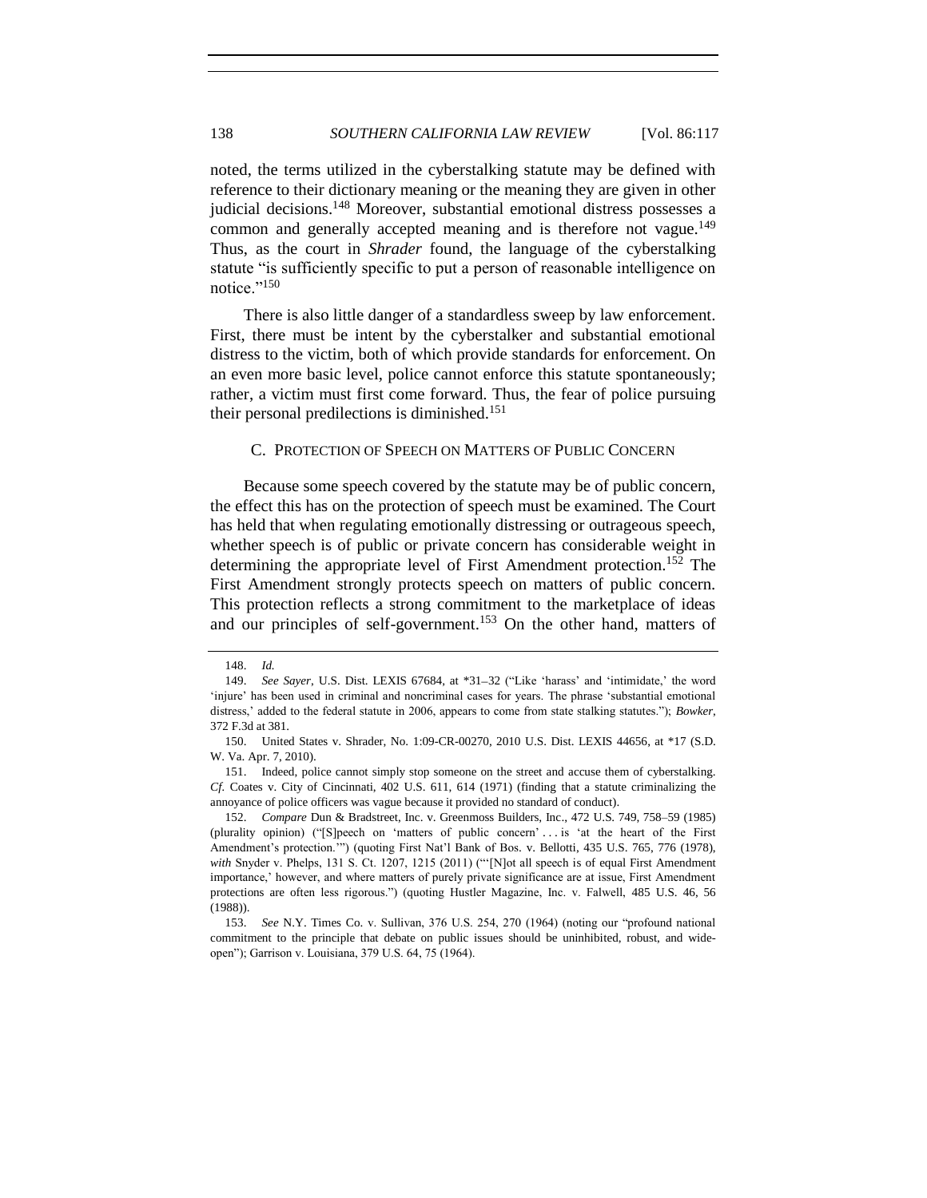noted, the terms utilized in the cyberstalking statute may be defined with reference to their dictionary meaning or the meaning they are given in other judicial decisions.[148] Moreover, substantial emotional distress possesses a common and generally accepted meaning and is therefore not vague.[149] Thus, as the court in *Shrader* found, the language of the cyberstalking statute "is sufficiently specific to put a person of reasonable intelligence on notice."[150]

There is also little danger of a standardless sweep by law enforcement. First, there must be intent by the cyberstalker and substantial emotional distress to the victim, both of which provide standards for enforcement. On an even more basic level, police cannot enforce this statute spontaneously; rather, a victim must first come forward. Thus, the fear of police pursuing their personal predilections is diminished.[151]

### C. Protection of Speech on Matters of Public Concern

Because some speech covered by the statute may be of public concern, the effect this has on the protection of speech must be examined. The Court has held that when regulating emotionally distressing or outrageous speech, whether speech is of public or private concern has considerable weight in determining the appropriate level of First Amendment protection.[152] The First Amendment strongly protects speech on matters of public concern. This protection reflects a strong commitment to the marketplace of ideas and our principles of self-government.[153] On the other hand, matters of

---

148. *Id.*

149. *See Sayer*, U.S. Dist. LEXIS 67684, at *31–32 ("Like 'harass' and 'intimidate,' the word 'injure' has been used in criminal and noncriminal cases for years. The phrase 'substantial emotional distress,' added to the federal statute in 2006, appears to come from state stalking statutes."); *Bowker*, 372 F.3d at 381.

150. United States v. Shrader, No. 1:09-CR-00270, 2010 U.S. Dist. LEXIS 44656, at *17 (S.D. W. Va. Apr. 7, 2010).

151. Indeed, police cannot simply stop someone on the street and accuse them of cyberstalking. *Cf.* Coates v. City of Cincinnati, 402 U.S. 611, 614 (1971) (finding that a statute criminalizing the annoyance of police officers was vague because it provided no standard of conduct).

152. *Compare* Dun & Bradstreet, Inc. v. Greenmoss Builders, Inc., 472 U.S. 749, 758–59 (1985) (plurality opinion) ("[S]peech on 'matters of public concern' . . . is 'at the heart of the First Amendment's protection.'") (quoting First Nat'l Bank of Bos. v. Bellotti, 435 U.S. 765, 776 (1978), *with* Snyder v. Phelps, 131 S. Ct. 1207, 1215 (2011) ("'[N]ot all speech is of equal First Amendment importance,' however, and where matters of purely private significance are at issue, First Amendment protections are often less rigorous.") (quoting Hustler Magazine, Inc. v. Falwell, 485 U.S. 46, 56 (1988)).

153. *See* N.Y. Times Co. v. Sullivan, 376 U.S. 254, 270 (1964) (noting our "profound national commitment to the principle that debate on public issues should be uninhibited, robust, and wide-open"); Garrison v. Louisiana, 379 U.S. 64, 75 (1964).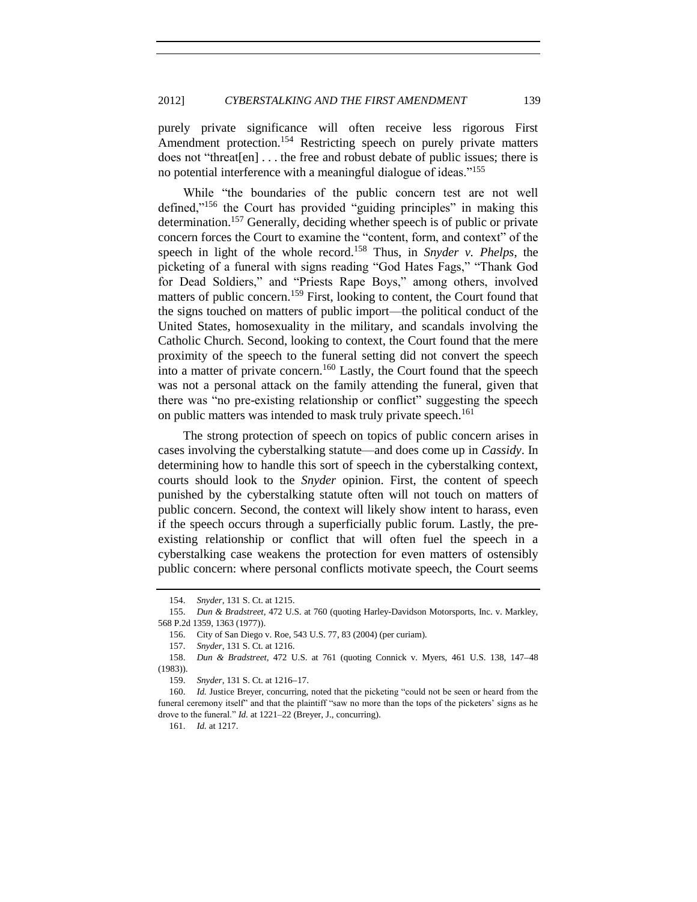purely private significance will often receive less rigorous First Amendment protection.[154] Restricting speech on purely private matters does not "threat[en] . . . the free and robust debate of public issues; there is no potential interference with a meaningful dialogue of ideas."[155]

While "the boundaries of the public concern test are not well defined,"[156] the Court has provided "guiding principles" in making this determination.[157] Generally, deciding whether speech is of public or private concern forces the Court to examine the "content, form, and context" of the speech in light of the whole record.[158] Thus, in *Snyder v. Phelps*, the picketing of a funeral with signs reading "God Hates Fags," "Thank God for Dead Soldiers," and "Priests Rape Boys," among others, involved matters of public concern.[159] First, looking to content, the Court found that the signs touched on matters of public import—the political conduct of the United States, homosexuality in the military, and scandals involving the Catholic Church. Second, looking to context, the Court found that the mere proximity of the speech to the funeral setting did not convert the speech into a matter of private concern.[160] Lastly, the Court found that the speech was not a personal attack on the family attending the funeral, given that there was "no pre-existing relationship or conflict" suggesting the speech on public matters was intended to mask truly private speech.[161]

The strong protection of speech on topics of public concern arises in cases involving the cyberstalking statute—and does come up in *Cassidy*. In determining how to handle this sort of speech in the cyberstalking context, courts should look to the *Snyder* opinion. First, the content of speech punished by the cyberstalking statute often will not touch on matters of public concern. Second, the context will likely show intent to harass, even if the speech occurs through a superficially public forum. Lastly, the pre-existing relationship or conflict that will often fuel the speech in a cyberstalking case weakens the protection for even matters of ostensibly public concern: where personal conflicts motivate speech, the Court seems

---

154. *Snyder*, 131 S. Ct. at 1215.

155. *Dun & Bradstreet*, 472 U.S. at 760 (quoting Harley-Davidson Motorsports, Inc. v. Markley, 568 P.2d 1359, 1363 (1977)).

156. City of San Diego v. Roe, 543 U.S. 77, 83 (2004) (per curiam).

157. *Snyder*, 131 S. Ct. at 1216.

158. *Dun & Bradstreet*, 472 U.S. at 761 (quoting Connick v. Myers, 461 U.S. 138, 147–48 (1983)).

159. *Snyder*, 131 S. Ct. at 1216–17.

160. *Id.* Justice Breyer, concurring, noted that the picketing "could not be seen or heard from the funeral ceremony itself" and that the plaintiff "saw no more than the tops of the picketers' signs as he drove to the funeral." *Id.* at 1221–22 (Breyer, J., concurring).

161. *Id.* at 1217.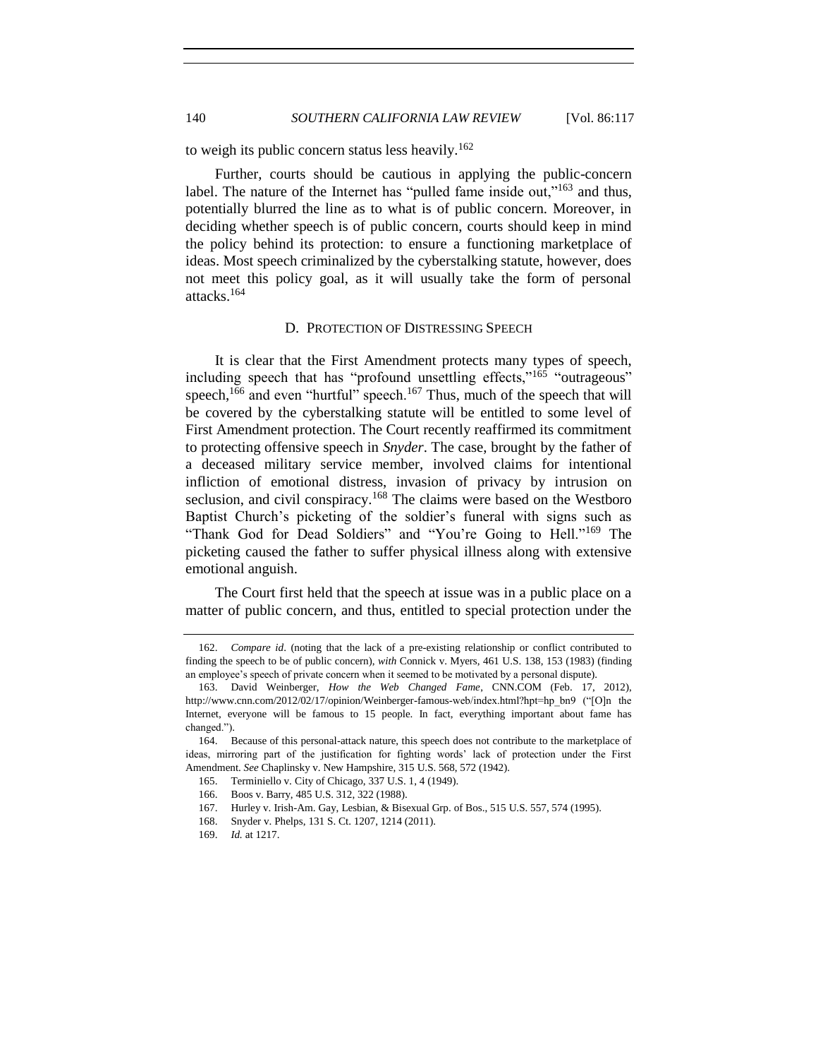to weigh its public concern status less heavily.[162]

Further, courts should be cautious in applying the public-concern label. The nature of the Internet has "pulled fame inside out,"[163] and thus, potentially blurred the line as to what is of public concern. Moreover, in deciding whether speech is of public concern, courts should keep in mind the policy behind its protection: to ensure a functioning marketplace of ideas. Most speech criminalized by the cyberstalking statute, however, does not meet this policy goal, as it will usually take the form of personal attacks.[164]

### D. PROTECTION OF DISTRESSING SPEECH

It is clear that the First Amendment protects many types of speech, including speech that has "profound unsettling effects,"[165] "outrageous" speech,[166] and even "hurtful" speech.[167] Thus, much of the speech that will be covered by the cyberstalking statute will be entitled to some level of First Amendment protection. The Court recently reaffirmed its commitment to protecting offensive speech in *Snyder*. The case, brought by the father of a deceased military service member, involved claims for intentional infliction of emotional distress, invasion of privacy by intrusion on seclusion, and civil conspiracy.[168] The claims were based on the Westboro Baptist Church's picketing of the soldier's funeral with signs such as "Thank God for Dead Soldiers" and "You're Going to Hell."[169] The picketing caused the father to suffer physical illness along with extensive emotional anguish.

The Court first held that the speech at issue was in a public place on a matter of public concern, and thus, entitled to special protection under the

---

162. *Compare id*. (noting that the lack of a pre-existing relationship or conflict contributed to finding the speech to be of public concern), *with* Connick v. Myers, 461 U.S. 138, 153 (1983) (finding an employee's speech of private concern when it seemed to be motivated by a personal dispute).

163. David Weinberger, *How the Web Changed Fame*, CNN.COM (Feb. 17, 2012), http://www.cnn.com/2012/02/17/opinion/Weinberger-famous-web/index.html?hpt=hp_bn9 ("[O]n the Internet, everyone will be famous to 15 people. In fact, everything important about fame has changed.").

164. Because of this personal-attack nature, this speech does not contribute to the marketplace of ideas, mirroring part of the justification for fighting words' lack of protection under the First Amendment. *See* Chaplinsky v. New Hampshire, 315 U.S. 568, 572 (1942).

165. Terminiello v. City of Chicago, 337 U.S. 1, 4 (1949).

166. Boos v. Barry, 485 U.S. 312, 322 (1988).

167. Hurley v. Irish-Am. Gay, Lesbian, & Bisexual Grp. of Bos., 515 U.S. 557, 574 (1995).

168. Snyder v. Phelps, 131 S. Ct. 1207, 1214 (2011).

169. *Id.* at 1217.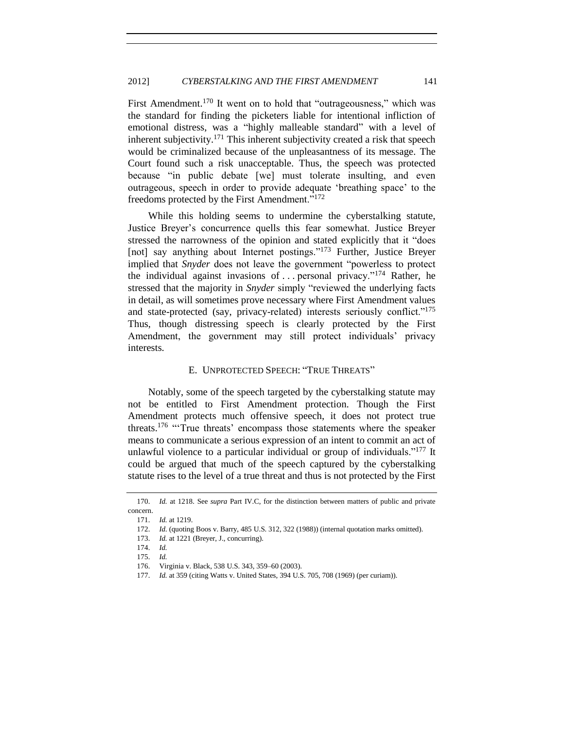First Amendment.[170] It went on to hold that "outrageousness," which was the standard for finding the picketers liable for intentional infliction of emotional distress, was a "highly malleable standard" with a level of inherent subjectivity.[171] This inherent subjectivity created a risk that speech would be criminalized because of the unpleasantness of its message. The Court found such a risk unacceptable. Thus, the speech was protected because "in public debate [we] must tolerate insulting, and even outrageous, speech in order to provide adequate 'breathing space' to the freedoms protected by the First Amendment."[172]

While this holding seems to undermine the cyberstalking statute, Justice Breyer's concurrence quells this fear somewhat. Justice Breyer stressed the narrowness of the opinion and stated explicitly that it "does [not] say anything about Internet postings."[173] Further, Justice Breyer implied that *Snyder* does not leave the government "powerless to protect the individual against invasions of . . . personal privacy."[174] Rather, he stressed that the majority in *Snyder* simply "reviewed the underlying facts in detail, as will sometimes prove necessary where First Amendment values and state-protected (say, privacy-related) interests seriously conflict."[175] Thus, though distressing speech is clearly protected by the First Amendment, the government may still protect individuals' privacy interests.

### E. UNPROTECTED SPEECH: "TRUE THREATS"

Notably, some of the speech targeted by the cyberstalking statute may not be entitled to First Amendment protection. Though the First Amendment protects much offensive speech, it does not protect true threats.[176] "'True threats' encompass those statements where the speaker means to communicate a serious expression of an intent to commit an act of unlawful violence to a particular individual or group of individuals."[177] It could be argued that much of the speech captured by the cyberstalking statute rises to the level of a true threat and thus is not protected by the First

---

170. *Id.* at 1218. See *supra* Part IV.C, for the distinction between matters of public and private concern.

171. *Id.* at 1219.

172. *Id.* (quoting Boos v. Barry, 485 U.S. 312, 322 (1988)) (internal quotation marks omitted).

173. *Id.* at 1221 (Breyer, J., concurring).

174. *Id.*

175. *Id.*

176. Virginia v. Black, 538 U.S. 343, 359–60 (2003).

177. *Id.* at 359 (citing Watts v. United States, 394 U.S. 705, 708 (1969) (per curiam)).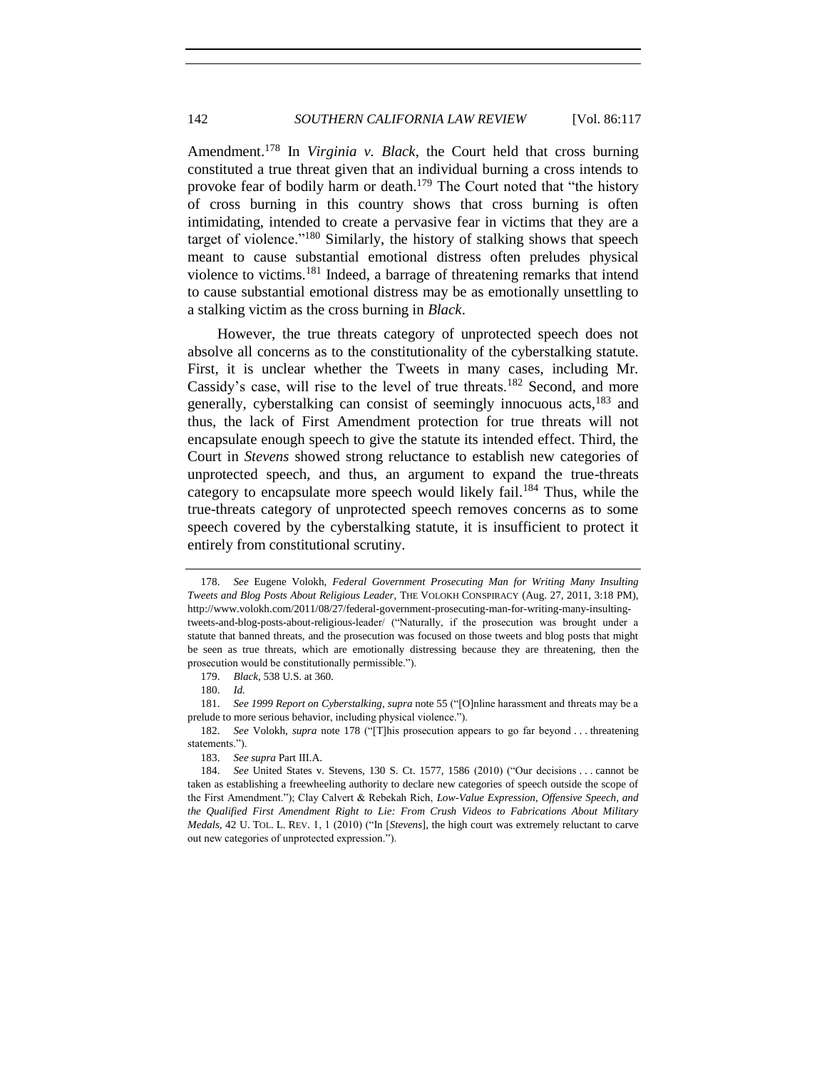Amendment.[178] In *Virginia v. Black*, the Court held that cross burning constituted a true threat given that an individual burning a cross intends to provoke fear of bodily harm or death.[179] The Court noted that "the history of cross burning in this country shows that cross burning is often intimidating, intended to create a pervasive fear in victims that they are a target of violence."[180] Similarly, the history of stalking shows that speech meant to cause substantial emotional distress often preludes physical violence to victims.[181] Indeed, a barrage of threatening remarks that intend to cause substantial emotional distress may be as emotionally unsettling to a stalking victim as the cross burning in *Black*.

However, the true threats category of unprotected speech does not absolve all concerns as to the constitutionality of the cyberstalking statute. First, it is unclear whether the Tweets in many cases, including Mr. Cassidy's case, will rise to the level of true threats.[182] Second, and more generally, cyberstalking can consist of seemingly innocuous acts,[183] and thus, the lack of First Amendment protection for true threats will not encapsulate enough speech to give the statute its intended effect. Third, the Court in *Stevens* showed strong reluctance to establish new categories of unprotected speech, and thus, an argument to expand the true-threats category to encapsulate more speech would likely fail.[184] Thus, while the true-threats category of unprotected speech removes concerns as to some speech covered by the cyberstalking statute, it is insufficient to protect it entirely from constitutional scrutiny.

---

178. *See* Eugene Volokh, *Federal Government Prosecuting Man for Writing Many Insulting Tweets and Blog Posts About Religious Leader*, THE VOLOKH CONSPIRACY (Aug. 27, 2011, 3:18 PM), http://www.volokh.com/2011/08/27/federal-government-prosecuting-man-for-writing-many-insulting-tweets-and-blog-posts-about-religious-leader/ ("Naturally, if the prosecution was brought under a statute that banned threats, and the prosecution was focused on those tweets and blog posts that might be seen as true threats, which are emotionally distressing because they are threatening, then the prosecution would be constitutionally permissible.").

179. *Black*, 538 U.S. at 360.

180. *Id.*

181. *See 1999 Report on Cyberstalking*, *supra* note 55 ("[O]nline harassment and threats may be a prelude to more serious behavior, including physical violence.").

182. *See* Volokh, *supra* note 178 ("[T]his prosecution appears to go far beyond . . . threatening statements.").

183. *See supra* Part III.A.

184. *See* United States v. Stevens, 130 S. Ct. 1577, 1586 (2010) ("Our decisions . . . cannot be taken as establishing a freewheeling authority to declare new categories of speech outside the scope of the First Amendment."); Clay Calvert & Rebekah Rich, *Low-Value Expression, Offensive Speech, and the Qualified First Amendment Right to Lie: From Crush Videos to Fabrications About Military Medals*, 42 U. TOL. L. REV. 1, 1 (2010) ("In [*Stevens*], the high court was extremely reluctant to carve out new categories of unprotected expression.").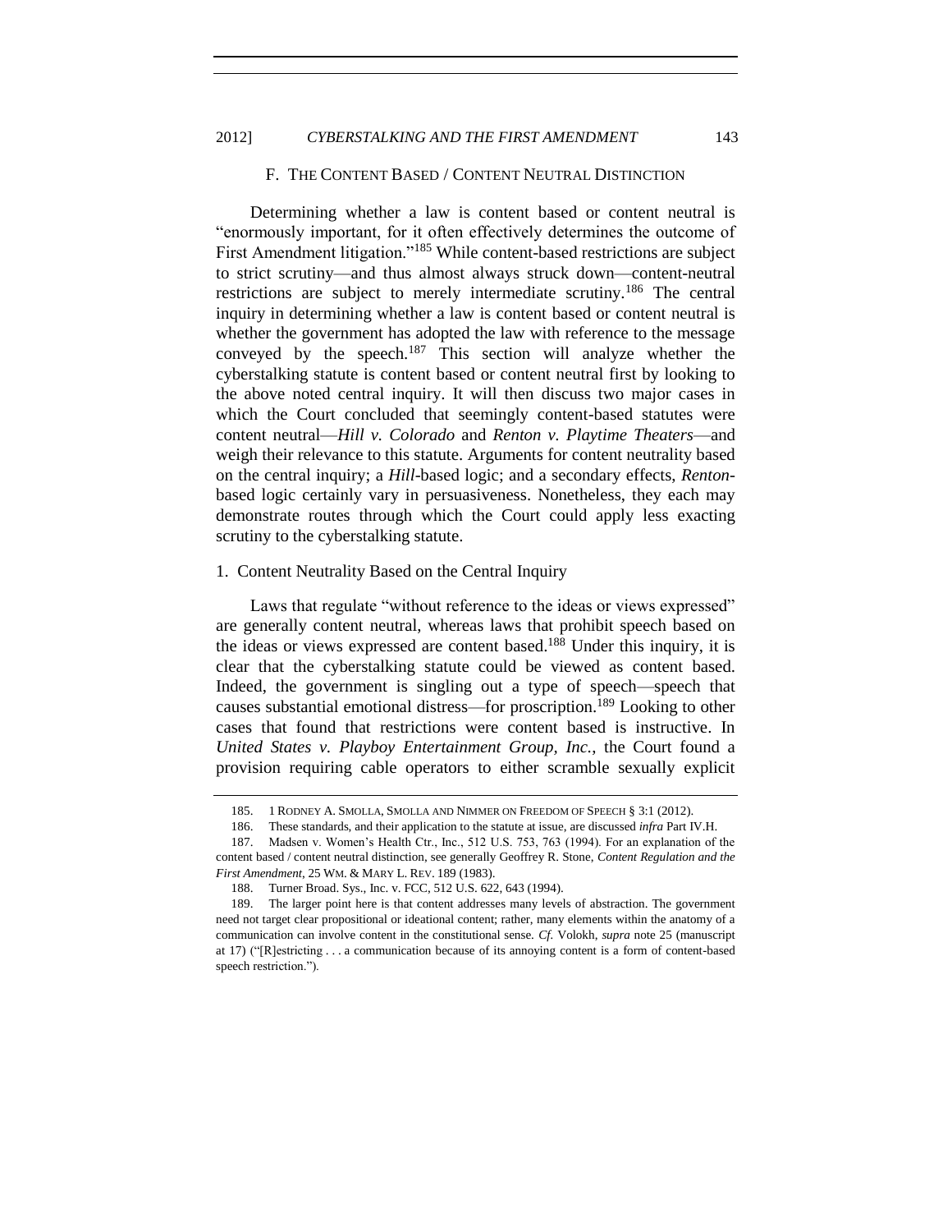### F. THE CONTENT BASED / CONTENT NEUTRAL DISTINCTION

Determining whether a law is content based or content neutral is "enormously important, for it often effectively determines the outcome of First Amendment litigation."[185] While content-based restrictions are subject to strict scrutiny—and thus almost always struck down—content-neutral restrictions are subject to merely intermediate scrutiny.[186] The central inquiry in determining whether a law is content based or content neutral is whether the government has adopted the law with reference to the message conveyed by the speech.[187] This section will analyze whether the cyberstalking statute is content based or content neutral first by looking to the above noted central inquiry. It will then discuss two major cases in which the Court concluded that seemingly content-based statutes were content neutral—*Hill v. Colorado* and *Renton v. Playtime Theaters*—and weigh their relevance to this statute. Arguments for content neutrality based on the central inquiry; a *Hill*-based logic; and a secondary effects, *Renton*-based logic certainly vary in persuasiveness. Nonetheless, they each may demonstrate routes through which the Court could apply less exacting scrutiny to the cyberstalking statute.

#### 1. Content Neutrality Based on the Central Inquiry

Laws that regulate "without reference to the ideas or views expressed" are generally content neutral, whereas laws that prohibit speech based on the ideas or views expressed are content based.[188] Under this inquiry, it is clear that the cyberstalking statute could be viewed as content based. Indeed, the government is singling out a type of speech—speech that causes substantial emotional distress—for proscription.[189] Looking to other cases that found that restrictions were content based is instructive. In *United States v. Playboy Entertainment Group, Inc.*, the Court found a provision requiring cable operators to either scramble sexually explicit

---

185. 1 RODNEY A. SMOLLA, SMOLLA AND NIMMER ON FREEDOM OF SPEECH § 3:1 (2012).

186. These standards, and their application to the statute at issue, are discussed *infra* Part IV.H.

187. Madsen v. Women's Health Ctr., Inc., 512 U.S. 753, 763 (1994). For an explanation of the content based / content neutral distinction, see generally Geoffrey R. Stone, *Content Regulation and the First Amendment*, 25 WM. & MARY L. REV. 189 (1983).

188. Turner Broad. Sys., Inc. v. FCC, 512 U.S. 622, 643 (1994).

189. The larger point here is that content addresses many levels of abstraction. The government need not target clear propositional or ideational content; rather, many elements within the anatomy of a communication can involve content in the constitutional sense. *Cf.* Volokh, *supra* note 25 (manuscript at 17) ("[R]estricting . . . a communication because of its annoying content is a form of content-based speech restriction.").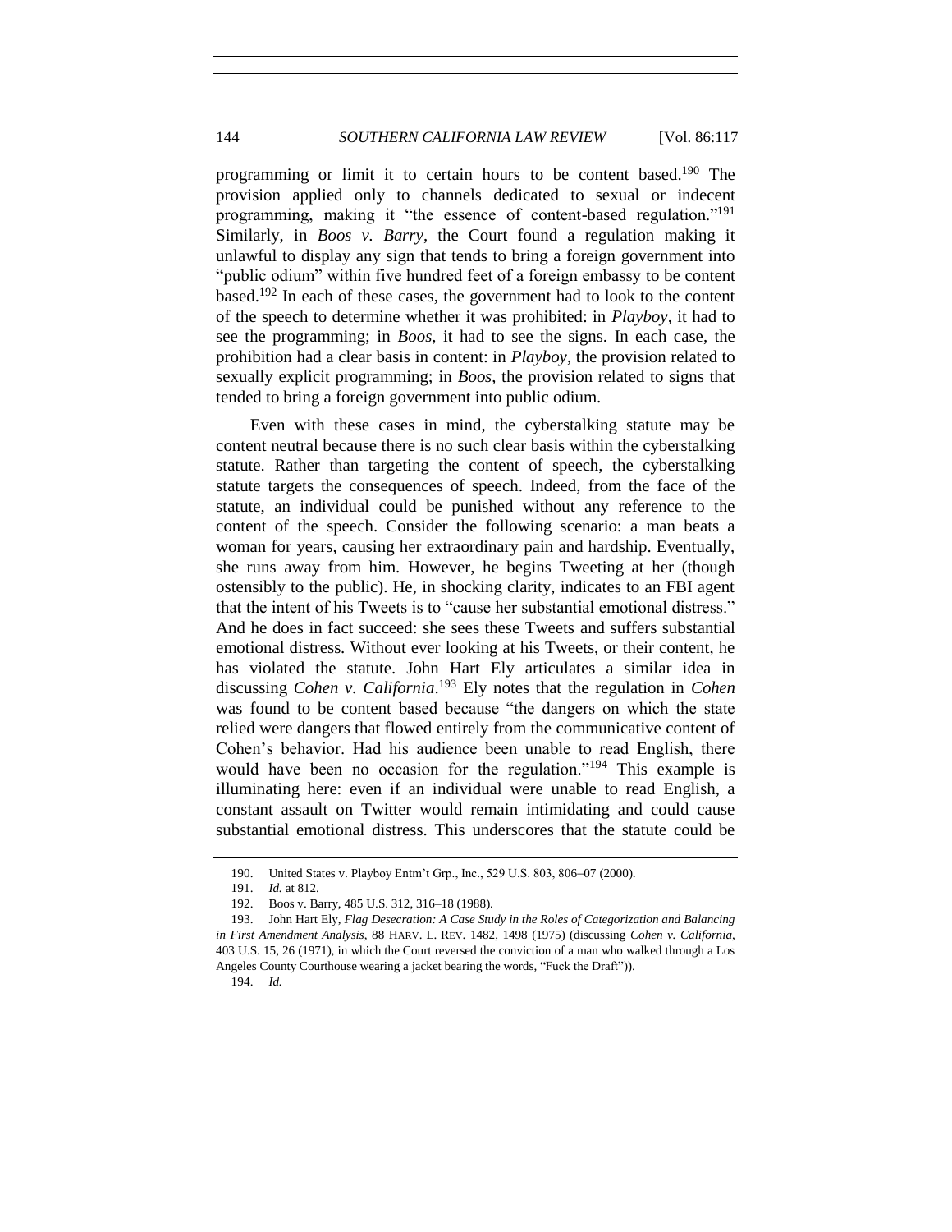programming or limit it to certain hours to be content based.[190] The provision applied only to channels dedicated to sexual or indecent programming, making it "the essence of content-based regulation."[191] Similarly, in *Boos v. Barry*, the Court found a regulation making it unlawful to display any sign that tends to bring a foreign government into "public odium" within five hundred feet of a foreign embassy to be content based.[192] In each of these cases, the government had to look to the content of the speech to determine whether it was prohibited: in *Playboy*, it had to see the programming; in *Boos*, it had to see the signs. In each case, the prohibition had a clear basis in content: in *Playboy*, the provision related to sexually explicit programming; in *Boos*, the provision related to signs that tended to bring a foreign government into public odium.

Even with these cases in mind, the cyberstalking statute may be content neutral because there is no such clear basis within the cyberstalking statute. Rather than targeting the content of speech, the cyberstalking statute targets the consequences of speech. Indeed, from the face of the statute, an individual could be punished without any reference to the content of the speech. Consider the following scenario: a man beats a woman for years, causing her extraordinary pain and hardship. Eventually, she runs away from him. However, he begins Tweeting at her (though ostensibly to the public). He, in shocking clarity, indicates to an FBI agent that the intent of his Tweets is to "cause her substantial emotional distress." And he does in fact succeed: she sees these Tweets and suffers substantial emotional distress. Without ever looking at his Tweets, or their content, he has violated the statute. John Hart Ely articulates a similar idea in discussing *Cohen v. California*.[193] Ely notes that the regulation in *Cohen* was found to be content based because "the dangers on which the state relied were dangers that flowed entirely from the communicative content of Cohen's behavior. Had his audience been unable to read English, there would have been no occasion for the regulation."[194] This example is illuminating here: even if an individual were unable to read English, a constant assault on Twitter would remain intimidating and could cause substantial emotional distress. This underscores that the statute could be

---

190. United States v. Playboy Entm't Grp., Inc., 529 U.S. 803, 806–07 (2000).

191. *Id.* at 812.

192. Boos v. Barry, 485 U.S. 312, 316–18 (1988).

193. John Hart Ely, *Flag Desecration: A Case Study in the Roles of Categorization and Balancing in First Amendment Analysis*, 88 HARV. L. REV. 1482, 1498 (1975) (discussing *Cohen v. California*, 403 U.S. 15, 26 (1971), in which the Court reversed the conviction of a man who walked through a Los Angeles County Courthouse wearing a jacket bearing the words, "Fuck the Draft")).

194. *Id.*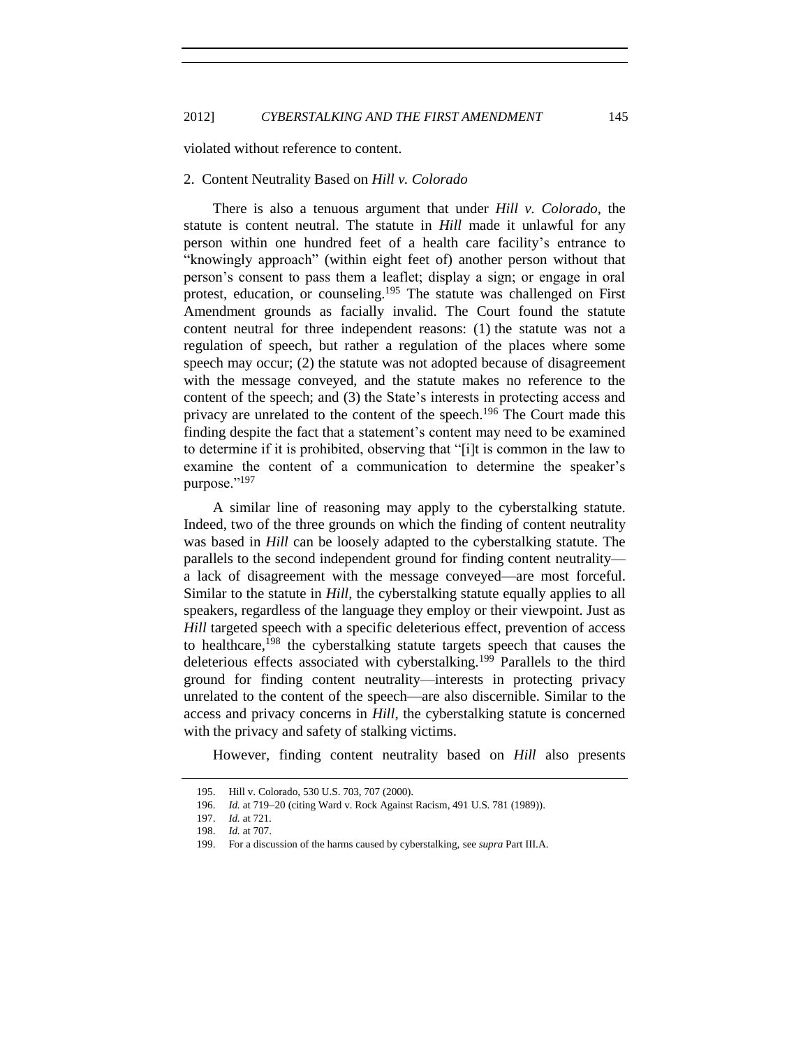violated without reference to content.

### 2. Content Neutrality Based on *Hill v. Colorado*

There is also a tenuous argument that under *Hill v. Colorado*, the statute is content neutral. The statute in *Hill* made it unlawful for any person within one hundred feet of a health care facility's entrance to "knowingly approach" (within eight feet of) another person without that person's consent to pass them a leaflet; display a sign; or engage in oral protest, education, or counseling.[195] The statute was challenged on First Amendment grounds as facially invalid. The Court found the statute content neutral for three independent reasons: (1) the statute was not a regulation of speech, but rather a regulation of the places where some speech may occur; (2) the statute was not adopted because of disagreement with the message conveyed, and the statute makes no reference to the content of the speech; and (3) the State's interests in protecting access and privacy are unrelated to the content of the speech.[196] The Court made this finding despite the fact that a statement's content may need to be examined to determine if it is prohibited, observing that "[i]t is common in the law to examine the content of a communication to determine the speaker's purpose."[197]

A similar line of reasoning may apply to the cyberstalking statute. Indeed, two of the three grounds on which the finding of content neutrality was based in *Hill* can be loosely adapted to the cyberstalking statute. The parallels to the second independent ground for finding content neutrality—a lack of disagreement with the message conveyed—are most forceful. Similar to the statute in *Hill*, the cyberstalking statute equally applies to all speakers, regardless of the language they employ or their viewpoint. Just as *Hill* targeted speech with a specific deleterious effect, prevention of access to healthcare,[198] the cyberstalking statute targets speech that causes the deleterious effects associated with cyberstalking.[199] Parallels to the third ground for finding content neutrality—interests in protecting privacy unrelated to the content of the speech—are also discernible. Similar to the access and privacy concerns in *Hill*, the cyberstalking statute is concerned with the privacy and safety of stalking victims.

However, finding content neutrality based on *Hill* also presents

---

195. Hill v. Colorado, 530 U.S. 703, 707 (2000).

196. *Id.* at 719–20 (citing Ward v. Rock Against Racism, 491 U.S. 781 (1989)).

197. *Id.* at 721.

198. *Id.* at 707.

199. For a discussion of the harms caused by cyberstalking, see *supra* Part III.A.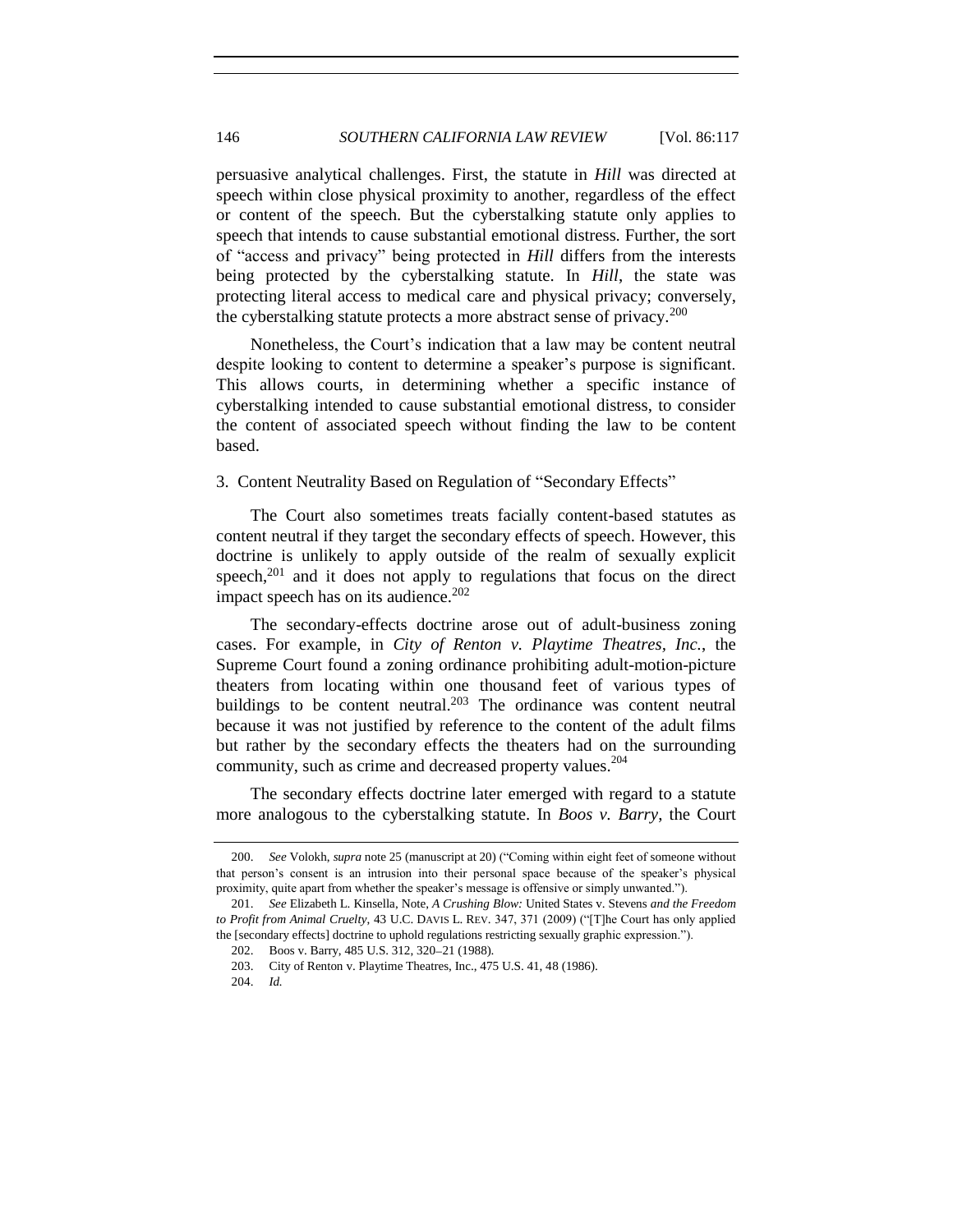persuasive analytical challenges. First, the statute in *Hill* was directed at speech within close physical proximity to another, regardless of the effect or content of the speech. But the cyberstalking statute only applies to speech that intends to cause substantial emotional distress. Further, the sort of "access and privacy" being protected in *Hill* differs from the interests being protected by the cyberstalking statute. In *Hill*, the state was protecting literal access to medical care and physical privacy; conversely, the cyberstalking statute protects a more abstract sense of privacy.[200]

Nonetheless, the Court's indication that a law may be content neutral despite looking to content to determine a speaker's purpose is significant. This allows courts, in determining whether a specific instance of cyberstalking intended to cause substantial emotional distress, to consider the content of associated speech without finding the law to be content based.

### 3. Content Neutrality Based on Regulation of "Secondary Effects"

The Court also sometimes treats facially content-based statutes as content neutral if they target the secondary effects of speech. However, this doctrine is unlikely to apply outside of the realm of sexually explicit speech,[201] and it does not apply to regulations that focus on the direct impact speech has on its audience.[202]

The secondary-effects doctrine arose out of adult-business zoning cases. For example, in *City of Renton v. Playtime Theatres, Inc.*, the Supreme Court found a zoning ordinance prohibiting adult-motion-picture theaters from locating within one thousand feet of various types of buildings to be content neutral.[203] The ordinance was content neutral because it was not justified by reference to the content of the adult films but rather by the secondary effects the theaters had on the surrounding community, such as crime and decreased property values.[204]

The secondary effects doctrine later emerged with regard to a statute more analogous to the cyberstalking statute. In *Boos v. Barry*, the Court

---

200. *See* Volokh, *supra* note 25 (manuscript at 20) ("Coming within eight feet of someone without that person's consent is an intrusion into their personal space because of the speaker's physical proximity, quite apart from whether the speaker's message is offensive or simply unwanted.").

201. *See* Elizabeth L. Kinsella, Note, *A Crushing Blow:* United States v. Stevens *and the Freedom to Profit from Animal Cruelty*, 43 U.C. DAVIS L. REV. 347, 371 (2009) ("[T]he Court has only applied the [secondary effects] doctrine to uphold regulations restricting sexually graphic expression.").

202. Boos v. Barry, 485 U.S. 312, 320–21 (1988).

203. City of Renton v. Playtime Theatres, Inc., 475 U.S. 41, 48 (1986).

204. *Id.*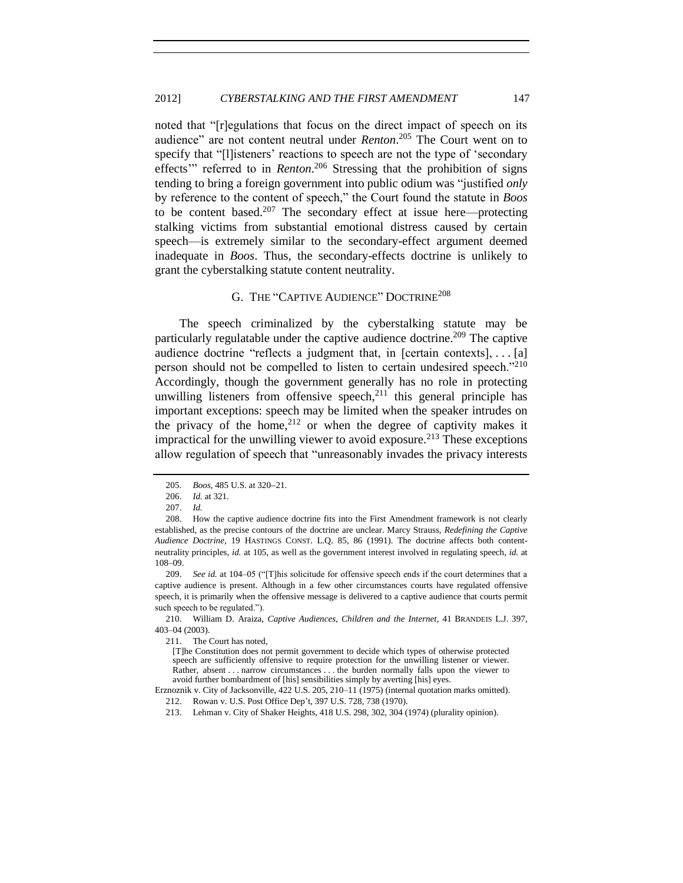noted that "[r]egulations that focus on the direct impact of speech on its audience" are not content neutral under *Renton*.[205] The Court went on to specify that "[l]isteners' reactions to speech are not the type of 'secondary effects'" referred to in *Renton*.[206] Stressing that the prohibition of signs tending to bring a foreign government into public odium was "justified *only* by reference to the content of speech," the Court found the statute in *Boos* to be content based.[207] The secondary effect at issue here—protecting stalking victims from substantial emotional distress caused by certain speech—is extremely similar to the secondary-effect argument deemed inadequate in *Boos*. Thus, the secondary-effects doctrine is unlikely to grant the cyberstalking statute content neutrality.

### G. The "Captive Audience" Doctrine[208]

The speech criminalized by the cyberstalking statute may be particularly regulatable under the captive audience doctrine.[209] The captive audience doctrine "reflects a judgment that, in [certain contexts], . . . [a] person should not be compelled to listen to certain undesired speech."[210] Accordingly, though the government generally has no role in protecting unwilling listeners from offensive speech,[211] this general principle has important exceptions: speech may be limited when the speaker intrudes on the privacy of the home,[212] or when the degree of captivity makes it impractical for the unwilling viewer to avoid exposure.[213] These exceptions allow regulation of speech that "unreasonably invades the privacy interests

---

205. *Boos*, 485 U.S. at 320–21.

206. *Id.* at 321.

207. *Id.*

208. How the captive audience doctrine fits into the First Amendment framework is not clearly established, as the precise contours of the doctrine are unclear. Marcy Strauss, *Redefining the Captive Audience Doctrine*, 19 HASTINGS CONST. L.Q. 85, 86 (1991). The doctrine affects both content-neutrality principles, *id.* at 105, as well as the government interest involved in regulating speech, *id.* at 108–09.

209. *See id.* at 104–05 ("[T]his solicitude for offensive speech ends if the court determines that a captive audience is present. Although in a few other circumstances courts have regulated offensive speech, it is primarily when the offensive message is delivered to a captive audience that courts permit such speech to be regulated.").

210. William D. Araiza, *Captive Audiences, Children and the Internet*, 41 BRANDEIS L.J. 397, 403–04 (2003).

211. The Court has noted,

> [T]he Constitution does not permit government to decide which types of otherwise protected speech are sufficiently offensive to require protection for the unwilling listener or viewer. Rather, absent . . . narrow circumstances . . . the burden normally falls upon the viewer to avoid further bombardment of [his] sensibilities simply by averting [his] eyes.

Erznoznik v. City of Jacksonville, 422 U.S. 205, 210–11 (1975) (internal quotation marks omitted).

212. Rowan v. U.S. Post Office Dep't, 397 U.S. 728, 738 (1970).

213. Lehman v. City of Shaker Heights, 418 U.S. 298, 302, 304 (1974) (plurality opinion).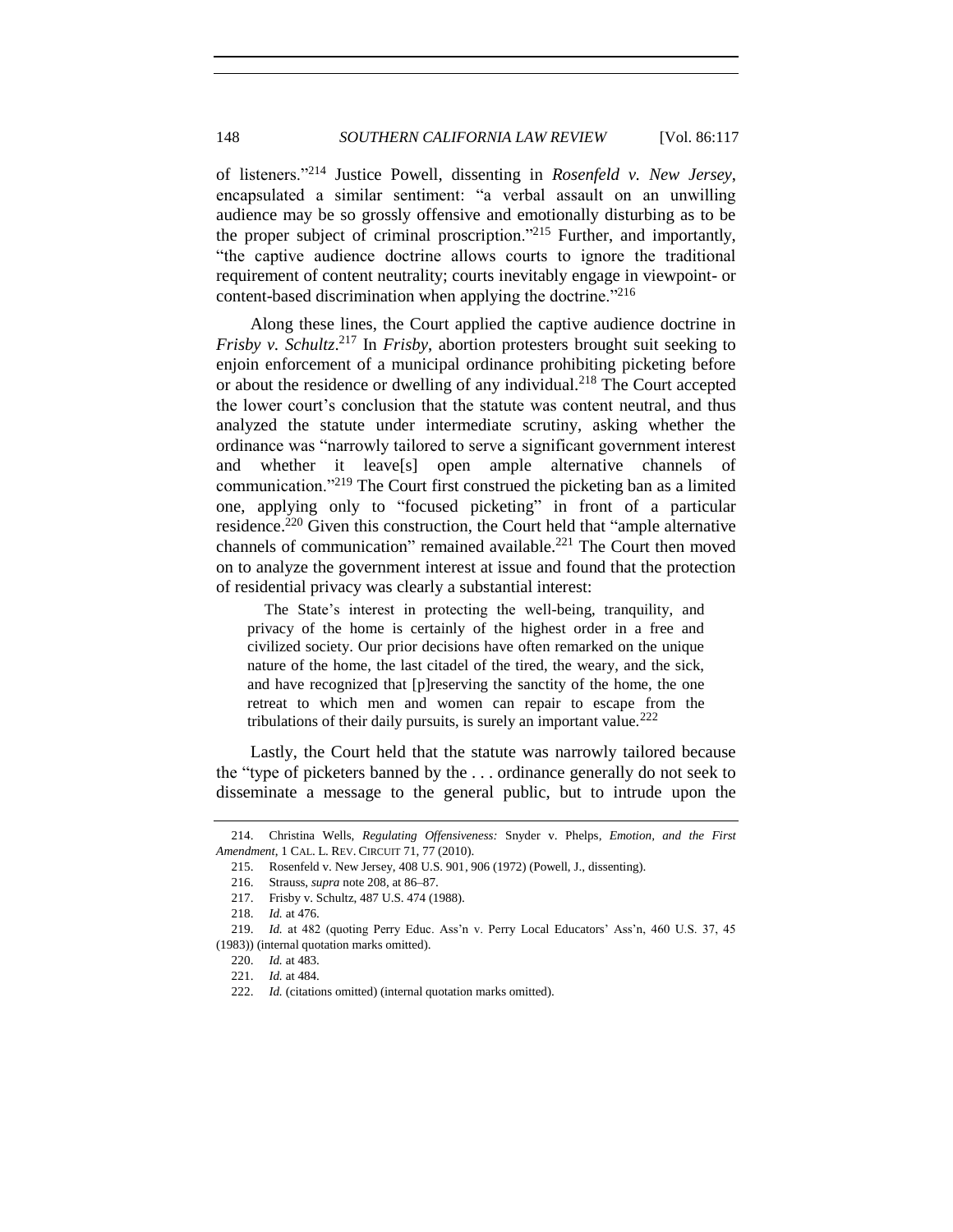of listeners."[214] Justice Powell, dissenting in *Rosenfeld v. New Jersey*, encapsulated a similar sentiment: "a verbal assault on an unwilling audience may be so grossly offensive and emotionally disturbing as to be the proper subject of criminal proscription."[215] Further, and importantly, "the captive audience doctrine allows courts to ignore the traditional requirement of content neutrality; courts inevitably engage in viewpoint- or content-based discrimination when applying the doctrine."[216]

Along these lines, the Court applied the captive audience doctrine in *Frisby v. Schultz*.[217] In *Frisby*, abortion protesters brought suit seeking to enjoin enforcement of a municipal ordinance prohibiting picketing before or about the residence or dwelling of any individual.[218] The Court accepted the lower court's conclusion that the statute was content neutral, and thus analyzed the statute under intermediate scrutiny, asking whether the ordinance was "narrowly tailored to serve a significant government interest and whether it leave[s] open ample alternative channels of communication."[219] The Court first construed the picketing ban as a limited one, applying only to "focused picketing" in front of a particular residence.[220] Given this construction, the Court held that "ample alternative channels of communication" remained available.[221] The Court then moved on to analyze the government interest at issue and found that the protection of residential privacy was clearly a substantial interest:

> The State's interest in protecting the well-being, tranquility, and privacy of the home is certainly of the highest order in a free and civilized society. Our prior decisions have often remarked on the unique nature of the home, the last citadel of the tired, the weary, and the sick, and have recognized that [p]reserving the sanctity of the home, the one retreat to which men and women can repair to escape from the tribulations of their daily pursuits, is surely an important value.[222]

Lastly, the Court held that the statute was narrowly tailored because the "type of picketers banned by the . . . ordinance generally do not seek to disseminate a message to the general public, but to intrude upon the

---

214. Christina Wells, *Regulating Offensiveness:* Snyder v. Phelps, *Emotion, and the First Amendment*, 1 CAL. L. REV. CIRCUIT 71, 77 (2010).

215. Rosenfeld v. New Jersey, 408 U.S. 901, 906 (1972) (Powell, J., dissenting).

216. Strauss, *supra* note 208, at 86–87.

217. Frisby v. Schultz, 487 U.S. 474 (1988).

218. *Id.* at 476.

219. *Id.* at 482 (quoting Perry Educ. Ass'n v. Perry Local Educators' Ass'n, 460 U.S. 37, 45 (1983)) (internal quotation marks omitted).

220. *Id.* at 483.

221. *Id.* at 484.

222. *Id.* (citations omitted) (internal quotation marks omitted).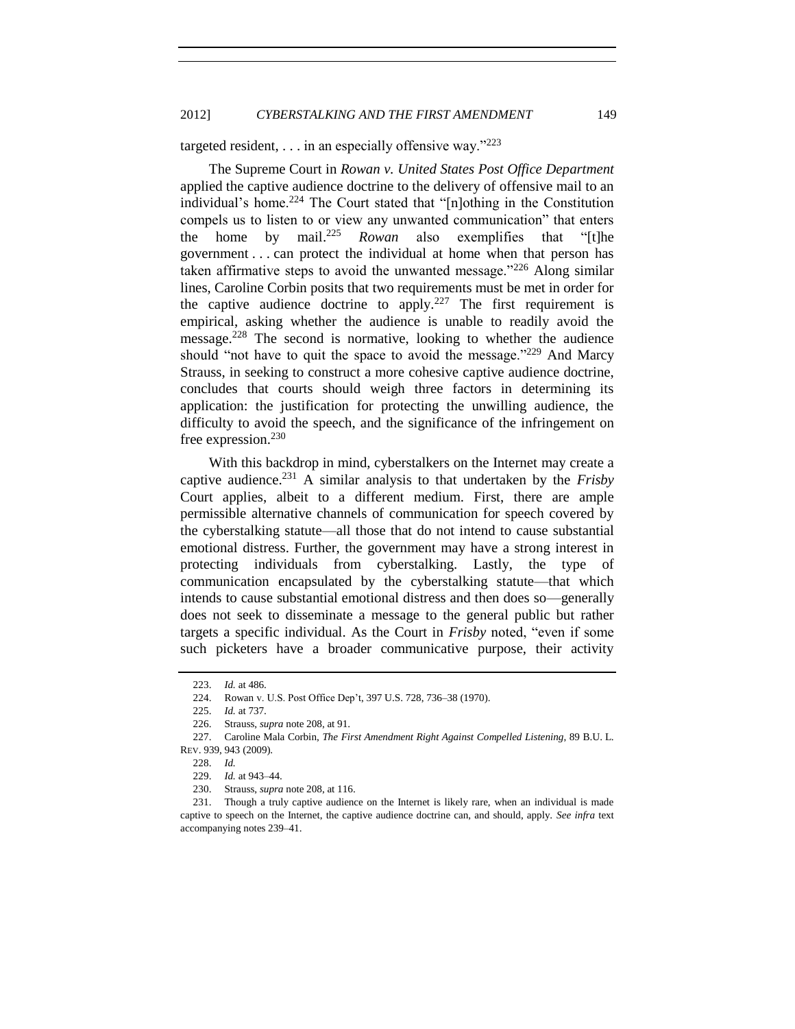targeted resident, . . . in an especially offensive way."[223]

The Supreme Court in *Rowan v. United States Post Office Department* applied the captive audience doctrine to the delivery of offensive mail to an individual's home.[224] The Court stated that "[n]othing in the Constitution compels us to listen to or view any unwanted communication" that enters the home by mail.[225] *Rowan* also exemplifies that "[t]he government . . . can protect the individual at home when that person has taken affirmative steps to avoid the unwanted message."[226] Along similar lines, Caroline Corbin posits that two requirements must be met in order for the captive audience doctrine to apply.[227] The first requirement is empirical, asking whether the audience is unable to readily avoid the message.[228] The second is normative, looking to whether the audience should "not have to quit the space to avoid the message."[229] And Marcy Strauss, in seeking to construct a more cohesive captive audience doctrine, concludes that courts should weigh three factors in determining its application: the justification for protecting the unwilling audience, the difficulty to avoid the speech, and the significance of the infringement on free expression.[230]

With this backdrop in mind, cyberstalkers on the Internet may create a captive audience.[231] A similar analysis to that undertaken by the *Frisby* Court applies, albeit to a different medium. First, there are ample permissible alternative channels of communication for speech covered by the cyberstalking statute—all those that do not intend to cause substantial emotional distress. Further, the government may have a strong interest in protecting individuals from cyberstalking. Lastly, the type of communication encapsulated by the cyberstalking statute—that which intends to cause substantial emotional distress and then does so—generally does not seek to disseminate a message to the general public but rather targets a specific individual. As the Court in *Frisby* noted, "even if some such picketers have a broader communicative purpose, their activity

---

223. *Id.* at 486.

224. Rowan v. U.S. Post Office Dep't, 397 U.S. 728, 736–38 (1970).

225. *Id.* at 737.

226. Strauss, *supra* note 208, at 91.

227. Caroline Mala Corbin, *The First Amendment Right Against Compelled Listening*, 89 B.U. L. REV. 939, 943 (2009).

228. *Id.*

229. *Id.* at 943–44.

230. Strauss, *supra* note 208, at 116.

231. Though a truly captive audience on the Internet is likely rare, when an individual is made captive to speech on the Internet, the captive audience doctrine can, and should, apply. *See infra* text accompanying notes 239–41.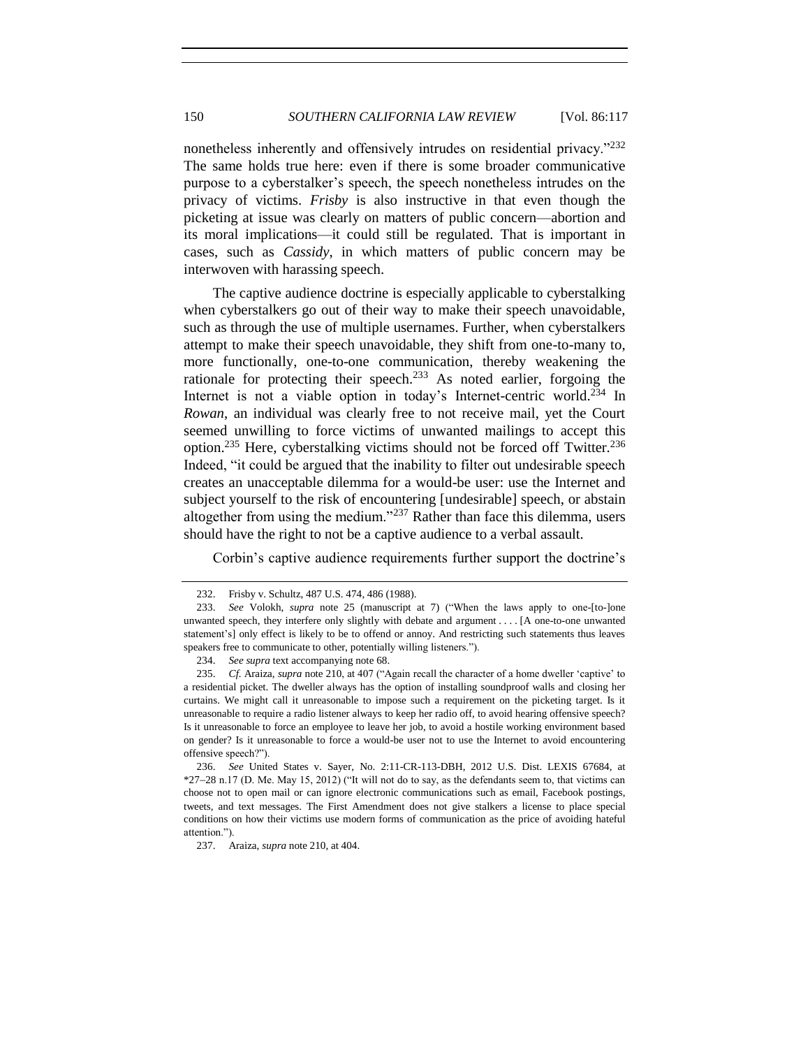nonetheless inherently and offensively intrudes on residential privacy."[232] The same holds true here: even if there is some broader communicative purpose to a cyberstalker's speech, the speech nonetheless intrudes on the privacy of victims. *Frisby* is also instructive in that even though the picketing at issue was clearly on matters of public concern—abortion and its moral implications—it could still be regulated. That is important in cases, such as *Cassidy*, in which matters of public concern may be interwoven with harassing speech.

The captive audience doctrine is especially applicable to cyberstalking when cyberstalkers go out of their way to make their speech unavoidable, such as through the use of multiple usernames. Further, when cyberstalkers attempt to make their speech unavoidable, they shift from one-to-many to, more functionally, one-to-one communication, thereby weakening the rationale for protecting their speech.[233] As noted earlier, forgoing the Internet is not a viable option in today's Internet-centric world.[234] In *Rowan*, an individual was clearly free to not receive mail, yet the Court seemed unwilling to force victims of unwanted mailings to accept this option.[235] Here, cyberstalking victims should not be forced off Twitter.[236] Indeed, "it could be argued that the inability to filter out undesirable speech creates an unacceptable dilemma for a would-be user: use the Internet and subject yourself to the risk of encountering [undesirable] speech, or abstain altogether from using the medium."[237] Rather than face this dilemma, users should have the right to not be a captive audience to a verbal assault.

Corbin's captive audience requirements further support the doctrine's

---

232. Frisby v. Schultz, 487 U.S. 474, 486 (1988).

233. *See* Volokh, *supra* note 25 (manuscript at 7) ("When the laws apply to one-[to-]one unwanted speech, they interfere only slightly with debate and argument . . . . [A one-to-one unwanted statement's] only effect is likely to be to offend or annoy. And restricting such statements thus leaves speakers free to communicate to other, potentially willing listeners.").

234. *See supra* text accompanying note 68.

235. *Cf.* Araiza, *supra* note 210, at 407 ("Again recall the character of a home dweller 'captive' to a residential picket. The dweller always has the option of installing soundproof walls and closing her curtains. We might call it unreasonable to impose such a requirement on the picketing target. Is it unreasonable to require a radio listener always to keep her radio off, to avoid hearing offensive speech? Is it unreasonable to force an employee to leave her job, to avoid a hostile working environment based on gender? Is it unreasonable to force a would-be user not to use the Internet to avoid encountering offensive speech?").

236. *See* United States v. Sayer, No. 2:11-CR-113-DBH, 2012 U.S. Dist. LEXIS 67684, at *27–28 n.17 (D. Me. May 15, 2012) ("It will not do to say, as the defendants seem to, that victims can choose not to open mail or can ignore electronic communications such as email, Facebook postings, tweets, and text messages. The First Amendment does not give stalkers a license to place special conditions on how their victims use modern forms of communication as the price of avoiding hateful attention.").

237. Araiza, *supra* note 210, at 404.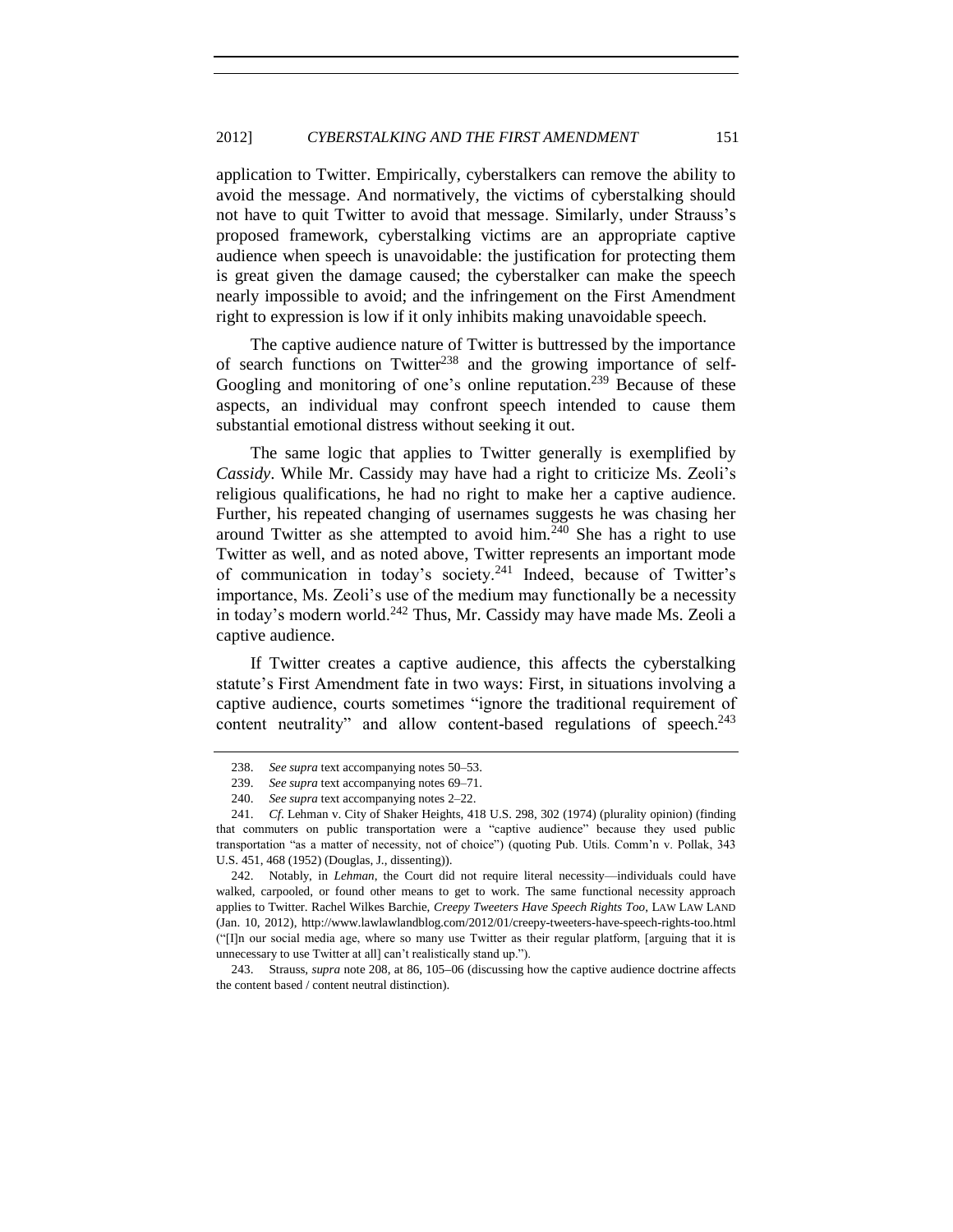application to Twitter. Empirically, cyberstalkers can remove the ability to avoid the message. And normatively, the victims of cyberstalking should not have to quit Twitter to avoid that message. Similarly, under Strauss's proposed framework, cyberstalking victims are an appropriate captive audience when speech is unavoidable: the justification for protecting them is great given the damage caused; the cyberstalker can make the speech nearly impossible to avoid; and the infringement on the First Amendment right to expression is low if it only inhibits making unavoidable speech.

The captive audience nature of Twitter is buttressed by the importance of search functions on Twitter[238] and the growing importance of self-Googling and monitoring of one's online reputation.[239] Because of these aspects, an individual may confront speech intended to cause them substantial emotional distress without seeking it out.

The same logic that applies to Twitter generally is exemplified by *Cassidy*. While Mr. Cassidy may have had a right to criticize Ms. Zeoli's religious qualifications, he had no right to make her a captive audience. Further, his repeated changing of usernames suggests he was chasing her around Twitter as she attempted to avoid him.[240] She has a right to use Twitter as well, and as noted above, Twitter represents an important mode of communication in today's society.[241] Indeed, because of Twitter's importance, Ms. Zeoli's use of the medium may functionally be a necessity in today's modern world.[242] Thus, Mr. Cassidy may have made Ms. Zeoli a captive audience.

If Twitter creates a captive audience, this affects the cyberstalking statute's First Amendment fate in two ways: First, in situations involving a captive audience, courts sometimes "ignore the traditional requirement of content neutrality" and allow content-based regulations of speech.[243]

---

238. *See supra* text accompanying notes 50–53.

239. *See supra* text accompanying notes 69–71.

240. *See supra* text accompanying notes 2–22.

241. *Cf.* Lehman v. City of Shaker Heights, 418 U.S. 298, 302 (1974) (plurality opinion) (finding that commuters on public transportation were a "captive audience" because they used public transportation "as a matter of necessity, not of choice") (quoting Pub. Utils. Comm'n v. Pollak, 343 U.S. 451, 468 (1952) (Douglas, J., dissenting)).

242. Notably, in *Lehman*, the Court did not require literal necessity—individuals could have walked, carpooled, or found other means to get to work. The same functional necessity approach applies to Twitter. Rachel Wilkes Barchie, *Creepy Tweeters Have Speech Rights Too*, LAW LAW LAND (Jan. 10, 2012), http://www.lawlawlandblog.com/2012/01/creepy-tweeters-have-speech-rights-too.html ("[I]n our social media age, where so many use Twitter as their regular platform, [arguing that it is unnecessary to use Twitter at all] can't realistically stand up.").

243. Strauss, *supra* note 208, at 86, 105–06 (discussing how the captive audience doctrine affects the content based / content neutral distinction).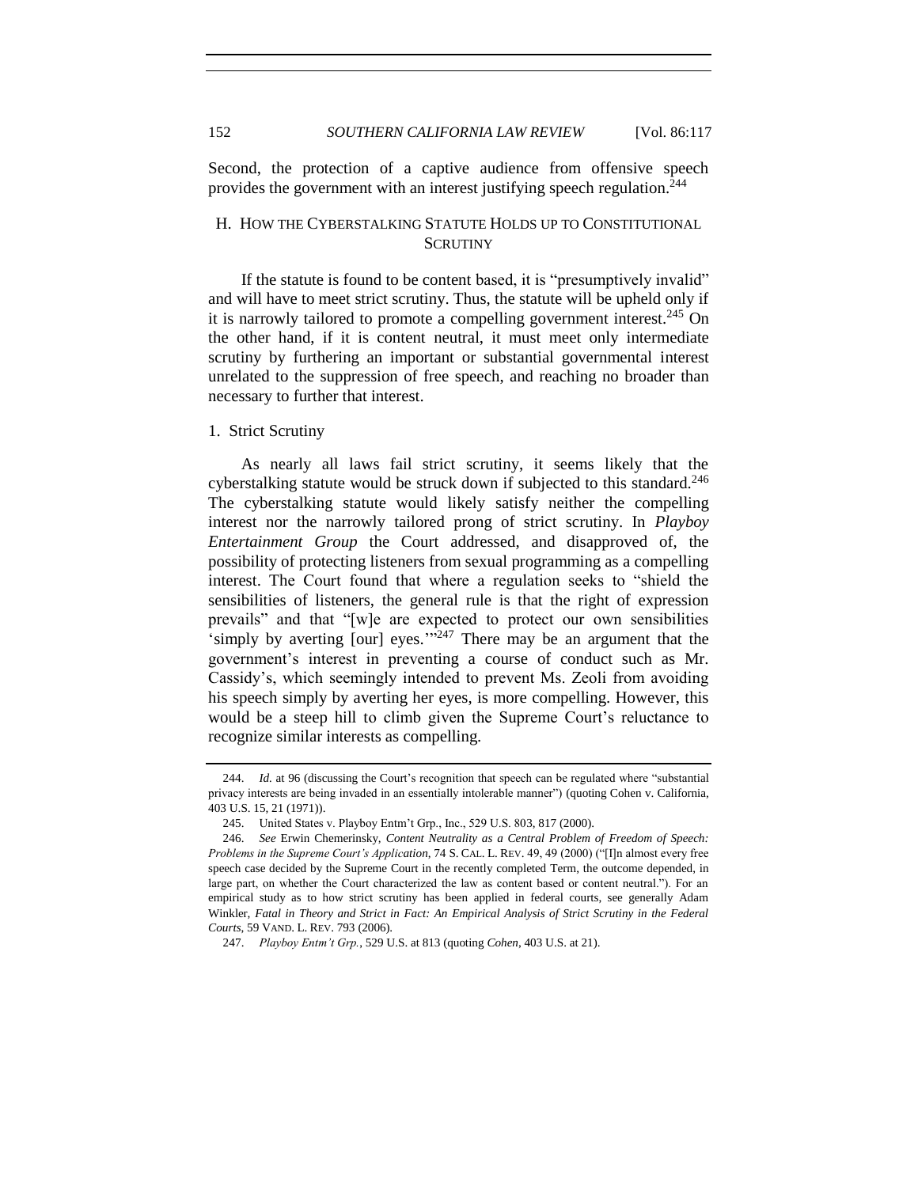Second, the protection of a captive audience from offensive speech provides the government with an interest justifying speech regulation.[244]

## H. How the Cyberstalking Statute Holds up to Constitutional Scrutiny

If the statute is found to be content based, it is "presumptively invalid" and will have to meet strict scrutiny. Thus, the statute will be upheld only if it is narrowly tailored to promote a compelling government interest.[245] On the other hand, if it is content neutral, it must meet only intermediate scrutiny by furthering an important or substantial governmental interest unrelated to the suppression of free speech, and reaching no broader than necessary to further that interest.

### 1. Strict Scrutiny

As nearly all laws fail strict scrutiny, it seems likely that the cyberstalking statute would be struck down if subjected to this standard.[246] The cyberstalking statute would likely satisfy neither the compelling interest nor the narrowly tailored prong of strict scrutiny. In *Playboy Entertainment Group* the Court addressed, and disapproved of, the possibility of protecting listeners from sexual programming as a compelling interest. The Court found that where a regulation seeks to "shield the sensibilities of listeners, the general rule is that the right of expression prevails" and that "[w]e are expected to protect our own sensibilities 'simply by averting [our] eyes.'"[247] There may be an argument that the government's interest in preventing a course of conduct such as Mr. Cassidy's, which seemingly intended to prevent Ms. Zeoli from avoiding his speech simply by averting her eyes, is more compelling. However, this would be a steep hill to climb given the Supreme Court's reluctance to recognize similar interests as compelling.

---

244. *Id.* at 96 (discussing the Court's recognition that speech can be regulated where "substantial privacy interests are being invaded in an essentially intolerable manner") (quoting Cohen v. California, 403 U.S. 15, 21 (1971)).

245. United States v. Playboy Entm't Grp., Inc., 529 U.S. 803, 817 (2000).

246. *See* Erwin Chemerinsky, *Content Neutrality as a Central Problem of Freedom of Speech: Problems in the Supreme Court's Application*, 74 S. CAL. L. REV. 49, 49 (2000) ("[I]n almost every free speech case decided by the Supreme Court in the recently completed Term, the outcome depended, in large part, on whether the Court characterized the law as content based or content neutral."). For an empirical study as to how strict scrutiny has been applied in federal courts, see generally Adam Winkler, *Fatal in Theory and Strict in Fact: An Empirical Analysis of Strict Scrutiny in the Federal Courts*, 59 VAND. L. REV. 793 (2006).

247. *Playboy Entm't Grp.*, 529 U.S. at 813 (quoting *Cohen*, 403 U.S. at 21).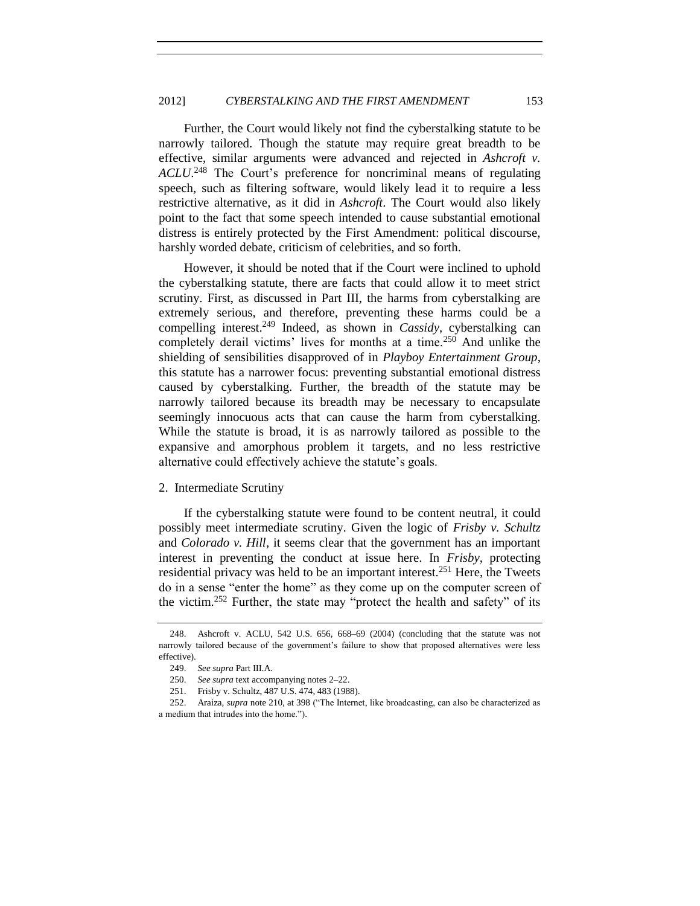Further, the Court would likely not find the cyberstalking statute to be narrowly tailored. Though the statute may require great breadth to be effective, similar arguments were advanced and rejected in *Ashcroft v. ACLU*.[248] The Court's preference for noncriminal means of regulating speech, such as filtering software, would likely lead it to require a less restrictive alternative, as it did in *Ashcroft*. The Court would also likely point to the fact that some speech intended to cause substantial emotional distress is entirely protected by the First Amendment: political discourse, harshly worded debate, criticism of celebrities, and so forth.

However, it should be noted that if the Court were inclined to uphold the cyberstalking statute, there are facts that could allow it to meet strict scrutiny. First, as discussed in Part III, the harms from cyberstalking are extremely serious, and therefore, preventing these harms could be a compelling interest.[249] Indeed, as shown in *Cassidy*, cyberstalking can completely derail victims' lives for months at a time.[250] And unlike the shielding of sensibilities disapproved of in *Playboy Entertainment Group*, this statute has a narrower focus: preventing substantial emotional distress caused by cyberstalking. Further, the breadth of the statute may be narrowly tailored because its breadth may be necessary to encapsulate seemingly innocuous acts that can cause the harm from cyberstalking. While the statute is broad, it is as narrowly tailored as possible to the expansive and amorphous problem it targets, and no less restrictive alternative could effectively achieve the statute's goals.

2. Intermediate Scrutiny

If the cyberstalking statute were found to be content neutral, it could possibly meet intermediate scrutiny. Given the logic of *Frisby v. Schultz* and *Colorado v. Hill*, it seems clear that the government has an important interest in preventing the conduct at issue here. In *Frisby*, protecting residential privacy was held to be an important interest.[251] Here, the Tweets do in a sense "enter the home" as they come up on the computer screen of the victim.[252] Further, the state may "protect the health and safety" of its

---

248. Ashcroft v. ACLU, 542 U.S. 656, 668–69 (2004) (concluding that the statute was not narrowly tailored because of the government's failure to show that proposed alternatives were less effective).

249. *See supra* Part III.A.

250. *See supra* text accompanying notes 2–22.

251. Frisby v. Schultz, 487 U.S. 474, 483 (1988).

252. Araiza, *supra* note 210, at 398 ("The Internet, like broadcasting, can also be characterized as a medium that intrudes into the home.").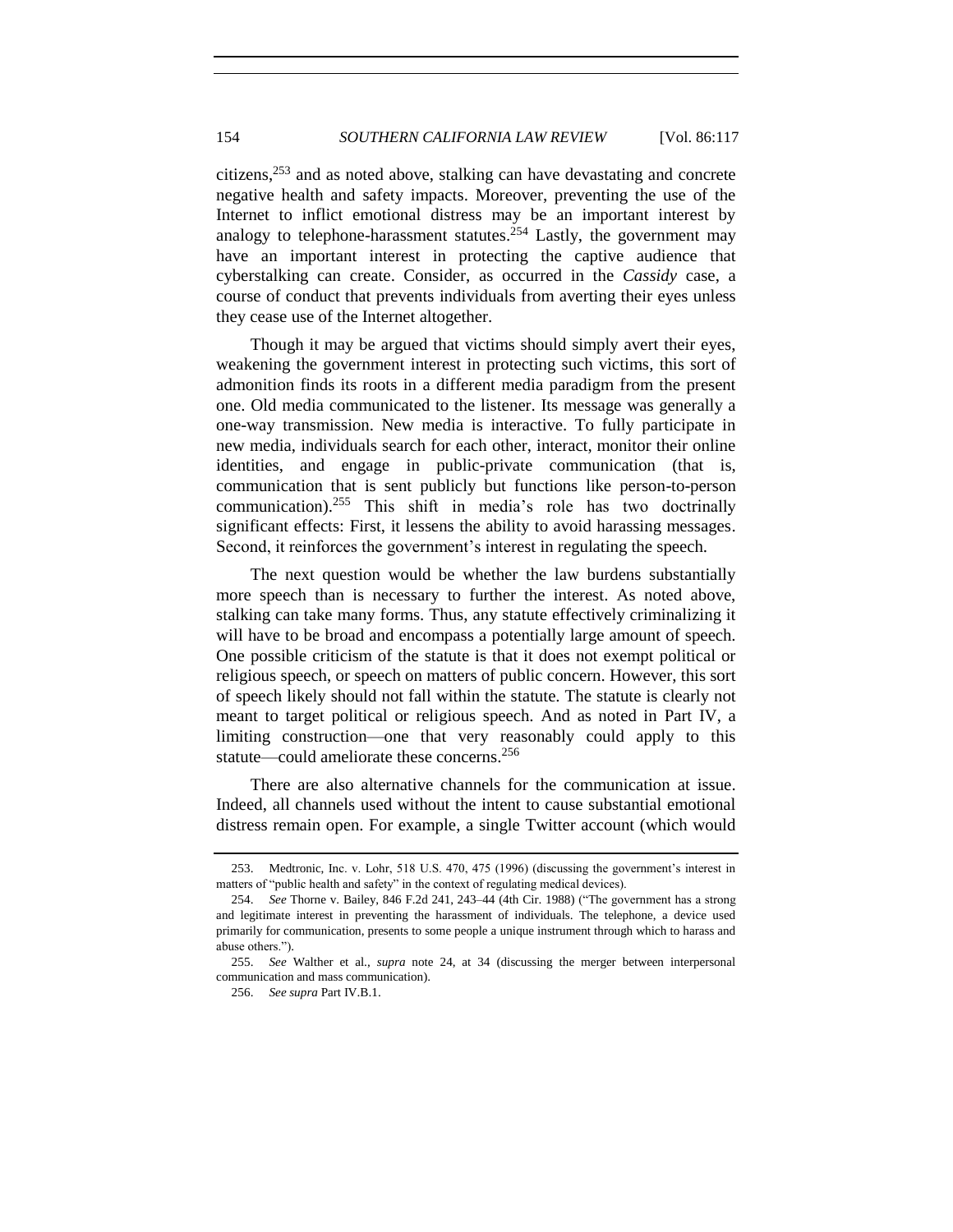citizens,[253] and as noted above, stalking can have devastating and concrete negative health and safety impacts. Moreover, preventing the use of the Internet to inflict emotional distress may be an important interest by analogy to telephone-harassment statutes.[254] Lastly, the government may have an important interest in protecting the captive audience that cyberstalking can create. Consider, as occurred in the *Cassidy* case, a course of conduct that prevents individuals from averting their eyes unless they cease use of the Internet altogether.

Though it may be argued that victims should simply avert their eyes, weakening the government interest in protecting such victims, this sort of admonition finds its roots in a different media paradigm from the present one. Old media communicated to the listener. Its message was generally a one-way transmission. New media is interactive. To fully participate in new media, individuals search for each other, interact, monitor their online identities, and engage in public-private communication (that is, communication that is sent publicly but functions like person-to-person communication).[255] This shift in media's role has two doctrinally significant effects: First, it lessens the ability to avoid harassing messages. Second, it reinforces the government's interest in regulating the speech.

The next question would be whether the law burdens substantially more speech than is necessary to further the interest. As noted above, stalking can take many forms. Thus, any statute effectively criminalizing it will have to be broad and encompass a potentially large amount of speech. One possible criticism of the statute is that it does not exempt political or religious speech, or speech on matters of public concern. However, this sort of speech likely should not fall within the statute. The statute is clearly not meant to target political or religious speech. And as noted in Part IV, a limiting construction—one that very reasonably could apply to this statute—could ameliorate these concerns.[256]

There are also alternative channels for the communication at issue. Indeed, all channels used without the intent to cause substantial emotional distress remain open. For example, a single Twitter account (which would

---

253. Medtronic, Inc. v. Lohr, 518 U.S. 470, 475 (1996) (discussing the government's interest in matters of "public health and safety" in the context of regulating medical devices).

254. *See* Thorne v. Bailey, 846 F.2d 241, 243–44 (4th Cir. 1988) ("The government has a strong and legitimate interest in preventing the harassment of individuals. The telephone, a device used primarily for communication, presents to some people a unique instrument through which to harass and abuse others.").

255. *See* Walther et al., *supra* note 24, at 34 (discussing the merger between interpersonal communication and mass communication).

256. *See supra* Part IV.B.1.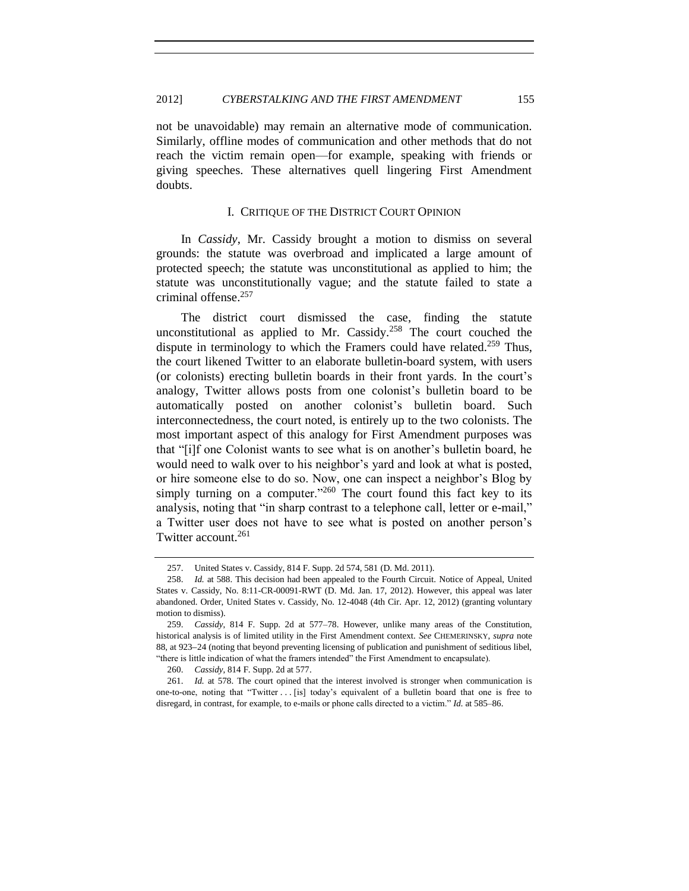not be unavoidable) may remain an alternative mode of communication. Similarly, offline modes of communication and other methods that do not reach the victim remain open—for example, speaking with friends or giving speeches. These alternatives quell lingering First Amendment doubts.

## I. CRITIQUE OF THE DISTRICT COURT OPINION

In *Cassidy*, Mr. Cassidy brought a motion to dismiss on several grounds: the statute was overbroad and implicated a large amount of protected speech; the statute was unconstitutional as applied to him; the statute was unconstitutionally vague; and the statute failed to state a criminal offense.[257]

The district court dismissed the case, finding the statute unconstitutional as applied to Mr. Cassidy.[258] The court couched the dispute in terminology to which the Framers could have related.[259] Thus, the court likened Twitter to an elaborate bulletin-board system, with users (or colonists) erecting bulletin boards in their front yards. In the court's analogy, Twitter allows posts from one colonist's bulletin board to be automatically posted on another colonist's bulletin board. Such interconnectedness, the court noted, is entirely up to the two colonists. The most important aspect of this analogy for First Amendment purposes was that "[i]f one Colonist wants to see what is on another's bulletin board, he would need to walk over to his neighbor's yard and look at what is posted, or hire someone else to do so. Now, one can inspect a neighbor's Blog by simply turning on a computer."[260] The court found this fact key to its analysis, noting that "in sharp contrast to a telephone call, letter or e-mail," a Twitter user does not have to see what is posted on another person's Twitter account.[261]

---

257. United States v. Cassidy, 814 F. Supp. 2d 574, 581 (D. Md. 2011).

258. *Id.* at 588. This decision had been appealed to the Fourth Circuit. Notice of Appeal, United States v. Cassidy, No. 8:11-CR-00091-RWT (D. Md. Jan. 17, 2012). However, this appeal was later abandoned. Order, United States v. Cassidy, No. 12-4048 (4th Cir. Apr. 12, 2012) (granting voluntary motion to dismiss).

259. *Cassidy*, 814 F. Supp. 2d at 577–78. However, unlike many areas of the Constitution, historical analysis is of limited utility in the First Amendment context. *See* CHEMERINSKY, *supra* note 88, at 923–24 (noting that beyond preventing licensing of publication and punishment of seditious libel, "there is little indication of what the framers intended" the First Amendment to encapsulate).

260. *Cassidy*, 814 F. Supp. 2d at 577.

261. *Id.* at 578. The court opined that the interest involved is stronger when communication is one-to-one, noting that "Twitter . . . [is] today's equivalent of a bulletin board that one is free to disregard, in contrast, for example, to e-mails or phone calls directed to a victim." *Id.* at 585–86.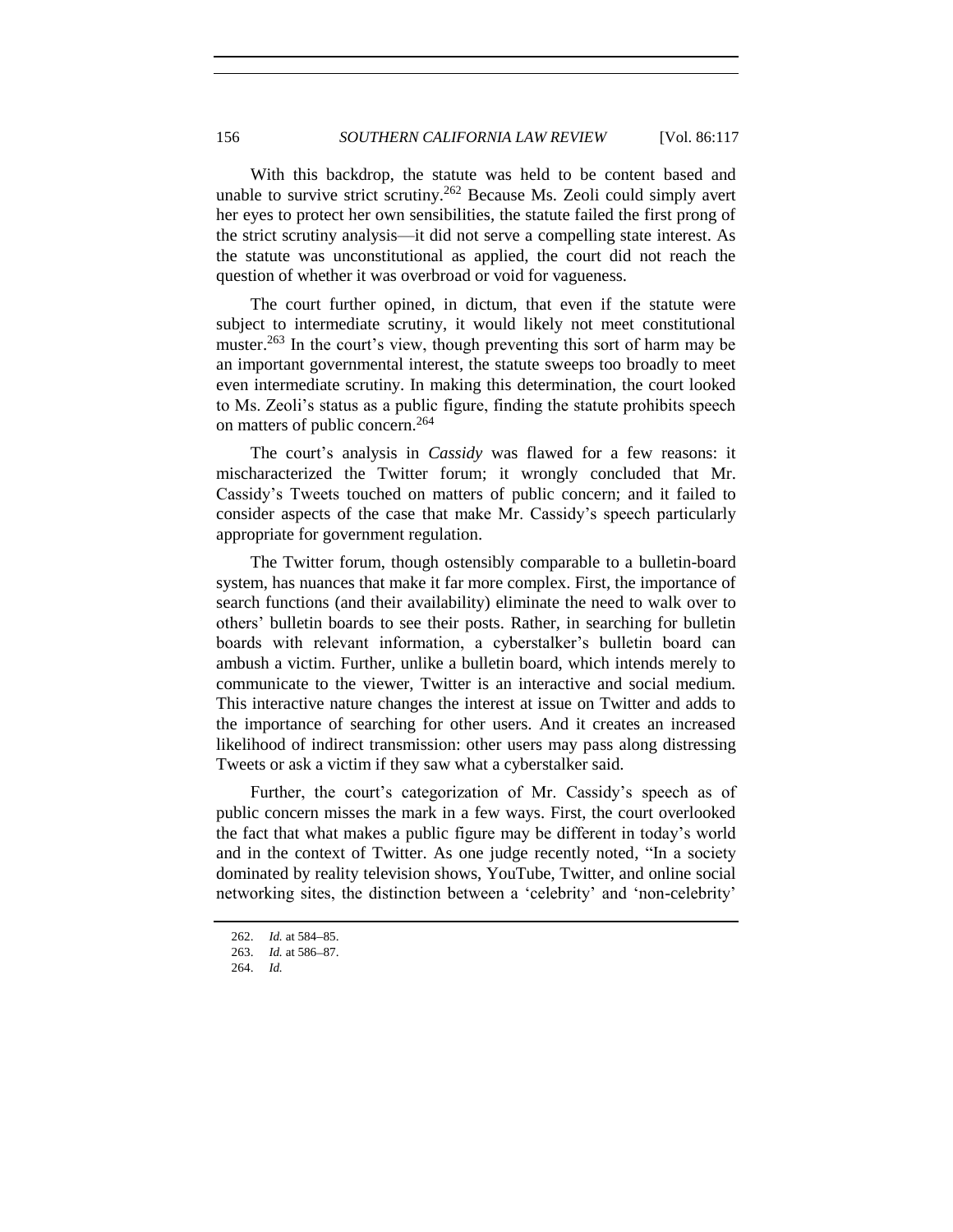With this backdrop, the statute was held to be content based and unable to survive strict scrutiny.[262] Because Ms. Zeoli could simply avert her eyes to protect her own sensibilities, the statute failed the first prong of the strict scrutiny analysis—it did not serve a compelling state interest. As the statute was unconstitutional as applied, the court did not reach the question of whether it was overbroad or void for vagueness.

The court further opined, in dictum, that even if the statute were subject to intermediate scrutiny, it would likely not meet constitutional muster.[263] In the court's view, though preventing this sort of harm may be an important governmental interest, the statute sweeps too broadly to meet even intermediate scrutiny. In making this determination, the court looked to Ms. Zeoli's status as a public figure, finding the statute prohibits speech on matters of public concern.[264]

The court's analysis in *Cassidy* was flawed for a few reasons: it mischaracterized the Twitter forum; it wrongly concluded that Mr. Cassidy's Tweets touched on matters of public concern; and it failed to consider aspects of the case that make Mr. Cassidy's speech particularly appropriate for government regulation.

The Twitter forum, though ostensibly comparable to a bulletin-board system, has nuances that make it far more complex. First, the importance of search functions (and their availability) eliminate the need to walk over to others' bulletin boards to see their posts. Rather, in searching for bulletin boards with relevant information, a cyberstalker's bulletin board can ambush a victim. Further, unlike a bulletin board, which intends merely to communicate to the viewer, Twitter is an interactive and social medium. This interactive nature changes the interest at issue on Twitter and adds to the importance of searching for other users. And it creates an increased likelihood of indirect transmission: other users may pass along distressing Tweets or ask a victim if they saw what a cyberstalker said.

Further, the court's categorization of Mr. Cassidy's speech as of public concern misses the mark in a few ways. First, the court overlooked the fact that what makes a public figure may be different in today's world and in the context of Twitter. As one judge recently noted, "In a society dominated by reality television shows, YouTube, Twitter, and online social networking sites, the distinction between a 'celebrity' and 'non-celebrity'

262. *Id.* at 584–85.

263. *Id.* at 586–87.

264. *Id.*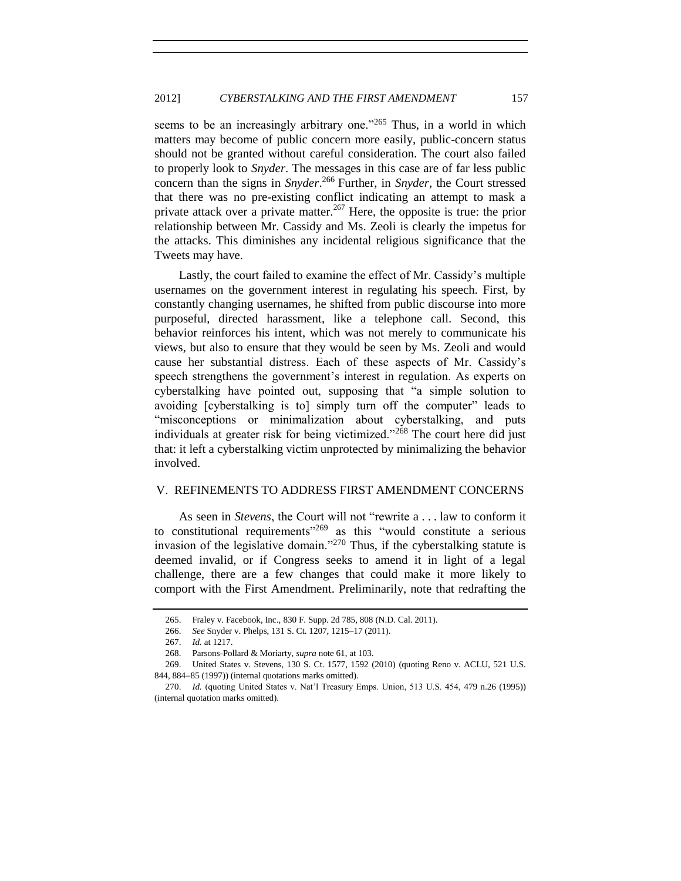seems to be an increasingly arbitrary one."[265] Thus, in a world in which matters may become of public concern more easily, public-concern status should not be granted without careful consideration. The court also failed to properly look to *Snyder*. The messages in this case are of far less public concern than the signs in *Snyder*.[266] Further, in *Snyder*, the Court stressed that there was no pre-existing conflict indicating an attempt to mask a private attack over a private matter.[267] Here, the opposite is true: the prior relationship between Mr. Cassidy and Ms. Zeoli is clearly the impetus for the attacks. This diminishes any incidental religious significance that the Tweets may have.

Lastly, the court failed to examine the effect of Mr. Cassidy's multiple usernames on the government interest in regulating his speech. First, by constantly changing usernames, he shifted from public discourse into more purposeful, directed harassment, like a telephone call. Second, this behavior reinforces his intent, which was not merely to communicate his views, but also to ensure that they would be seen by Ms. Zeoli and would cause her substantial distress. Each of these aspects of Mr. Cassidy's speech strengthens the government's interest in regulation. As experts on cyberstalking have pointed out, supposing that "a simple solution to avoiding [cyberstalking is to] simply turn off the computer" leads to "misconceptions or minimalization about cyberstalking, and puts individuals at greater risk for being victimized."[268] The court here did just that: it left a cyberstalking victim unprotected by minimalizing the behavior involved.

## V. REFINEMENTS TO ADDRESS FIRST AMENDMENT CONCERNS

As seen in *Stevens*, the Court will not "rewrite a . . . law to conform it to constitutional requirements"[269] as this "would constitute a serious invasion of the legislative domain."[270] Thus, if the cyberstalking statute is deemed invalid, or if Congress seeks to amend it in light of a legal challenge, there are a few changes that could make it more likely to comport with the First Amendment. Preliminarily, note that redrafting the

---

265. Fraley v. Facebook, Inc., 830 F. Supp. 2d 785, 808 (N.D. Cal. 2011).

266. *See* Snyder v. Phelps, 131 S. Ct. 1207, 1215–17 (2011).

267. *Id.* at 1217.

268. Parsons-Pollard & Moriarty, *supra* note 61, at 103.

269. United States v. Stevens, 130 S. Ct. 1577, 1592 (2010) (quoting Reno v. ACLU, 521 U.S. 844, 884–85 (1997)) (internal quotations marks omitted).

270. *Id.* (quoting United States v. Nat'l Treasury Emps. Union, 513 U.S. 454, 479 n.26 (1995)) (internal quotation marks omitted).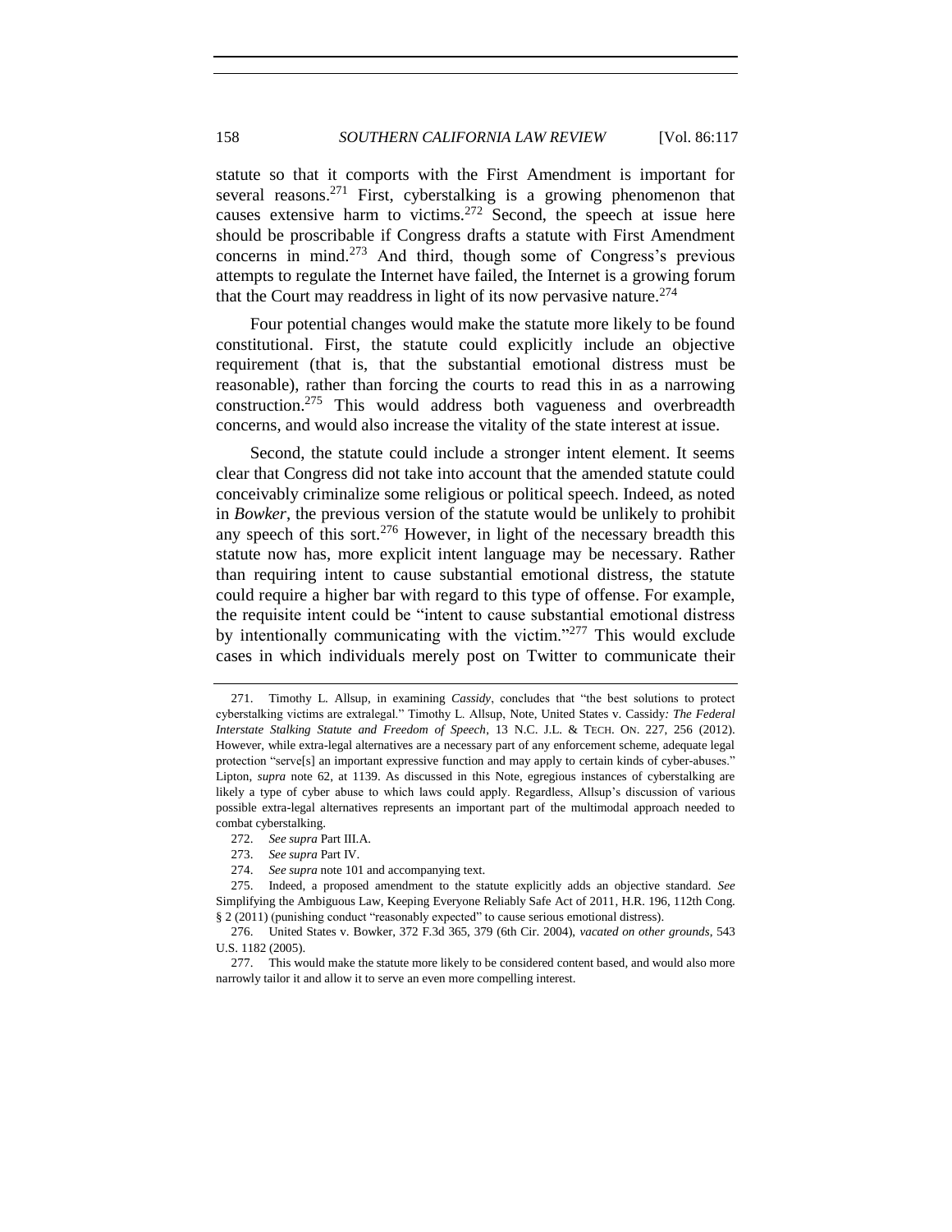statute so that it comports with the First Amendment is important for several reasons.[271] First, cyberstalking is a growing phenomenon that causes extensive harm to victims.[272] Second, the speech at issue here should be proscribable if Congress drafts a statute with First Amendment concerns in mind.[273] And third, though some of Congress's previous attempts to regulate the Internet have failed, the Internet is a growing forum that the Court may readdress in light of its now pervasive nature.[274]

Four potential changes would make the statute more likely to be found constitutional. First, the statute could explicitly include an objective requirement (that is, that the substantial emotional distress must be reasonable), rather than forcing the courts to read this in as a narrowing construction.[275] This would address both vagueness and overbreadth concerns, and would also increase the vitality of the state interest at issue.

Second, the statute could include a stronger intent element. It seems clear that Congress did not take into account that the amended statute could conceivably criminalize some religious or political speech. Indeed, as noted in *Bowker*, the previous version of the statute would be unlikely to prohibit any speech of this sort.[276] However, in light of the necessary breadth this statute now has, more explicit intent language may be necessary. Rather than requiring intent to cause substantial emotional distress, the statute could require a higher bar with regard to this type of offense. For example, the requisite intent could be "intent to cause substantial emotional distress by intentionally communicating with the victim."[277] This would exclude cases in which individuals merely post on Twitter to communicate their

---

271. Timothy L. Allsup, in examining *Cassidy*, concludes that "the best solutions to protect cyberstalking victims are extralegal." Timothy L. Allsup, Note, United States v. Cassidy*: The Federal Interstate Stalking Statute and Freedom of Speech*, 13 N.C. J.L. & TECH. ON. 227, 256 (2012). However, while extra-legal alternatives are a necessary part of any enforcement scheme, adequate legal protection "serve[s] an important expressive function and may apply to certain kinds of cyber-abuses." Lipton, *supra* note 62, at 1139. As discussed in this Note, egregious instances of cyberstalking are likely a type of cyber abuse to which laws could apply. Regardless, Allsup's discussion of various possible extra-legal alternatives represents an important part of the multimodal approach needed to combat cyberstalking.

272. *See supra* Part III.A.

273. *See supra* Part IV.

274. *See supra* note 101 and accompanying text.

275. Indeed, a proposed amendment to the statute explicitly adds an objective standard. *See* Simplifying the Ambiguous Law, Keeping Everyone Reliably Safe Act of 2011, H.R. 196, 112th Cong. § 2 (2011) (punishing conduct "reasonably expected" to cause serious emotional distress).

276. United States v. Bowker, 372 F.3d 365, 379 (6th Cir. 2004), *vacated on other grounds*, 543 U.S. 1182 (2005).

277. This would make the statute more likely to be considered content based, and would also more narrowly tailor it and allow it to serve an even more compelling interest.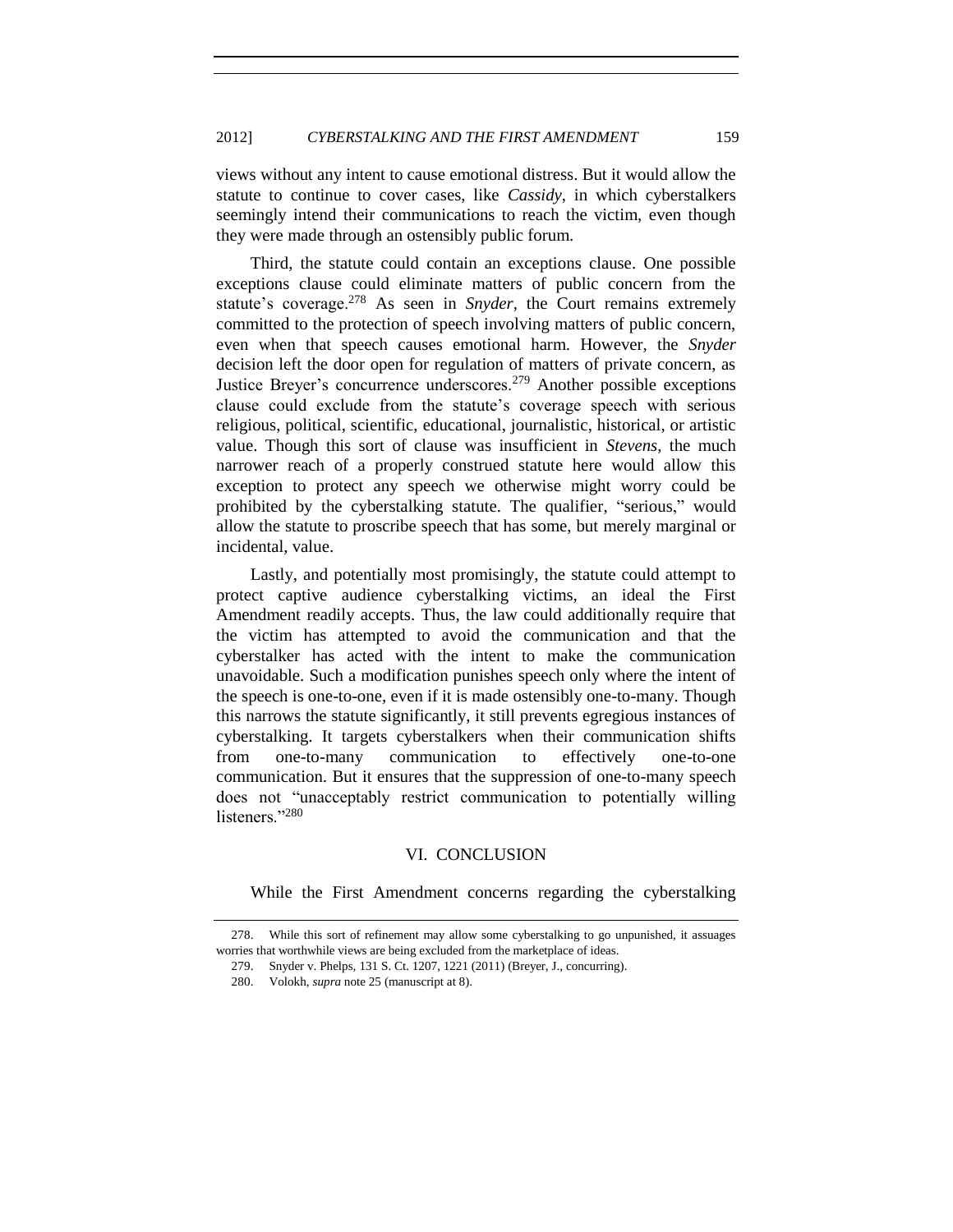views without any intent to cause emotional distress. But it would allow the statute to continue to cover cases, like *Cassidy*, in which cyberstalkers seemingly intend their communications to reach the victim, even though they were made through an ostensibly public forum.

Third, the statute could contain an exceptions clause. One possible exceptions clause could eliminate matters of public concern from the statute's coverage.[278] As seen in *Snyder*, the Court remains extremely committed to the protection of speech involving matters of public concern, even when that speech causes emotional harm. However, the *Snyder* decision left the door open for regulation of matters of private concern, as Justice Breyer's concurrence underscores.[279] Another possible exceptions clause could exclude from the statute's coverage speech with serious religious, political, scientific, educational, journalistic, historical, or artistic value. Though this sort of clause was insufficient in *Stevens*, the much narrower reach of a properly construed statute here would allow this exception to protect any speech we otherwise might worry could be prohibited by the cyberstalking statute. The qualifier, "serious," would allow the statute to proscribe speech that has some, but merely marginal or incidental, value.

Lastly, and potentially most promisingly, the statute could attempt to protect captive audience cyberstalking victims, an ideal the First Amendment readily accepts. Thus, the law could additionally require that the victim has attempted to avoid the communication and that the cyberstalker has acted with the intent to make the communication unavoidable. Such a modification punishes speech only where the intent of the speech is one-to-one, even if it is made ostensibly one-to-many. Though this narrows the statute significantly, it still prevents egregious instances of cyberstalking. It targets cyberstalkers when their communication shifts from one-to-many communication to effectively one-to-one communication. But it ensures that the suppression of one-to-many speech does not "unacceptably restrict communication to potentially willing listeners."[280]

## VI. CONCLUSION

While the First Amendment concerns regarding the cyberstalking

---

278. While this sort of refinement may allow some cyberstalking to go unpunished, it assuages worries that worthwhile views are being excluded from the marketplace of ideas.

279. Snyder v. Phelps, 131 S. Ct. 1207, 1221 (2011) (Breyer, J., concurring).

280. Volokh, *supra* note 25 (manuscript at 8).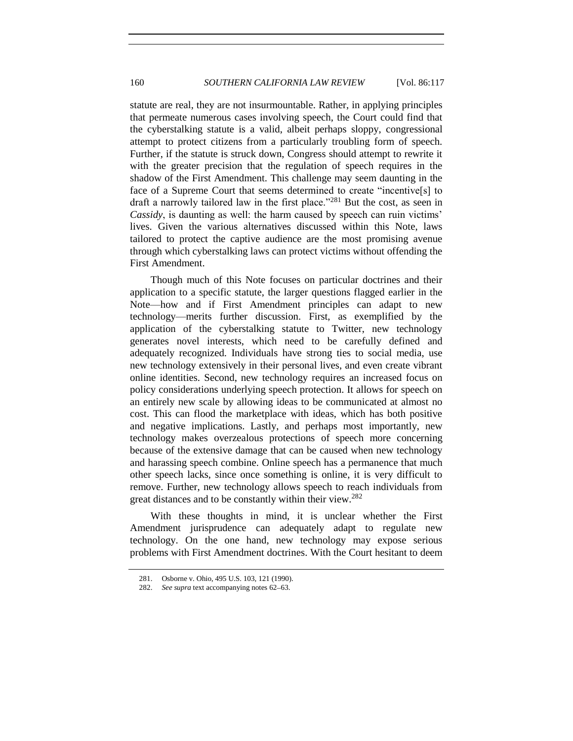statute are real, they are not insurmountable. Rather, in applying principles that permeate numerous cases involving speech, the Court could find that the cyberstalking statute is a valid, albeit perhaps sloppy, congressional attempt to protect citizens from a particularly troubling form of speech. Further, if the statute is struck down, Congress should attempt to rewrite it with the greater precision that the regulation of speech requires in the shadow of the First Amendment. This challenge may seem daunting in the face of a Supreme Court that seems determined to create "incentive[s] to draft a narrowly tailored law in the first place."[281] But the cost, as seen in *Cassidy*, is daunting as well: the harm caused by speech can ruin victims' lives. Given the various alternatives discussed within this Note, laws tailored to protect the captive audience are the most promising avenue through which cyberstalking laws can protect victims without offending the First Amendment.

Though much of this Note focuses on particular doctrines and their application to a specific statute, the larger questions flagged earlier in the Note—how and if First Amendment principles can adapt to new technology—merits further discussion. First, as exemplified by the application of the cyberstalking statute to Twitter, new technology generates novel interests, which need to be carefully defined and adequately recognized. Individuals have strong ties to social media, use new technology extensively in their personal lives, and even create vibrant online identities. Second, new technology requires an increased focus on policy considerations underlying speech protection. It allows for speech on an entirely new scale by allowing ideas to be communicated at almost no cost. This can flood the marketplace with ideas, which has both positive and negative implications. Lastly, and perhaps most importantly, new technology makes overzealous protections of speech more concerning because of the extensive damage that can be caused when new technology and harassing speech combine. Online speech has a permanence that much other speech lacks, since once something is online, it is very difficult to remove. Further, new technology allows speech to reach individuals from great distances and to be constantly within their view.[282]

With these thoughts in mind, it is unclear whether the First Amendment jurisprudence can adequately adapt to regulate new technology. On the one hand, new technology may expose serious problems with First Amendment doctrines. With the Court hesitant to deem

281. Osborne v. Ohio, 495 U.S. 103, 121 (1990).

282. *See supra* text accompanying notes 62–63.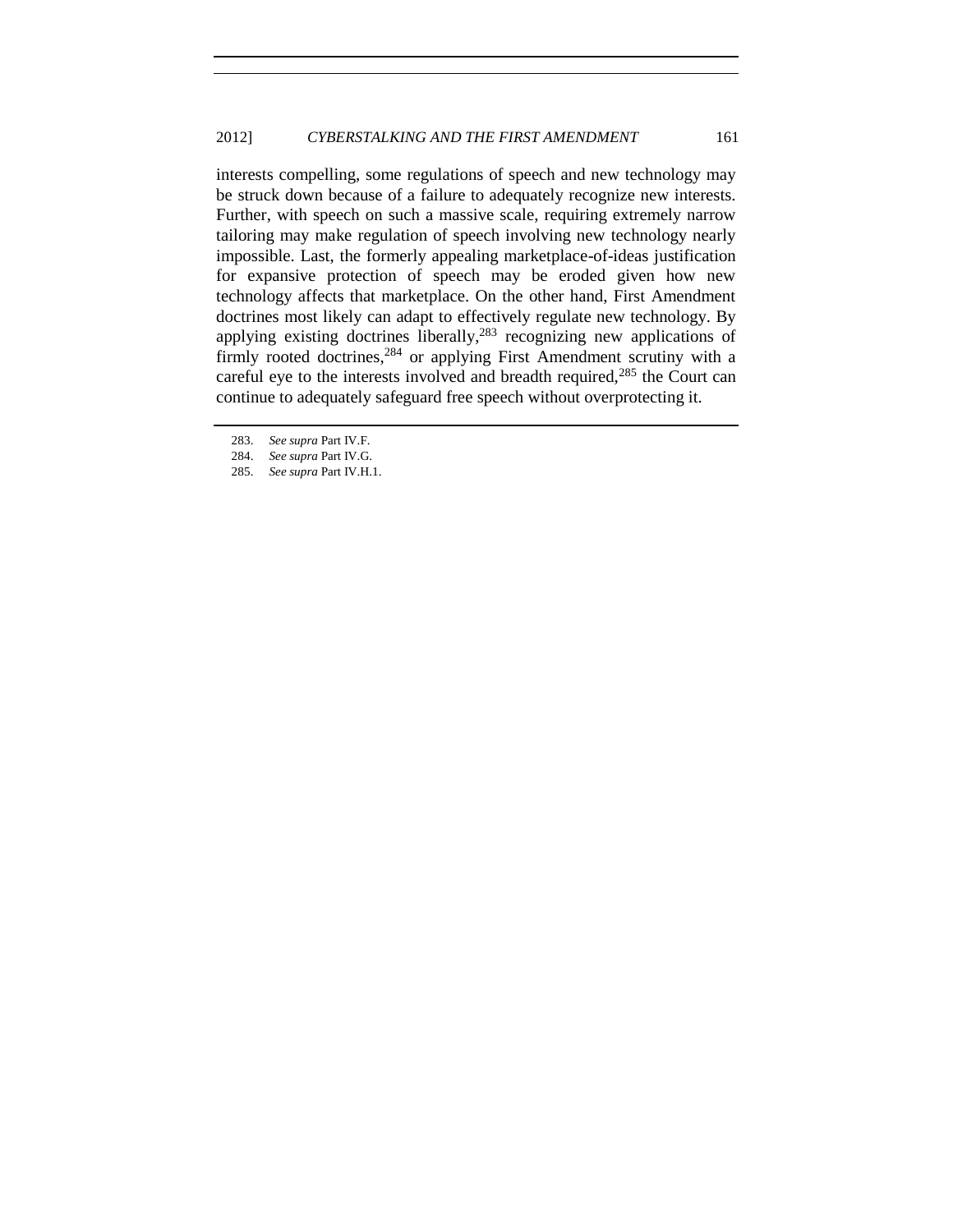interests compelling, some regulations of speech and new technology may be struck down because of a failure to adequately recognize new interests. Further, with speech on such a massive scale, requiring extremely narrow tailoring may make regulation of speech involving new technology nearly impossible. Last, the formerly appealing marketplace-of-ideas justification for expansive protection of speech may be eroded given how new technology affects that marketplace. On the other hand, First Amendment doctrines most likely can adapt to effectively regulate new technology. By applying existing doctrines liberally,[283] recognizing new applications of firmly rooted doctrines,[284] or applying First Amendment scrutiny with a careful eye to the interests involved and breadth required,[285] the Court can continue to adequately safeguard free speech without overprotecting it.

283. *See supra* Part IV.F.

284. *See supra* Part IV.G.

285. *See supra* Part IV.H.1.